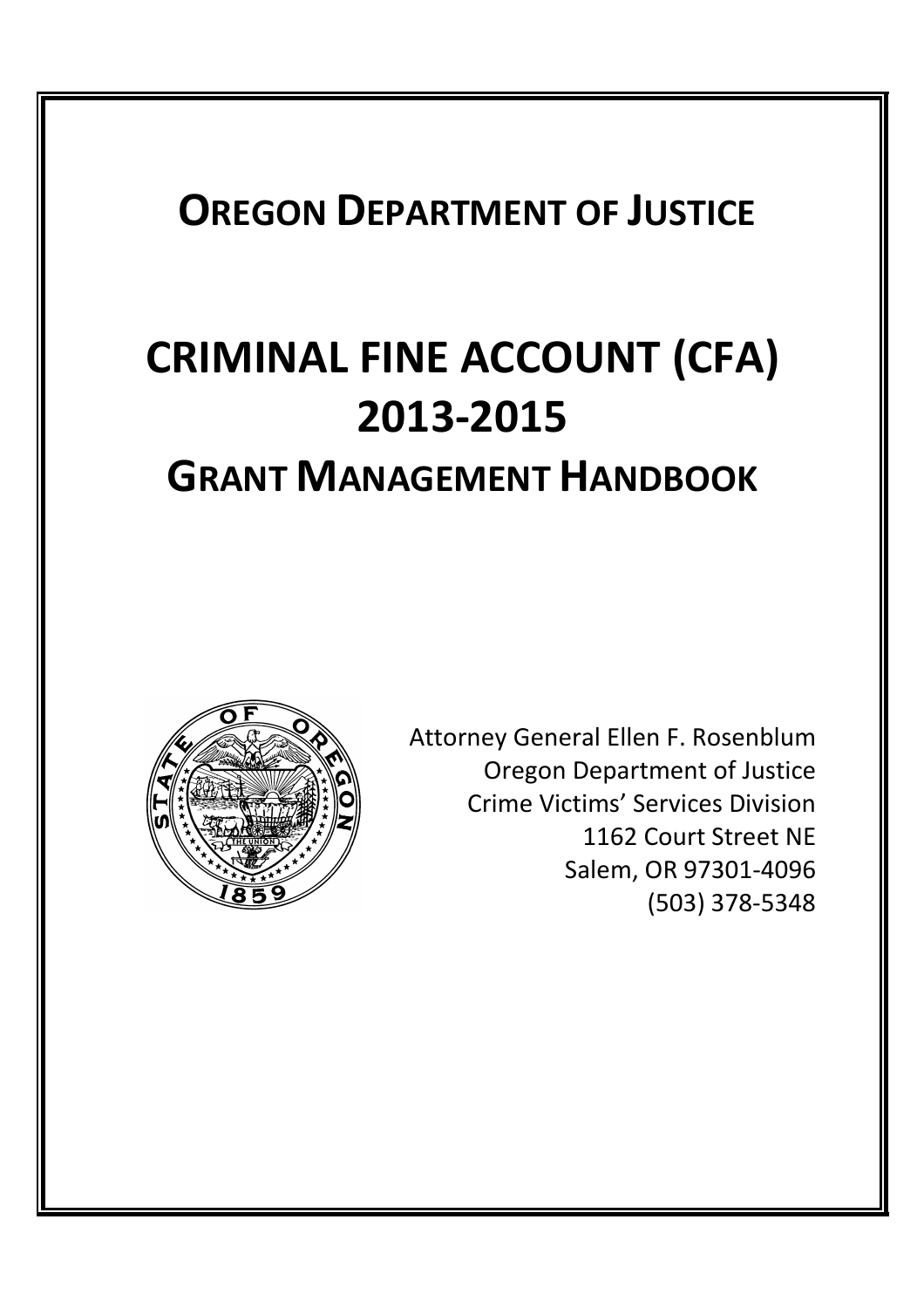# OREGON DEPARTMENT OF JUSTICE

# CRIMINAL FINE ACCOUNT (CFA) 2013-2015

## GRANT MANAGEMENT HANDBOOK

Attorney General Ellen F. Rosenblum
Oregon Department of Justice
Crime Victims' Services Division
1162 Court Street NE
Salem, OR 97301-4096
(503) 378-5348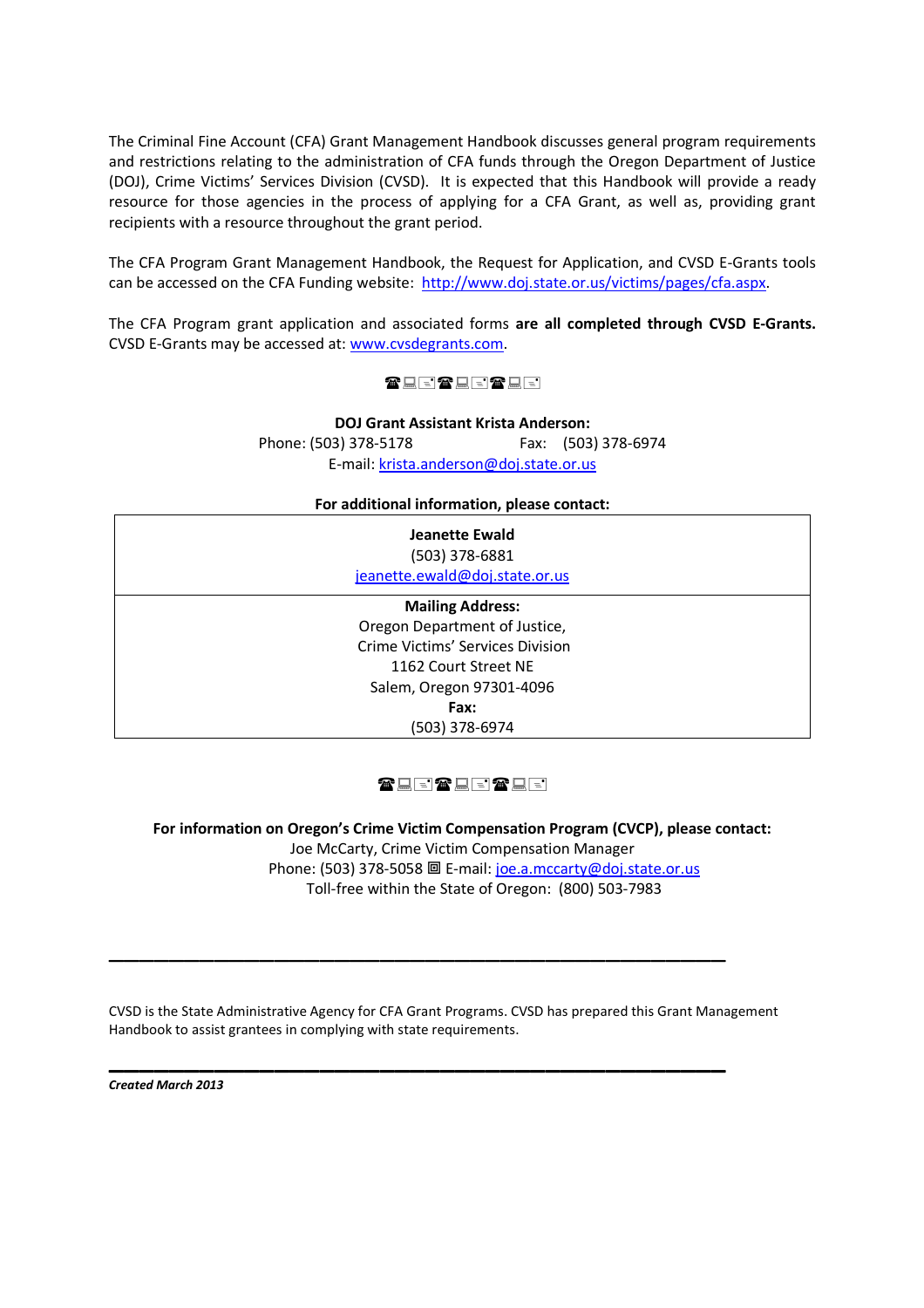The Criminal Fine Account (CFA) Grant Management Handbook discusses general program requirements and restrictions relating to the administration of CFA funds through the Oregon Department of Justice (DOJ), Crime Victims' Services Division (CVSD). It is expected that this Handbook will provide a ready resource for those agencies in the process of applying for a CFA Grant, as well as, providing grant recipients with a resource throughout the grant period.

The CFA Program Grant Management Handbook, the Request for Application, and CVSD E-Grants tools can be accessed on the CFA Funding website: http://www.doj.state.or.us/victims/pages/cfa.aspx.

The CFA Program grant application and associated forms **are all completed through CVSD E-Grants.** CVSD E-Grants may be accessed at: www.cvsdegrants.com.

**DOJ Grant Assistant Krista Anderson:**
Phone: (503) 378-5178 Fax: (503) 378-6974
E-mail: krista.anderson@doj.state.or.us

**For additional information, please contact:**

| **Jeanette Ewald**<br>(503) 378-6881<br>jeanette.ewald@doj.state.or.us |
|---|
| **Mailing Address:**<br>Oregon Department of Justice,<br>Crime Victims' Services Division<br>1162 Court Street NE<br>Salem, Oregon 97301-4096<br>**Fax:**<br>(503) 378-6974 |

**For information on Oregon's Crime Victim Compensation Program (CVCP), please contact:**
Joe McCarty, Crime Victim Compensation Manager
Phone: (503) 378-5058 E-mail: joe.a.mccarty@doj.state.or.us
Toll-free within the State of Oregon: (800) 503-7983

---

CVSD is the State Administrative Agency for CFA Grant Programs. CVSD has prepared this Grant Management Handbook to assist grantees in complying with state requirements.

---

***Created March 2013***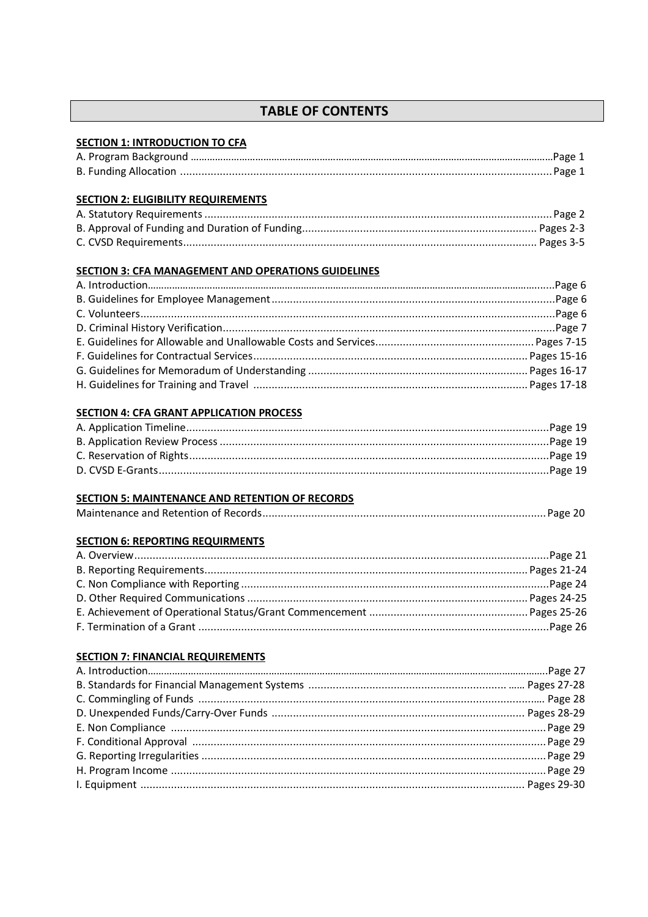# TABLE OF CONTENTS

**SECTION 1: INTRODUCTION TO CFA**

A. Program Background ........................................................ Page 1
B. Funding Allocation ........................................................ Page 1

**SECTION 2: ELIGIBILITY REQUIREMENTS**

A. Statutory Requirements ........................................................ Page 2
B. Approval of Funding and Duration of Funding ........................................................ Pages 2-3
C. CVSD Requirements ........................................................ Pages 3-5

**SECTION 3: CFA MANAGEMENT AND OPERATIONS GUIDELINES**

A. Introduction ........................................................ Page 6
B. Guidelines for Employee Management ........................................................ Page 6
C. Volunteers ........................................................ Page 6
D. Criminal History Verification ........................................................ Page 7
E. Guidelines for Allowable and Unallowable Costs and Services ........................................................ Pages 7-15
F. Guidelines for Contractual Services ........................................................ Pages 15-16
G. Guidelines for Memoradum of Understanding ........................................................ Pages 16-17
H. Guidelines for Training and Travel ........................................................ Pages 17-18

**SECTION 4: CFA GRANT APPLICATION PROCESS**

A. Application Timeline ........................................................ Page 19
B. Application Review Process ........................................................ Page 19
C. Reservation of Rights ........................................................ Page 19
D. CVSD E-Grants ........................................................ Page 19

**SECTION 5: MAINTENANCE AND RETENTION OF RECORDS**

Maintenance and Retention of Records ........................................................ Page 20

**SECTION 6: REPORTING REQUIRMENTS**

A. Overview ........................................................ Page 21
B. Reporting Requirements ........................................................ Pages 21-24
C. Non Compliance with Reporting ........................................................ Page 24
D. Other Required Communications ........................................................ Pages 24-25
E. Achievement of Operational Status/Grant Commencement ........................................................ Pages 25-26
F. Termination of a Grant ........................................................ Page 26

**SECTION 7: FINANCIAL REQUIREMENTS**

A. Introduction ........................................................ Page 27
B. Standards for Financial Management Systems ........................................................ Pages 27-28
C. Commingling of Funds ........................................................ Page 28
D. Unexpended Funds/Carry-Over Funds ........................................................ Pages 28-29
E. Non Compliance ........................................................ Page 29
F. Conditional Approval ........................................................ Page 29
G. Reporting Irregularities ........................................................ Page 29
H. Program Income ........................................................ Page 29
I. Equipment ........................................................ Pages 29-30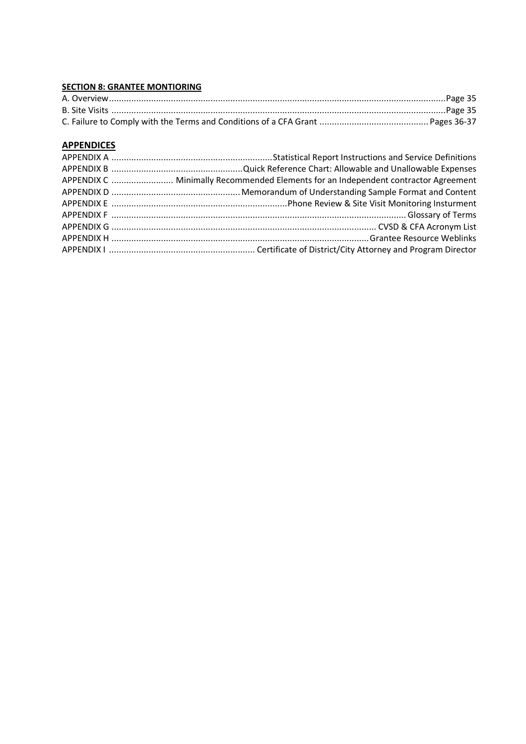**SECTION 8: GRANTEE MONTIORING**

A. Overview........................................................................................................................................Page 35
B. Site Visits .......................................................................................................................................Page 35
C. Failure to Comply with the Terms and Conditions of a CFA Grant ............................................ Pages 36-37

## APPENDICES

APPENDIX A ..................................................................Statistical Report Instructions and Service Definitions
APPENDIX B ......................................................Quick Reference Chart: Allowable and Unallowable Expenses
APPENDIX C ......................... Minimally Recommended Elements for an Independent contractor Agreement
APPENDIX D ....................................................Memorandum of Understanding Sample Format and Content
APPENDIX E .......................................................................Phone Review & Site Visit Monitoring Insturment
APPENDIX F ...................................................................................................................... Glossary of Terms
APPENDIX G ........................................................................................................... CVSD & CFA Acronym List
APPENDIX H ........................................................................................................Grantee Resource Weblinks
APPENDIX I ........................................................... Certificate of District/City Attorney and Program Director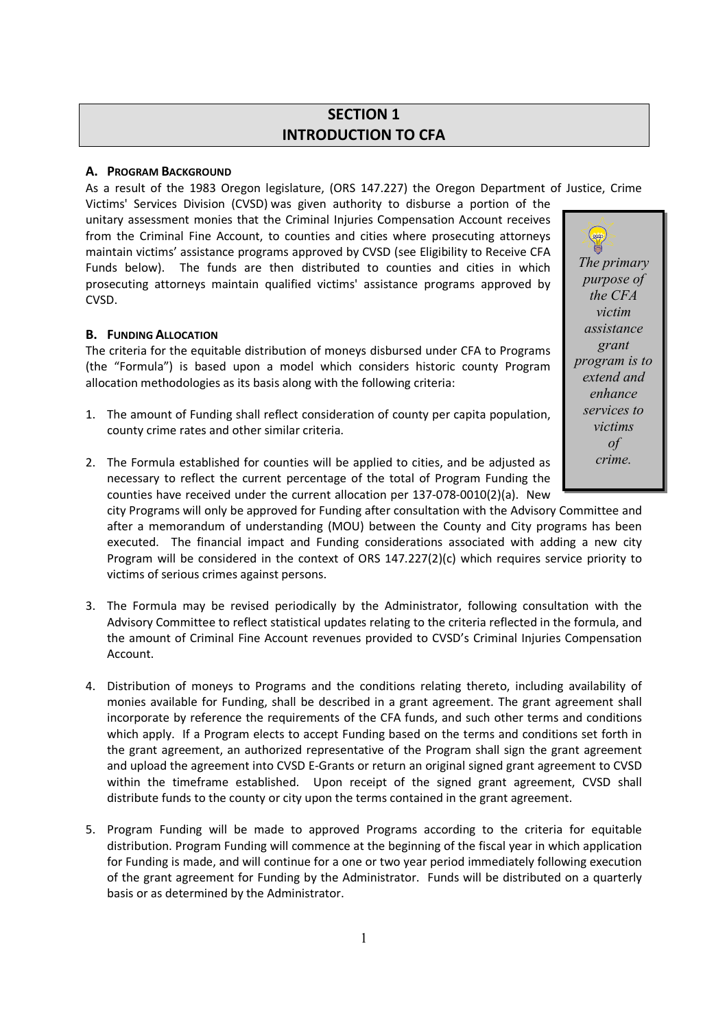# SECTION 1
# INTRODUCTION TO CFA

### A. Program Background

As a result of the 1983 Oregon legislature, (ORS 147.227) the Oregon Department of Justice, Crime Victims' Services Division (CVSD) was given authority to disburse a portion of the unitary assessment monies that the Criminal Injuries Compensation Account receives from the Criminal Fine Account, to counties and cities where prosecuting attorneys maintain victims' assistance programs approved by CVSD (see Eligibility to Receive CFA Funds below). The funds are then distributed to counties and cities in which prosecuting attorneys maintain qualified victims' assistance programs approved by CVSD.

> *The primary purpose of the CFA victim assistance grant program is to extend and enhance services to victims of crime.*

### B. Funding Allocation

The criteria for the equitable distribution of moneys disbursed under CFA to Programs (the "Formula") is based upon a model which considers historic county Program allocation methodologies as its basis along with the following criteria:

1. The amount of Funding shall reflect consideration of county per capita population, county crime rates and other similar criteria.
2. The Formula established for counties will be applied to cities, and be adjusted as necessary to reflect the current percentage of the total of Program Funding the counties have received under the current allocation per 137-078-0010(2)(a). New city Programs will only be approved for Funding after consultation with the Advisory Committee and after a memorandum of understanding (MOU) between the County and City programs has been executed. The financial impact and Funding considerations associated with adding a new city Program will be considered in the context of ORS 147.227(2)(c) which requires service priority to victims of serious crimes against persons.
3. The Formula may be revised periodically by the Administrator, following consultation with the Advisory Committee to reflect statistical updates relating to the criteria reflected in the formula, and the amount of Criminal Fine Account revenues provided to CVSD's Criminal Injuries Compensation Account.
4. Distribution of moneys to Programs and the conditions relating thereto, including availability of monies available for Funding, shall be described in a grant agreement. The grant agreement shall incorporate by reference the requirements of the CFA funds, and such other terms and conditions which apply. If a Program elects to accept Funding based on the terms and conditions set forth in the grant agreement, an authorized representative of the Program shall sign the grant agreement and upload the agreement into CVSD E-Grants or return an original signed grant agreement to CVSD within the timeframe established. Upon receipt of the signed grant agreement, CVSD shall distribute funds to the county or city upon the terms contained in the grant agreement.
5. Program Funding will be made to approved Programs according to the criteria for equitable distribution. Program Funding will commence at the beginning of the fiscal year in which application for Funding is made, and will continue for a one or two year period immediately following execution of the grant agreement for Funding by the Administrator. Funds will be distributed on a quarterly basis or as determined by the Administrator.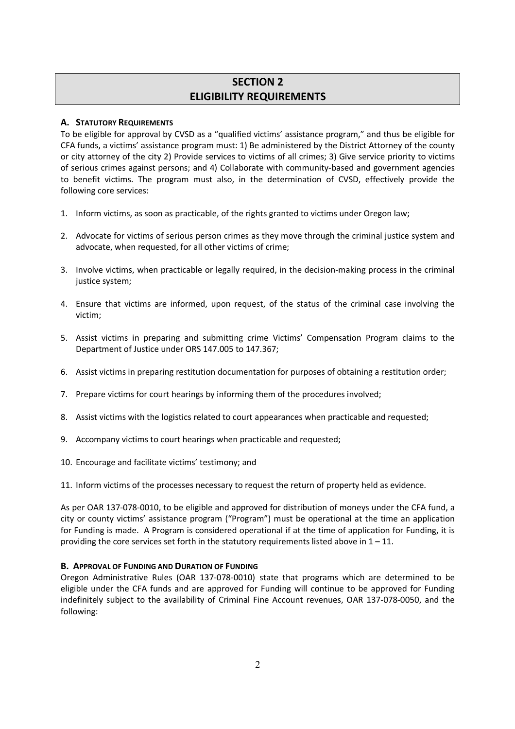## SECTION 2
## ELIGIBILITY REQUIREMENTS

### A. Statutory Requirements

To be eligible for approval by CVSD as a "qualified victims' assistance program," and thus be eligible for CFA funds, a victims' assistance program must: 1) Be administered by the District Attorney of the county or city attorney of the city 2) Provide services to victims of all crimes; 3) Give service priority to victims of serious crimes against persons; and 4) Collaborate with community-based and government agencies to benefit victims. The program must also, in the determination of CVSD, effectively provide the following core services:

1. Inform victims, as soon as practicable, of the rights granted to victims under Oregon law;
2. Advocate for victims of serious person crimes as they move through the criminal justice system and advocate, when requested, for all other victims of crime;
3. Involve victims, when practicable or legally required, in the decision-making process in the criminal justice system;
4. Ensure that victims are informed, upon request, of the status of the criminal case involving the victim;
5. Assist victims in preparing and submitting crime Victims' Compensation Program claims to the Department of Justice under ORS 147.005 to 147.367;
6. Assist victims in preparing restitution documentation for purposes of obtaining a restitution order;
7. Prepare victims for court hearings by informing them of the procedures involved;
8. Assist victims with the logistics related to court appearances when practicable and requested;
9. Accompany victims to court hearings when practicable and requested;
10. Encourage and facilitate victims' testimony; and
11. Inform victims of the processes necessary to request the return of property held as evidence.

As per OAR 137-078-0010, to be eligible and approved for distribution of moneys under the CFA fund, a city or county victims' assistance program ("Program") must be operational at the time an application for Funding is made. A Program is considered operational if at the time of application for Funding, it is providing the core services set forth in the statutory requirements listed above in 1 – 11.

### B. Approval of Funding and Duration of Funding

Oregon Administrative Rules (OAR 137-078-0010) state that programs which are determined to be eligible under the CFA funds and are approved for Funding will continue to be approved for Funding indefinitely subject to the availability of Criminal Fine Account revenues, OAR 137-078-0050, and the following: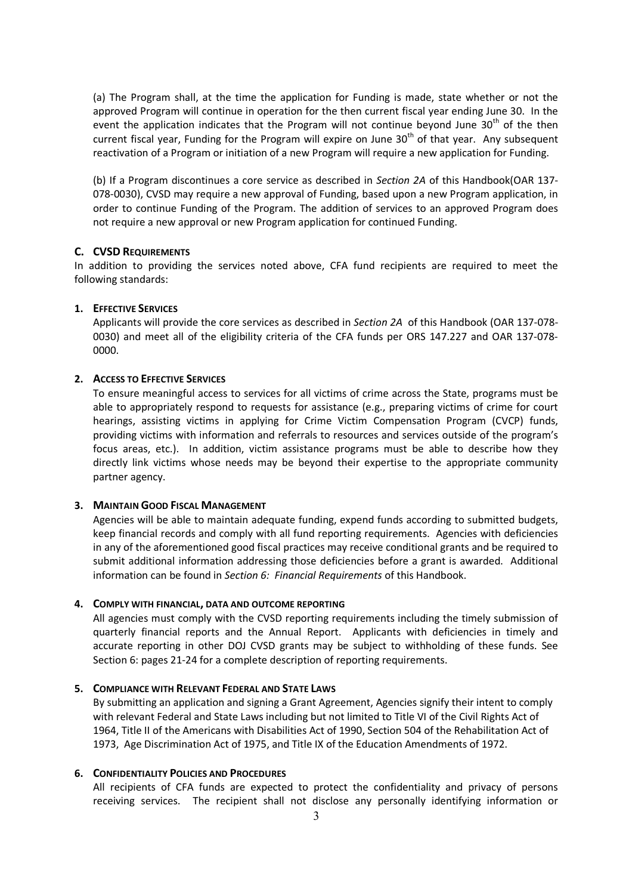(a) The Program shall, at the time the application for Funding is made, state whether or not the approved Program will continue in operation for the then current fiscal year ending June 30. In the event the application indicates that the Program will not continue beyond June 30th of the then current fiscal year, Funding for the Program will expire on June 30th of that year. Any subsequent reactivation of a Program or initiation of a new Program will require a new application for Funding.

(b) If a Program discontinues a core service as described in *Section 2A* of this Handbook(OAR 137-078-0030), CVSD may require a new approval of Funding, based upon a new Program application, in order to continue Funding of the Program. The addition of services to an approved Program does not require a new approval or new Program application for continued Funding.

## C. CVSD Requirements

In addition to providing the services noted above, CFA fund recipients are required to meet the following standards:

### 1. Effective Services

Applicants will provide the core services as described in *Section 2A* of this Handbook (OAR 137-078-0030) and meet all of the eligibility criteria of the CFA funds per ORS 147.227 and OAR 137-078-0000.

### 2. Access to Effective Services

To ensure meaningful access to services for all victims of crime across the State, programs must be able to appropriately respond to requests for assistance (e.g., preparing victims of crime for court hearings, assisting victims in applying for Crime Victim Compensation Program (CVCP) funds, providing victims with information and referrals to resources and services outside of the program's focus areas, etc.). In addition, victim assistance programs must be able to describe how they directly link victims whose needs may be beyond their expertise to the appropriate community partner agency.

### 3. Maintain Good Fiscal Management

Agencies will be able to maintain adequate funding, expend funds according to submitted budgets, keep financial records and comply with all fund reporting requirements. Agencies with deficiencies in any of the aforementioned good fiscal practices may receive conditional grants and be required to submit additional information addressing those deficiencies before a grant is awarded. Additional information can be found in *Section 6: Financial Requirements* of this Handbook.

### 4. Comply with financial, data and outcome reporting

All agencies must comply with the CVSD reporting requirements including the timely submission of quarterly financial reports and the Annual Report. Applicants with deficiencies in timely and accurate reporting in other DOJ CVSD grants may be subject to withholding of these funds. See Section 6: pages 21-24 for a complete description of reporting requirements.

### 5. Compliance with Relevant Federal and State Laws

By submitting an application and signing a Grant Agreement, Agencies signify their intent to comply with relevant Federal and State Laws including but not limited to Title VI of the Civil Rights Act of 1964, Title II of the Americans with Disabilities Act of 1990, Section 504 of the Rehabilitation Act of 1973, Age Discrimination Act of 1975, and Title IX of the Education Amendments of 1972.

### 6. Confidentiality Policies and Procedures

All recipients of CFA funds are expected to protect the confidentiality and privacy of persons receiving services. The recipient shall not disclose any personally identifying information or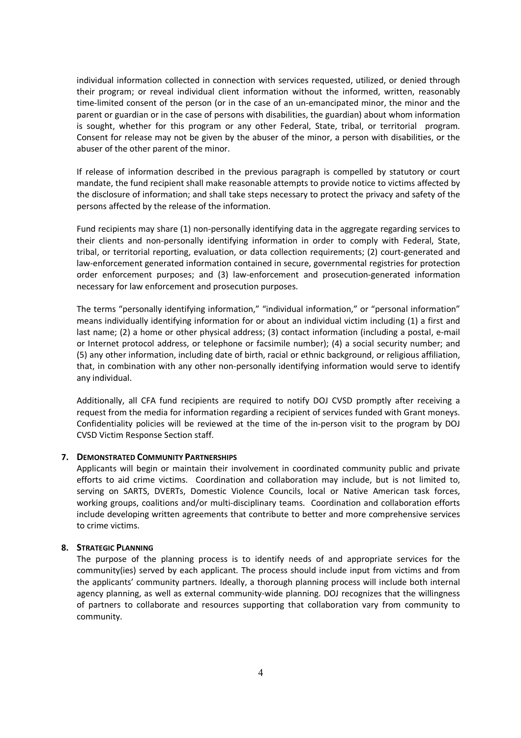individual information collected in connection with services requested, utilized, or denied through their program; or reveal individual client information without the informed, written, reasonably time-limited consent of the person (or in the case of an un-emancipated minor, the minor and the parent or guardian or in the case of persons with disabilities, the guardian) about whom information is sought, whether for this program or any other Federal, State, tribal, or territorial program. Consent for release may not be given by the abuser of the minor, a person with disabilities, or the abuser of the other parent of the minor.

If release of information described in the previous paragraph is compelled by statutory or court mandate, the fund recipient shall make reasonable attempts to provide notice to victims affected by the disclosure of information; and shall take steps necessary to protect the privacy and safety of the persons affected by the release of the information.

Fund recipients may share (1) non-personally identifying data in the aggregate regarding services to their clients and non-personally identifying information in order to comply with Federal, State, tribal, or territorial reporting, evaluation, or data collection requirements; (2) court-generated and law-enforcement generated information contained in secure, governmental registries for protection order enforcement purposes; and (3) law-enforcement and prosecution-generated information necessary for law enforcement and prosecution purposes.

The terms "personally identifying information," "individual information," or "personal information" means individually identifying information for or about an individual victim including (1) a first and last name; (2) a home or other physical address; (3) contact information (including a postal, e-mail or Internet protocol address, or telephone or facsimile number); (4) a social security number; and (5) any other information, including date of birth, racial or ethnic background, or religious affiliation, that, in combination with any other non-personally identifying information would serve to identify any individual.

Additionally, all CFA fund recipients are required to notify DOJ CVSD promptly after receiving a request from the media for information regarding a recipient of services funded with Grant moneys. Confidentiality policies will be reviewed at the time of the in-person visit to the program by DOJ CVSD Victim Response Section staff.

**7. DEMONSTRATED COMMUNITY PARTNERSHIPS**

Applicants will begin or maintain their involvement in coordinated community public and private efforts to aid crime victims. Coordination and collaboration may include, but is not limited to, serving on SARTS, DVERTs, Domestic Violence Councils, local or Native American task forces, working groups, coalitions and/or multi-disciplinary teams. Coordination and collaboration efforts include developing written agreements that contribute to better and more comprehensive services to crime victims.

**8. STRATEGIC PLANNING**

The purpose of the planning process is to identify needs of and appropriate services for the community(ies) served by each applicant. The process should include input from victims and from the applicants' community partners. Ideally, a thorough planning process will include both internal agency planning, as well as external community-wide planning. DOJ recognizes that the willingness of partners to collaborate and resources supporting that collaboration vary from community to community.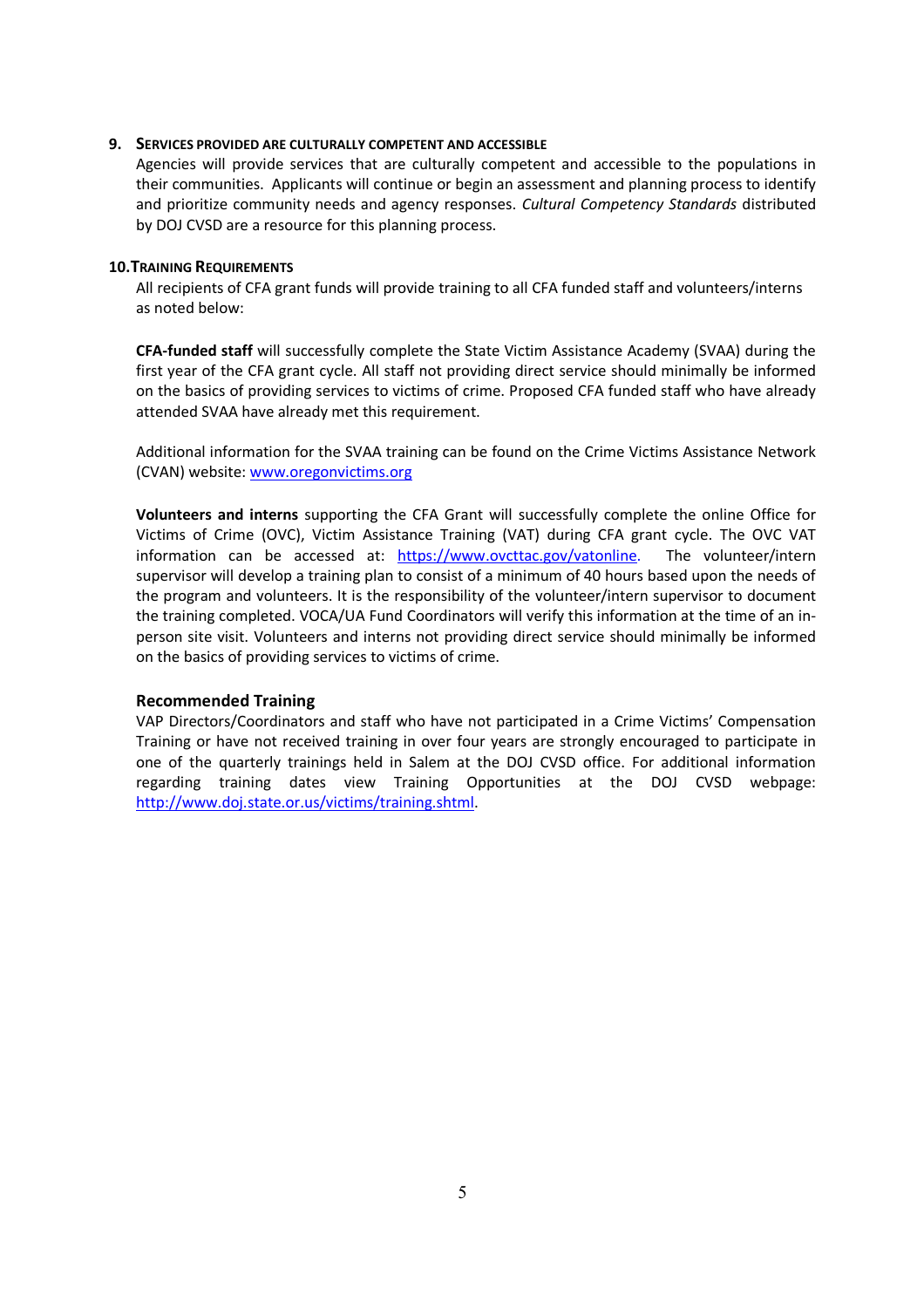### 9. Services Provided Are Culturally Competent and Accessible

Agencies will provide services that are culturally competent and accessible to the populations in their communities. Applicants will continue or begin an assessment and planning process to identify and prioritize community needs and agency responses. *Cultural Competency Standards* distributed by DOJ CVSD are a resource for this planning process.

### 10. Training Requirements

All recipients of CFA grant funds will provide training to all CFA funded staff and volunteers/interns as noted below:

**CFA-funded staff** will successfully complete the State Victim Assistance Academy (SVAA) during the first year of the CFA grant cycle. All staff not providing direct service should minimally be informed on the basics of providing services to victims of crime. Proposed CFA funded staff who have already attended SVAA have already met this requirement.

Additional information for the SVAA training can be found on the Crime Victims Assistance Network (CVAN) website: www.oregonvictims.org

**Volunteers and interns** supporting the CFA Grant will successfully complete the online Office for Victims of Crime (OVC), Victim Assistance Training (VAT) during CFA grant cycle. The OVC VAT information can be accessed at: https://www.ovcttac.gov/vatonline. The volunteer/intern supervisor will develop a training plan to consist of a minimum of 40 hours based upon the needs of the program and volunteers. It is the responsibility of the volunteer/intern supervisor to document the training completed. VOCA/UA Fund Coordinators will verify this information at the time of an in-person site visit. Volunteers and interns not providing direct service should minimally be informed on the basics of providing services to victims of crime.

#### Recommended Training

VAP Directors/Coordinators and staff who have not participated in a Crime Victims' Compensation Training or have not received training in over four years are strongly encouraged to participate in one of the quarterly trainings held in Salem at the DOJ CVSD office. For additional information regarding training dates view Training Opportunities at the DOJ CVSD webpage: http://www.doj.state.or.us/victims/training.shtml.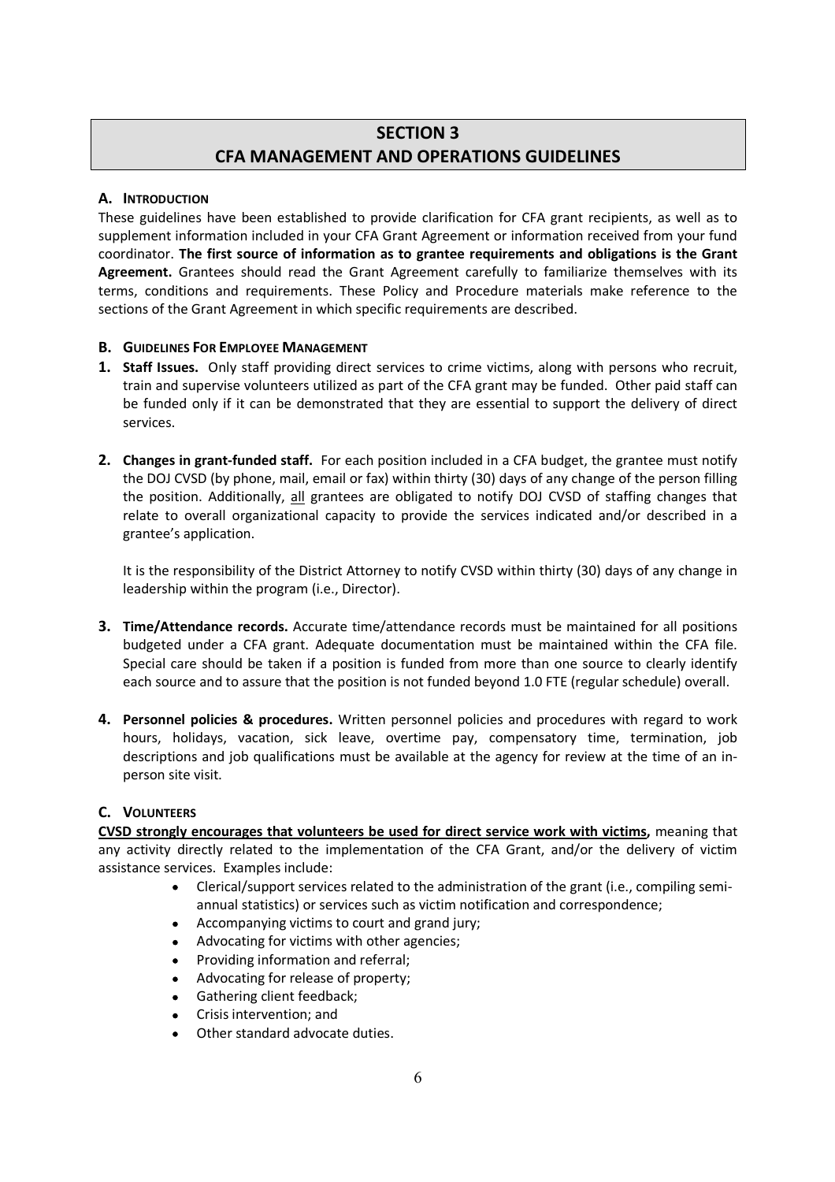# SECTION 3
# CFA MANAGEMENT AND OPERATIONS GUIDELINES

## A. Introduction

These guidelines have been established to provide clarification for CFA grant recipients, as well as to supplement information included in your CFA Grant Agreement or information received from your fund coordinator. **The first source of information as to grantee requirements and obligations is the Grant Agreement.** Grantees should read the Grant Agreement carefully to familiarize themselves with its terms, conditions and requirements. These Policy and Procedure materials make reference to the sections of the Grant Agreement in which specific requirements are described.

## B. Guidelines For Employee Management

1. **Staff Issues.** Only staff providing direct services to crime victims, along with persons who recruit, train and supervise volunteers utilized as part of the CFA grant may be funded. Other paid staff can be funded only if it can be demonstrated that they are essential to support the delivery of direct services.

2. **Changes in grant-funded staff.** For each position included in a CFA budget, the grantee must notify the DOJ CVSD (by phone, mail, email or fax) within thirty (30) days of any change of the person filling the position. Additionally, <u>all</u> grantees are obligated to notify DOJ CVSD of staffing changes that relate to overall organizational capacity to provide the services indicated and/or described in a grantee's application.

   It is the responsibility of the District Attorney to notify CVSD within thirty (30) days of any change in leadership within the program (i.e., Director).

3. **Time/Attendance records.** Accurate time/attendance records must be maintained for all positions budgeted under a CFA grant. Adequate documentation must be maintained within the CFA file. Special care should be taken if a position is funded from more than one source to clearly identify each source and to assure that the position is not funded beyond 1.0 FTE (regular schedule) overall.

4. **Personnel policies & procedures.** Written personnel policies and procedures with regard to work hours, holidays, vacation, sick leave, overtime pay, compensatory time, termination, job descriptions and job qualifications must be available at the agency for review at the time of an in-person site visit.

## C. Volunteers

<u>**CVSD strongly encourages that volunteers be used for direct service work with victims,**</u> meaning that any activity directly related to the implementation of the CFA Grant, and/or the delivery of victim assistance services. Examples include:

- Clerical/support services related to the administration of the grant (i.e., compiling semi-annual statistics) or services such as victim notification and correspondence;
- Accompanying victims to court and grand jury;
- Advocating for victims with other agencies;
- Providing information and referral;
- Advocating for release of property;
- Gathering client feedback;
- Crisis intervention; and
- Other standard advocate duties.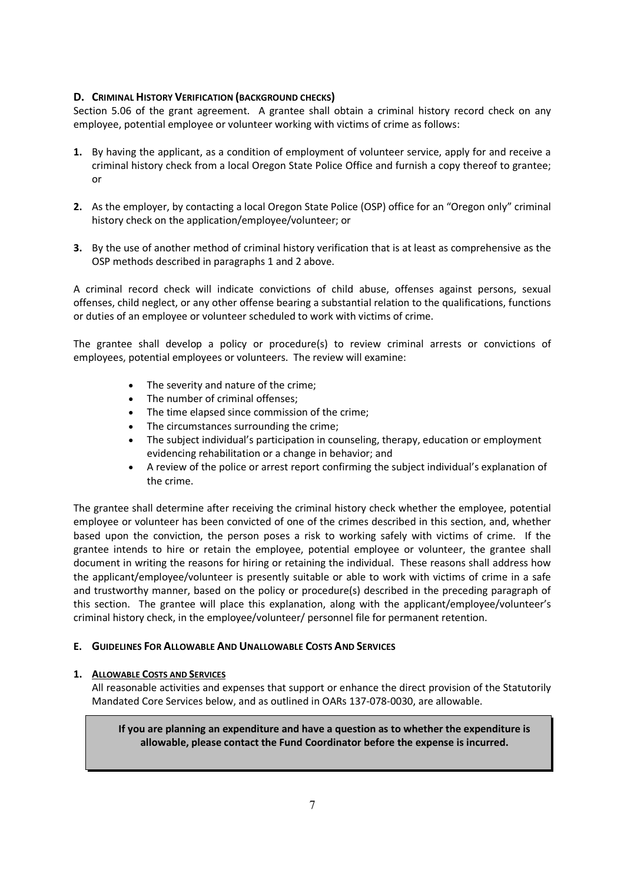### D. Criminal History Verification (background checks)

Section 5.06 of the grant agreement. A grantee shall obtain a criminal history record check on any employee, potential employee or volunteer working with victims of crime as follows:

1. By having the applicant, as a condition of employment of volunteer service, apply for and receive a criminal history check from a local Oregon State Police Office and furnish a copy thereof to grantee; or

2. As the employer, by contacting a local Oregon State Police (OSP) office for an "Oregon only" criminal history check on the application/employee/volunteer; or

3. By the use of another method of criminal history verification that is at least as comprehensive as the OSP methods described in paragraphs 1 and 2 above.

A criminal record check will indicate convictions of child abuse, offenses against persons, sexual offenses, child neglect, or any other offense bearing a substantial relation to the qualifications, functions or duties of an employee or volunteer scheduled to work with victims of crime.

The grantee shall develop a policy or procedure(s) to review criminal arrests or convictions of employees, potential employees or volunteers. The review will examine:

- The severity and nature of the crime;
- The number of criminal offenses;
- The time elapsed since commission of the crime;
- The circumstances surrounding the crime;
- The subject individual's participation in counseling, therapy, education or employment evidencing rehabilitation or a change in behavior; and
- A review of the police or arrest report confirming the subject individual's explanation of the crime.

The grantee shall determine after receiving the criminal history check whether the employee, potential employee or volunteer has been convicted of one of the crimes described in this section, and, whether based upon the conviction, the person poses a risk to working safely with victims of crime. If the grantee intends to hire or retain the employee, potential employee or volunteer, the grantee shall document in writing the reasons for hiring or retaining the individual. These reasons shall address how the applicant/employee/volunteer is presently suitable or able to work with victims of crime in a safe and trustworthy manner, based on the policy or procedure(s) described in the preceding paragraph of this section. The grantee will place this explanation, along with the applicant/employee/volunteer's criminal history check, in the employee/volunteer/ personnel file for permanent retention.

### E. Guidelines For Allowable And Unallowable Costs And Services

#### 1. Allowable Costs and Services

All reasonable activities and expenses that support or enhance the direct provision of the Statutorily Mandated Core Services below, and as outlined in OARs 137-078-0030, are allowable.

**If you are planning an expenditure and have a question as to whether the expenditure is allowable, please contact the Fund Coordinator before the expense is incurred.**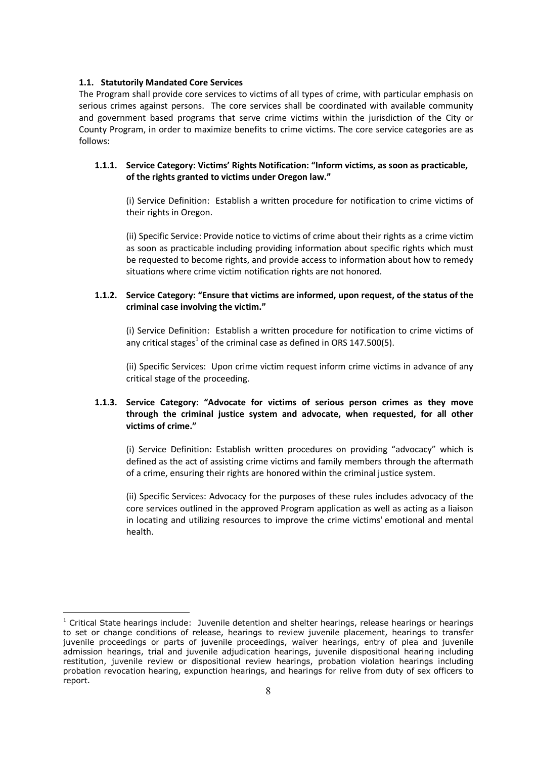### 1.1. Statutorily Mandated Core Services

The Program shall provide core services to victims of all types of crime, with particular emphasis on serious crimes against persons. The core services shall be coordinated with available community and government based programs that serve crime victims within the jurisdiction of the City or County Program, in order to maximize benefits to crime victims. The core service categories are as follows:

#### 1.1.1. Service Category: Victims' Rights Notification: "Inform victims, as soon as practicable, of the rights granted to victims under Oregon law."

(i) Service Definition: Establish a written procedure for notification to crime victims of their rights in Oregon.

(ii) Specific Service: Provide notice to victims of crime about their rights as a crime victim as soon as practicable including providing information about specific rights which must be requested to become rights, and provide access to information about how to remedy situations where crime victim notification rights are not honored.

#### 1.1.2. Service Category: "Ensure that victims are informed, upon request, of the status of the criminal case involving the victim."

(i) Service Definition: Establish a written procedure for notification to crime victims of any critical stages[1] of the criminal case as defined in ORS 147.500(5).

(ii) Specific Services: Upon crime victim request inform crime victims in advance of any critical stage of the proceeding.

#### 1.1.3. Service Category: "Advocate for victims of serious person crimes as they move through the criminal justice system and advocate, when requested, for all other victims of crime."

(i) Service Definition: Establish written procedures on providing "advocacy" which is defined as the act of assisting crime victims and family members through the aftermath of a crime, ensuring their rights are honored within the criminal justice system.

(ii) Specific Services: Advocacy for the purposes of these rules includes advocacy of the core services outlined in the approved Program application as well as acting as a liaison in locating and utilizing resources to improve the crime victims' emotional and mental health.

---

[1] Critical State hearings include: Juvenile detention and shelter hearings, release hearings or hearings to set or change conditions of release, hearings to review juvenile placement, hearings to transfer juvenile proceedings or parts of juvenile proceedings, waiver hearings, entry of plea and juvenile admission hearings, trial and juvenile adjudication hearings, juvenile dispositional hearing including restitution, juvenile review or dispositional review hearings, probation violation hearings including probation revocation hearing, expunction hearings, and hearings for relive from duty of sex officers to report.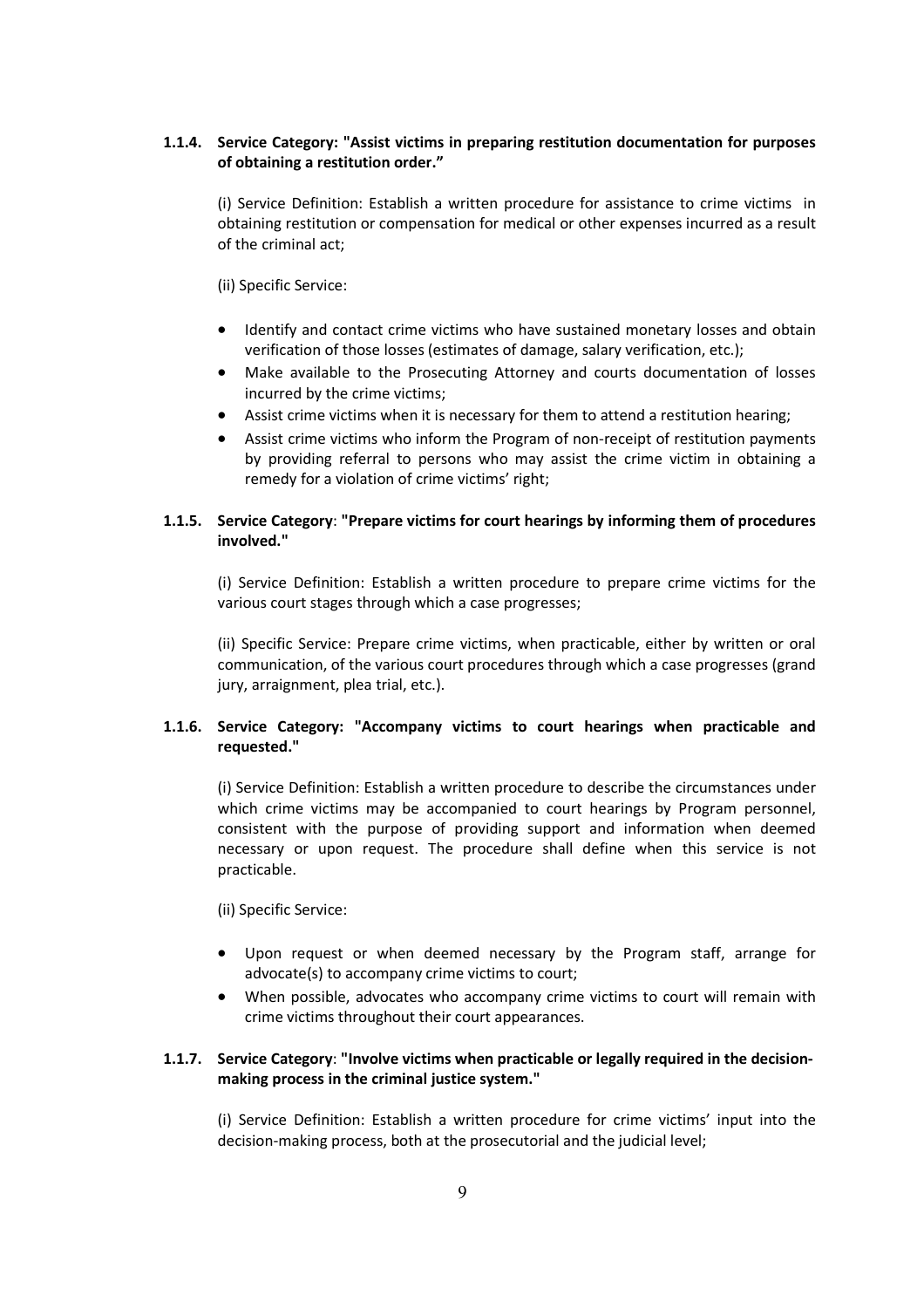#### 1.1.4. Service Category: "Assist victims in preparing restitution documentation for purposes of obtaining a restitution order."

(i) Service Definition: Establish a written procedure for assistance to crime victims in obtaining restitution or compensation for medical or other expenses incurred as a result of the criminal act;

(ii) Specific Service:

- Identify and contact crime victims who have sustained monetary losses and obtain verification of those losses (estimates of damage, salary verification, etc.);
- Make available to the Prosecuting Attorney and courts documentation of losses incurred by the crime victims;
- Assist crime victims when it is necessary for them to attend a restitution hearing;
- Assist crime victims who inform the Program of non-receipt of restitution payments by providing referral to persons who may assist the crime victim in obtaining a remedy for a violation of crime victims' right;

#### 1.1.5. Service Category: "Prepare victims for court hearings by informing them of procedures involved."

(i) Service Definition: Establish a written procedure to prepare crime victims for the various court stages through which a case progresses;

(ii) Specific Service: Prepare crime victims, when practicable, either by written or oral communication, of the various court procedures through which a case progresses (grand jury, arraignment, plea trial, etc.).

#### 1.1.6. Service Category: "Accompany victims to court hearings when practicable and requested."

(i) Service Definition: Establish a written procedure to describe the circumstances under which crime victims may be accompanied to court hearings by Program personnel, consistent with the purpose of providing support and information when deemed necessary or upon request. The procedure shall define when this service is not practicable.

(ii) Specific Service:

- Upon request or when deemed necessary by the Program staff, arrange for advocate(s) to accompany crime victims to court;
- When possible, advocates who accompany crime victims to court will remain with crime victims throughout their court appearances.

#### 1.1.7. Service Category: "Involve victims when practicable or legally required in the decision-making process in the criminal justice system."

(i) Service Definition: Establish a written procedure for crime victims' input into the decision-making process, both at the prosecutorial and the judicial level;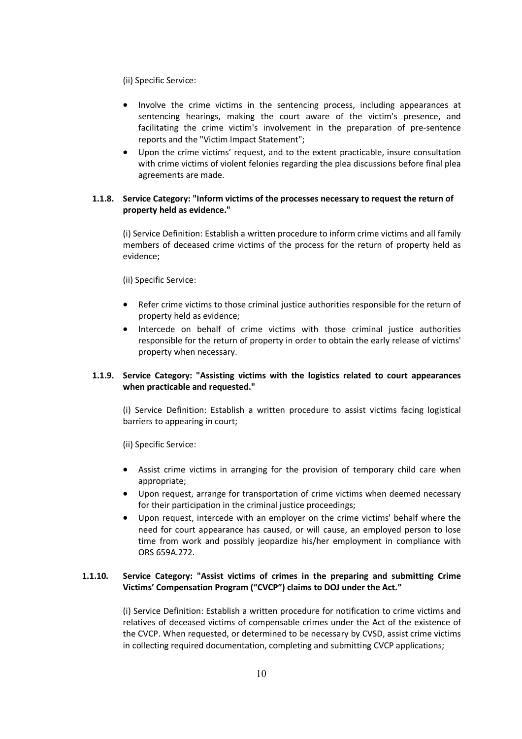(ii) Specific Service:

- Involve the crime victims in the sentencing process, including appearances at sentencing hearings, making the court aware of the victim's presence, and facilitating the crime victim's involvement in the preparation of pre-sentence reports and the "Victim Impact Statement";
- Upon the crime victims' request, and to the extent practicable, insure consultation with crime victims of violent felonies regarding the plea discussions before final plea agreements are made.

**1.1.8. Service Category: "Inform victims of the processes necessary to request the return of property held as evidence."**

(i) Service Definition: Establish a written procedure to inform crime victims and all family members of deceased crime victims of the process for the return of property held as evidence;

(ii) Specific Service:

- Refer crime victims to those criminal justice authorities responsible for the return of property held as evidence;
- Intercede on behalf of crime victims with those criminal justice authorities responsible for the return of property in order to obtain the early release of victims' property when necessary.

**1.1.9. Service Category: "Assisting victims with the logistics related to court appearances when practicable and requested."**

(i) Service Definition: Establish a written procedure to assist victims facing logistical barriers to appearing in court;

(ii) Specific Service:

- Assist crime victims in arranging for the provision of temporary child care when appropriate;
- Upon request, arrange for transportation of crime victims when deemed necessary for their participation in the criminal justice proceedings;
- Upon request, intercede with an employer on the crime victims' behalf where the need for court appearance has caused, or will cause, an employed person to lose time from work and possibly jeopardize his/her employment in compliance with ORS 659A.272.

**1.1.10. Service Category: "Assist victims of crimes in the preparing and submitting Crime Victims' Compensation Program ("CVCP") claims to DOJ under the Act."**

(i) Service Definition: Establish a written procedure for notification to crime victims and relatives of deceased victims of compensable crimes under the Act of the existence of the CVCP. When requested, or determined to be necessary by CVSD, assist crime victims in collecting required documentation, completing and submitting CVCP applications;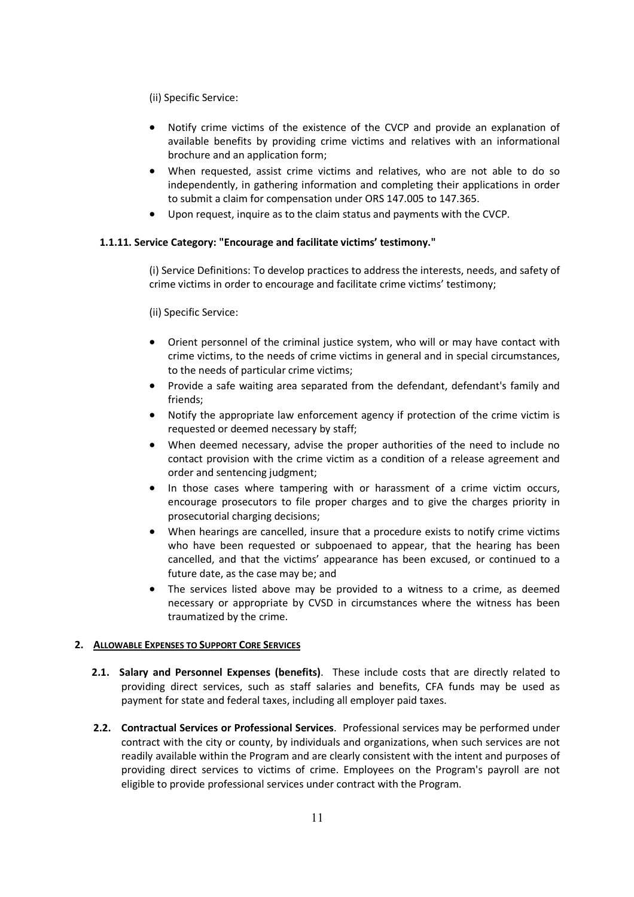(ii) Specific Service:

- Notify crime victims of the existence of the CVCP and provide an explanation of available benefits by providing crime victims and relatives with an informational brochure and an application form;
- When requested, assist crime victims and relatives, who are not able to do so independently, in gathering information and completing their applications in order to submit a claim for compensation under ORS 147.005 to 147.365.
- Upon request, inquire as to the claim status and payments with the CVCP.

**1.1.11. Service Category: "Encourage and facilitate victims' testimony."**

(i) Service Definitions: To develop practices to address the interests, needs, and safety of crime victims in order to encourage and facilitate crime victims' testimony;

(ii) Specific Service:

- Orient personnel of the criminal justice system, who will or may have contact with crime victims, to the needs of crime victims in general and in special circumstances, to the needs of particular crime victims;
- Provide a safe waiting area separated from the defendant, defendant's family and friends;
- Notify the appropriate law enforcement agency if protection of the crime victim is requested or deemed necessary by staff;
- When deemed necessary, advise the proper authorities of the need to include no contact provision with the crime victim as a condition of a release agreement and order and sentencing judgment;
- In those cases where tampering with or harassment of a crime victim occurs, encourage prosecutors to file proper charges and to give the charges priority in prosecutorial charging decisions;
- When hearings are cancelled, insure that a procedure exists to notify crime victims who have been requested or subpoenaed to appear, that the hearing has been cancelled, and that the victims' appearance has been excused, or continued to a future date, as the case may be; and
- The services listed above may be provided to a witness to a crime, as deemed necessary or appropriate by CVSD in circumstances where the witness has been traumatized by the crime.

## 2. ALLOWABLE EXPENSES TO SUPPORT CORE SERVICES

**2.1. Salary and Personnel Expenses (benefits)**. These include costs that are directly related to providing direct services, such as staff salaries and benefits, CFA funds may be used as payment for state and federal taxes, including all employer paid taxes.

**2.2. Contractual Services or Professional Services**. Professional services may be performed under contract with the city or county, by individuals and organizations, when such services are not readily available within the Program and are clearly consistent with the intent and purposes of providing direct services to victims of crime. Employees on the Program's payroll are not eligible to provide professional services under contract with the Program.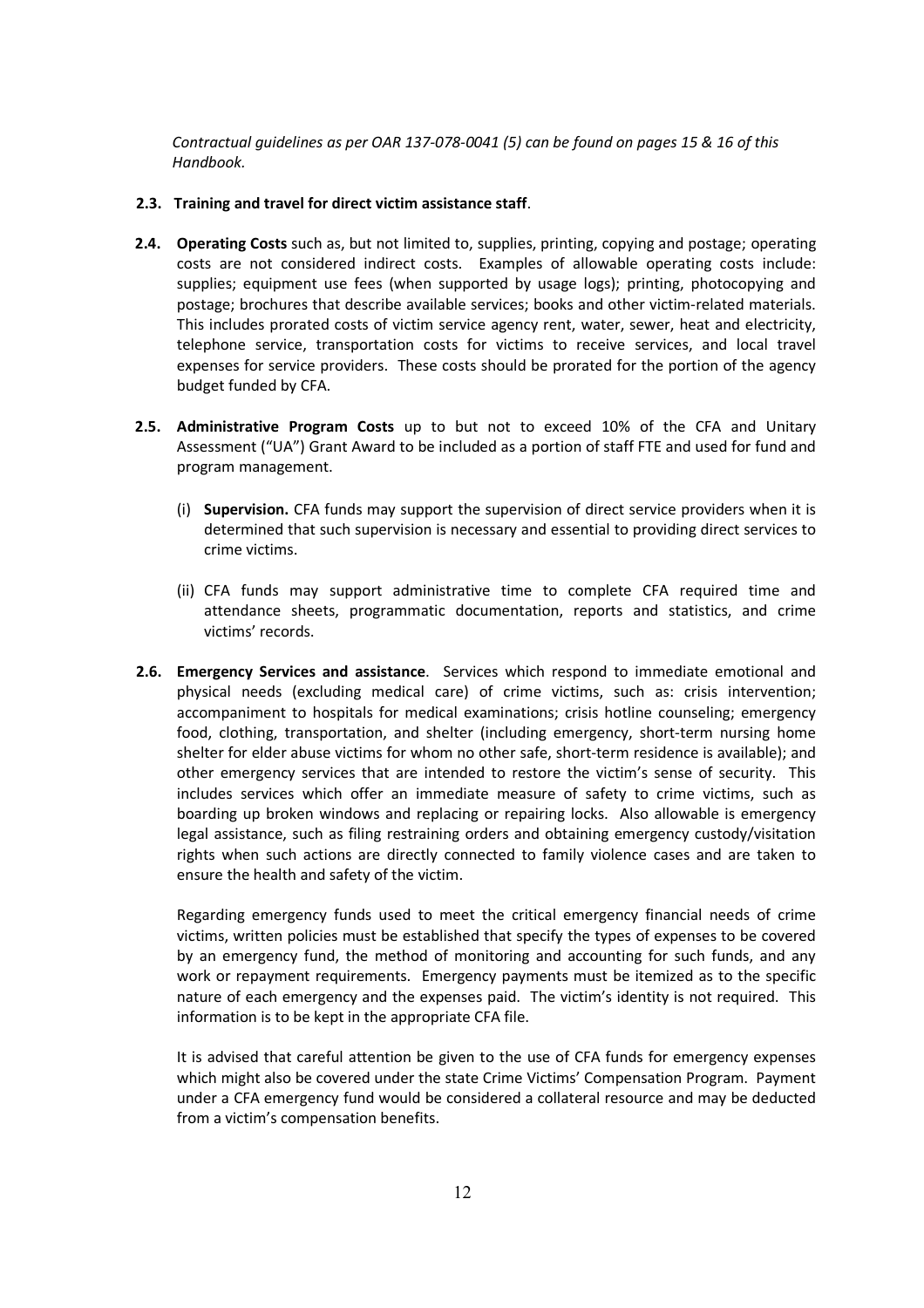*Contractual guidelines as per OAR 137-078-0041 (5) can be found on pages 15 & 16 of this Handbook.*

**2.3. Training and travel for direct victim assistance staff**.

**2.4. Operating Costs** such as, but not limited to, supplies, printing, copying and postage; operating costs are not considered indirect costs. Examples of allowable operating costs include: supplies; equipment use fees (when supported by usage logs); printing, photocopying and postage; brochures that describe available services; books and other victim-related materials. This includes prorated costs of victim service agency rent, water, sewer, heat and electricity, telephone service, transportation costs for victims to receive services, and local travel expenses for service providers. These costs should be prorated for the portion of the agency budget funded by CFA.

**2.5. Administrative Program Costs** up to but not to exceed 10% of the CFA and Unitary Assessment ("UA") Grant Award to be included as a portion of staff FTE and used for fund and program management.

(i) **Supervision.** CFA funds may support the supervision of direct service providers when it is determined that such supervision is necessary and essential to providing direct services to crime victims.

(ii) CFA funds may support administrative time to complete CFA required time and attendance sheets, programmatic documentation, reports and statistics, and crime victims' records.

**2.6. Emergency Services and assistance**. Services which respond to immediate emotional and physical needs (excluding medical care) of crime victims, such as: crisis intervention; accompaniment to hospitals for medical examinations; crisis hotline counseling; emergency food, clothing, transportation, and shelter (including emergency, short-term nursing home shelter for elder abuse victims for whom no other safe, short-term residence is available); and other emergency services that are intended to restore the victim's sense of security. This includes services which offer an immediate measure of safety to crime victims, such as boarding up broken windows and replacing or repairing locks. Also allowable is emergency legal assistance, such as filing restraining orders and obtaining emergency custody/visitation rights when such actions are directly connected to family violence cases and are taken to ensure the health and safety of the victim.

Regarding emergency funds used to meet the critical emergency financial needs of crime victims, written policies must be established that specify the types of expenses to be covered by an emergency fund, the method of monitoring and accounting for such funds, and any work or repayment requirements. Emergency payments must be itemized as to the specific nature of each emergency and the expenses paid. The victim's identity is not required. This information is to be kept in the appropriate CFA file.

It is advised that careful attention be given to the use of CFA funds for emergency expenses which might also be covered under the state Crime Victims' Compensation Program. Payment under a CFA emergency fund would be considered a collateral resource and may be deducted from a victim's compensation benefits.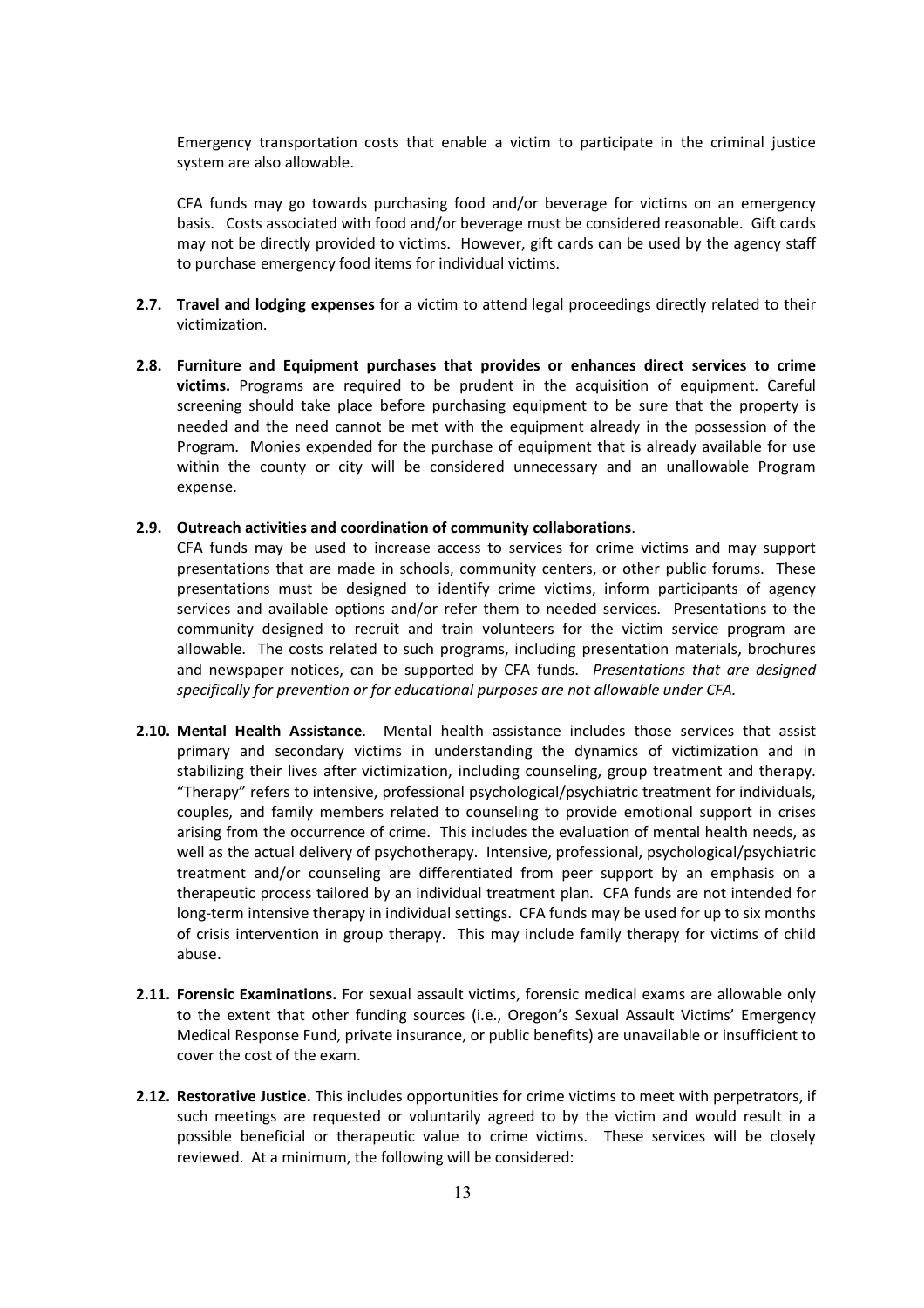Emergency transportation costs that enable a victim to participate in the criminal justice system are also allowable.

CFA funds may go towards purchasing food and/or beverage for victims on an emergency basis. Costs associated with food and/or beverage must be considered reasonable. Gift cards may not be directly provided to victims. However, gift cards can be used by the agency staff to purchase emergency food items for individual victims.

**2.7. Travel and lodging expenses** for a victim to attend legal proceedings directly related to their victimization.

**2.8. Furniture and Equipment purchases that provides or enhances direct services to crime victims.** Programs are required to be prudent in the acquisition of equipment. Careful screening should take place before purchasing equipment to be sure that the property is needed and the need cannot be met with the equipment already in the possession of the Program. Monies expended for the purchase of equipment that is already available for use within the county or city will be considered unnecessary and an unallowable Program expense.

**2.9. Outreach activities and coordination of community collaborations**.
CFA funds may be used to increase access to services for crime victims and may support presentations that are made in schools, community centers, or other public forums. These presentations must be designed to identify crime victims, inform participants of agency services and available options and/or refer them to needed services. Presentations to the community designed to recruit and train volunteers for the victim service program are allowable. The costs related to such programs, including presentation materials, brochures and newspaper notices, can be supported by CFA funds. *Presentations that are designed specifically for prevention or for educational purposes are not allowable under CFA.*

**2.10. Mental Health Assistance**. Mental health assistance includes those services that assist primary and secondary victims in understanding the dynamics of victimization and in stabilizing their lives after victimization, including counseling, group treatment and therapy. "Therapy" refers to intensive, professional psychological/psychiatric treatment for individuals, couples, and family members related to counseling to provide emotional support in crises arising from the occurrence of crime. This includes the evaluation of mental health needs, as well as the actual delivery of psychotherapy. Intensive, professional, psychological/psychiatric treatment and/or counseling are differentiated from peer support by an emphasis on a therapeutic process tailored by an individual treatment plan. CFA funds are not intended for long-term intensive therapy in individual settings. CFA funds may be used for up to six months of crisis intervention in group therapy. This may include family therapy for victims of child abuse.

**2.11. Forensic Examinations.** For sexual assault victims, forensic medical exams are allowable only to the extent that other funding sources (i.e., Oregon's Sexual Assault Victims' Emergency Medical Response Fund, private insurance, or public benefits) are unavailable or insufficient to cover the cost of the exam.

**2.12. Restorative Justice.** This includes opportunities for crime victims to meet with perpetrators, if such meetings are requested or voluntarily agreed to by the victim and would result in a possible beneficial or therapeutic value to crime victims. These services will be closely reviewed. At a minimum, the following will be considered: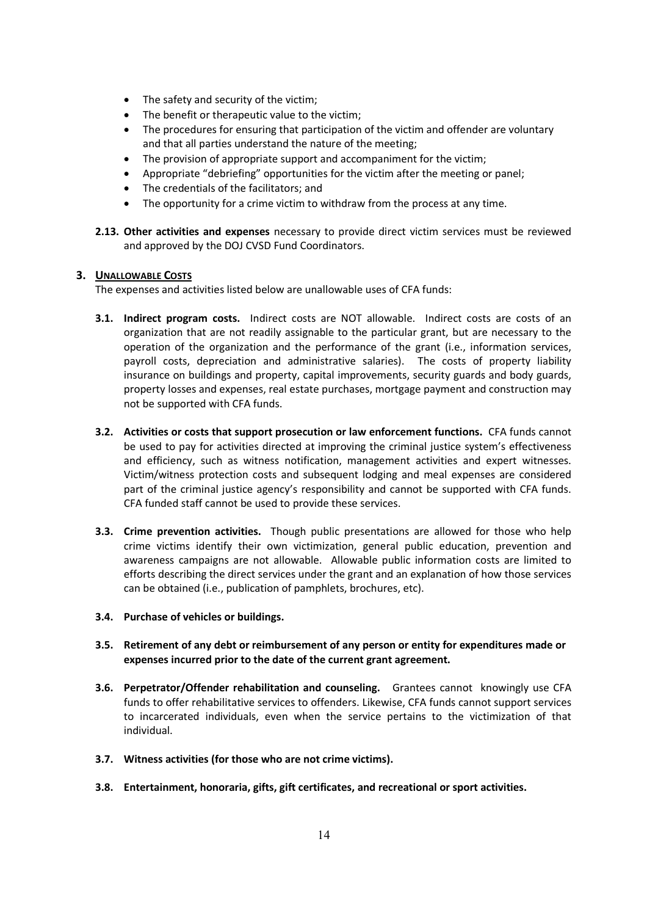- The safety and security of the victim;
- The benefit or therapeutic value to the victim;
- The procedures for ensuring that participation of the victim and offender are voluntary and that all parties understand the nature of the meeting;
- The provision of appropriate support and accompaniment for the victim;
- Appropriate "debriefing" opportunities for the victim after the meeting or panel;
- The credentials of the facilitators; and
- The opportunity for a crime victim to withdraw from the process at any time.

**2.13. Other activities and expenses** necessary to provide direct victim services must be reviewed and approved by the DOJ CVSD Fund Coordinators.

## 3. UNALLOWABLE COSTS

The expenses and activities listed below are unallowable uses of CFA funds:

**3.1. Indirect program costs.** Indirect costs are NOT allowable. Indirect costs are costs of an organization that are not readily assignable to the particular grant, but are necessary to the operation of the organization and the performance of the grant (i.e., information services, payroll costs, depreciation and administrative salaries). The costs of property liability insurance on buildings and property, capital improvements, security guards and body guards, property losses and expenses, real estate purchases, mortgage payment and construction may not be supported with CFA funds.

**3.2. Activities or costs that support prosecution or law enforcement functions.** CFA funds cannot be used to pay for activities directed at improving the criminal justice system's effectiveness and efficiency, such as witness notification, management activities and expert witnesses. Victim/witness protection costs and subsequent lodging and meal expenses are considered part of the criminal justice agency's responsibility and cannot be supported with CFA funds. CFA funded staff cannot be used to provide these services.

**3.3. Crime prevention activities.** Though public presentations are allowed for those who help crime victims identify their own victimization, general public education, prevention and awareness campaigns are not allowable. Allowable public information costs are limited to efforts describing the direct services under the grant and an explanation of how those services can be obtained (i.e., publication of pamphlets, brochures, etc).

**3.4. Purchase of vehicles or buildings.**

**3.5. Retirement of any debt or reimbursement of any person or entity for expenditures made or expenses incurred prior to the date of the current grant agreement.**

**3.6. Perpetrator/Offender rehabilitation and counseling.** Grantees cannot knowingly use CFA funds to offer rehabilitative services to offenders. Likewise, CFA funds cannot support services to incarcerated individuals, even when the service pertains to the victimization of that individual.

**3.7. Witness activities (for those who are not crime victims).**

**3.8. Entertainment, honoraria, gifts, gift certificates, and recreational or sport activities.**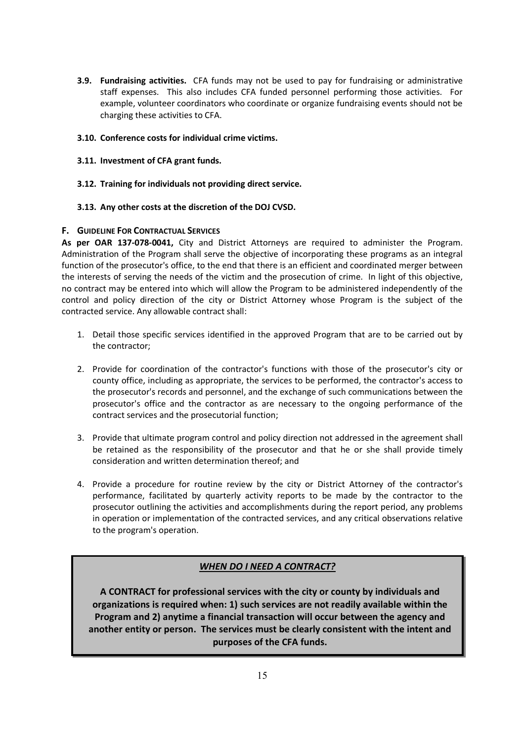**3.9. Fundraising activities.** CFA funds may not be used to pay for fundraising or administrative staff expenses. This also includes CFA funded personnel performing those activities. For example, volunteer coordinators who coordinate or organize fundraising events should not be charging these activities to CFA.

**3.10. Conference costs for individual crime victims.**

**3.11. Investment of CFA grant funds.**

**3.12. Training for individuals not providing direct service.**

**3.13. Any other costs at the discretion of the DOJ CVSD.**

### F. Guideline For Contractual Services

**As per OAR 137-078-0041,** City and District Attorneys are required to administer the Program. Administration of the Program shall serve the objective of incorporating these programs as an integral function of the prosecutor's office, to the end that there is an efficient and coordinated merger between the interests of serving the needs of the victim and the prosecution of crime. In light of this objective, no contract may be entered into which will allow the Program to be administered independently of the control and policy direction of the city or District Attorney whose Program is the subject of the contracted service. Any allowable contract shall:

1. Detail those specific services identified in the approved Program that are to be carried out by the contractor;
2. Provide for coordination of the contractor's functions with those of the prosecutor's city or county office, including as appropriate, the services to be performed, the contractor's access to the prosecutor's records and personnel, and the exchange of such communications between the prosecutor's office and the contractor as are necessary to the ongoing performance of the contract services and the prosecutorial function;
3. Provide that ultimate program control and policy direction not addressed in the agreement shall be retained as the responsibility of the prosecutor and that he or she shall provide timely consideration and written determination thereof; and
4. Provide a procedure for routine review by the city or District Attorney of the contractor's performance, facilitated by quarterly activity reports to be made by the contractor to the prosecutor outlining the activities and accomplishments during the report period, any problems in operation or implementation of the contracted services, and any critical observations relative to the program's operation.

***WHEN DO I NEED A CONTRACT?***

**A CONTRACT for professional services with the city or county by individuals and organizations is required when: 1) such services are not readily available within the Program and 2) anytime a financial transaction will occur between the agency and another entity or person. The services must be clearly consistent with the intent and purposes of the CFA funds.**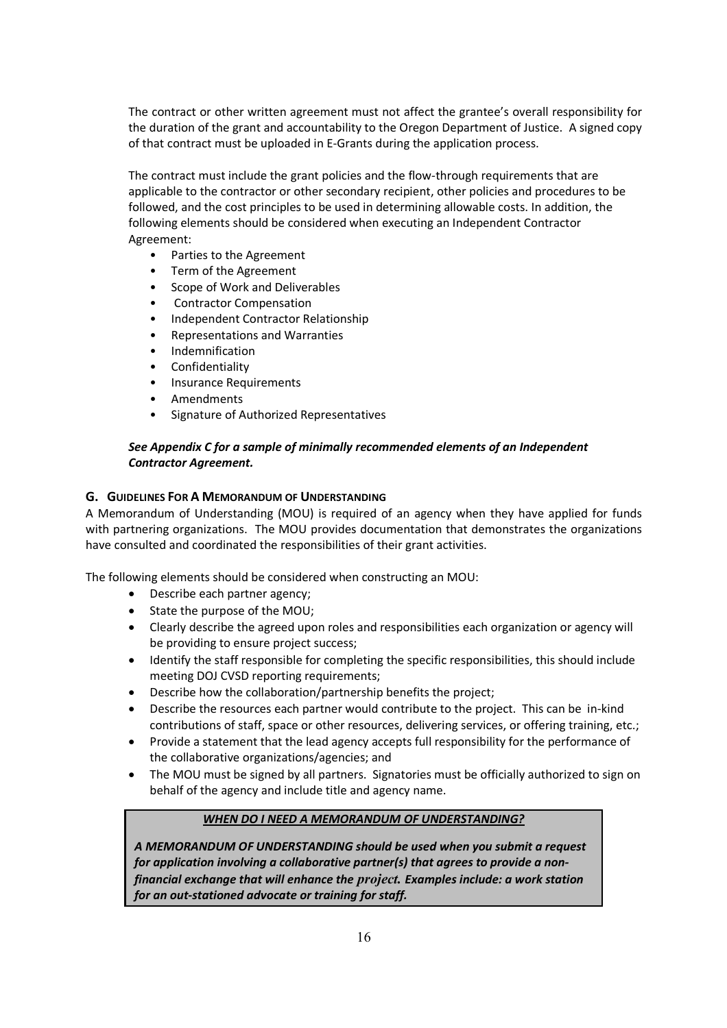The contract or other written agreement must not affect the grantee's overall responsibility for the duration of the grant and accountability to the Oregon Department of Justice. A signed copy of that contract must be uploaded in E-Grants during the application process.

The contract must include the grant policies and the flow-through requirements that are applicable to the contractor or other secondary recipient, other policies and procedures to be followed, and the cost principles to be used in determining allowable costs. In addition, the following elements should be considered when executing an Independent Contractor Agreement:

- Parties to the Agreement
- Term of the Agreement
- Scope of Work and Deliverables
- Contractor Compensation
- Independent Contractor Relationship
- Representations and Warranties
- Indemnification
- Confidentiality
- Insurance Requirements
- Amendments
- Signature of Authorized Representatives

***See Appendix C for a sample of minimally recommended elements of an Independent Contractor Agreement.***

### G. Guidelines For A Memorandum of Understanding

A Memorandum of Understanding (MOU) is required of an agency when they have applied for funds with partnering organizations. The MOU provides documentation that demonstrates the organizations have consulted and coordinated the responsibilities of their grant activities.

The following elements should be considered when constructing an MOU:

- Describe each partner agency;
- State the purpose of the MOU;
- Clearly describe the agreed upon roles and responsibilities each organization or agency will be providing to ensure project success;
- Identify the staff responsible for completing the specific responsibilities, this should include meeting DOJ CVSD reporting requirements;
- Describe how the collaboration/partnership benefits the project;
- Describe the resources each partner would contribute to the project. This can be in-kind contributions of staff, space or other resources, delivering services, or offering training, etc.;
- Provide a statement that the lead agency accepts full responsibility for the performance of the collaborative organizations/agencies; and
- The MOU must be signed by all partners. Signatories must be officially authorized to sign on behalf of the agency and include title and agency name.

> ***WHEN DO I NEED A MEMORANDUM OF UNDERSTANDING?***
>
> ***A MEMORANDUM OF UNDERSTANDING should be used when you submit a request for application involving a collaborative partner(s) that agrees to provide a non-financial exchange that will enhance the project. Examples include: a work station for an out-stationed advocate or training for staff.***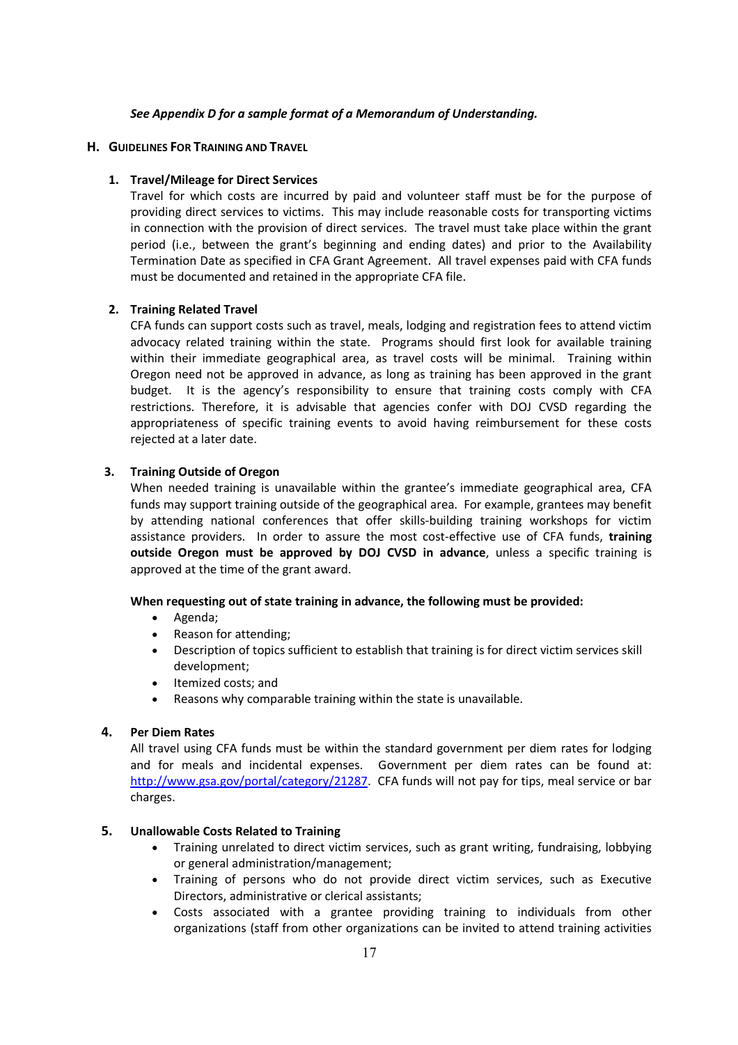*See Appendix D for a sample format of a Memorandum of Understanding.*

## H. GUIDELINES FOR TRAINING AND TRAVEL

### 1. Travel/Mileage for Direct Services

Travel for which costs are incurred by paid and volunteer staff must be for the purpose of providing direct services to victims. This may include reasonable costs for transporting victims in connection with the provision of direct services. The travel must take place within the grant period (i.e., between the grant's beginning and ending dates) and prior to the Availability Termination Date as specified in CFA Grant Agreement. All travel expenses paid with CFA funds must be documented and retained in the appropriate CFA file.

### 2. Training Related Travel

CFA funds can support costs such as travel, meals, lodging and registration fees to attend victim advocacy related training within the state. Programs should first look for available training within their immediate geographical area, as travel costs will be minimal. Training within Oregon need not be approved in advance, as long as training has been approved in the grant budget. It is the agency's responsibility to ensure that training costs comply with CFA restrictions. Therefore, it is advisable that agencies confer with DOJ CVSD regarding the appropriateness of specific training events to avoid having reimbursement for these costs rejected at a later date.

### 3. Training Outside of Oregon

When needed training is unavailable within the grantee's immediate geographical area, CFA funds may support training outside of the geographical area. For example, grantees may benefit by attending national conferences that offer skills-building training workshops for victim assistance providers. In order to assure the most cost-effective use of CFA funds, **training outside Oregon must be approved by DOJ CVSD in advance**, unless a specific training is approved at the time of the grant award.

**When requesting out of state training in advance, the following must be provided:**

- Agenda;
- Reason for attending;
- Description of topics sufficient to establish that training is for direct victim services skill development;
- Itemized costs; and
- Reasons why comparable training within the state is unavailable.

### 4. Per Diem Rates

All travel using CFA funds must be within the standard government per diem rates for lodging and for meals and incidental expenses. Government per diem rates can be found at: http://www.gsa.gov/portal/category/21287. CFA funds will not pay for tips, meal service or bar charges.

### 5. Unallowable Costs Related to Training

- Training unrelated to direct victim services, such as grant writing, fundraising, lobbying or general administration/management;
- Training of persons who do not provide direct victim services, such as Executive Directors, administrative or clerical assistants;
- Costs associated with a grantee providing training to individuals from other organizations (staff from other organizations can be invited to attend training activities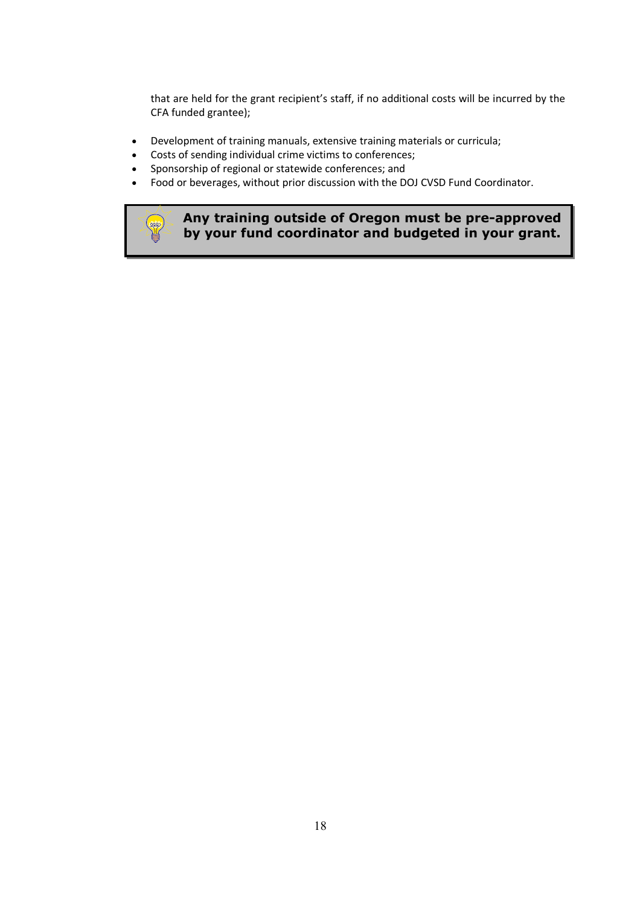that are held for the grant recipient's staff, if no additional costs will be incurred by the CFA funded grantee);

- Development of training manuals, extensive training materials or curricula;
- Costs of sending individual crime victims to conferences;
- Sponsorship of regional or statewide conferences; and
- Food or beverages, without prior discussion with the DOJ CVSD Fund Coordinator.

**Any training outside of Oregon must be pre-approved by your fund coordinator and budgeted in your grant.**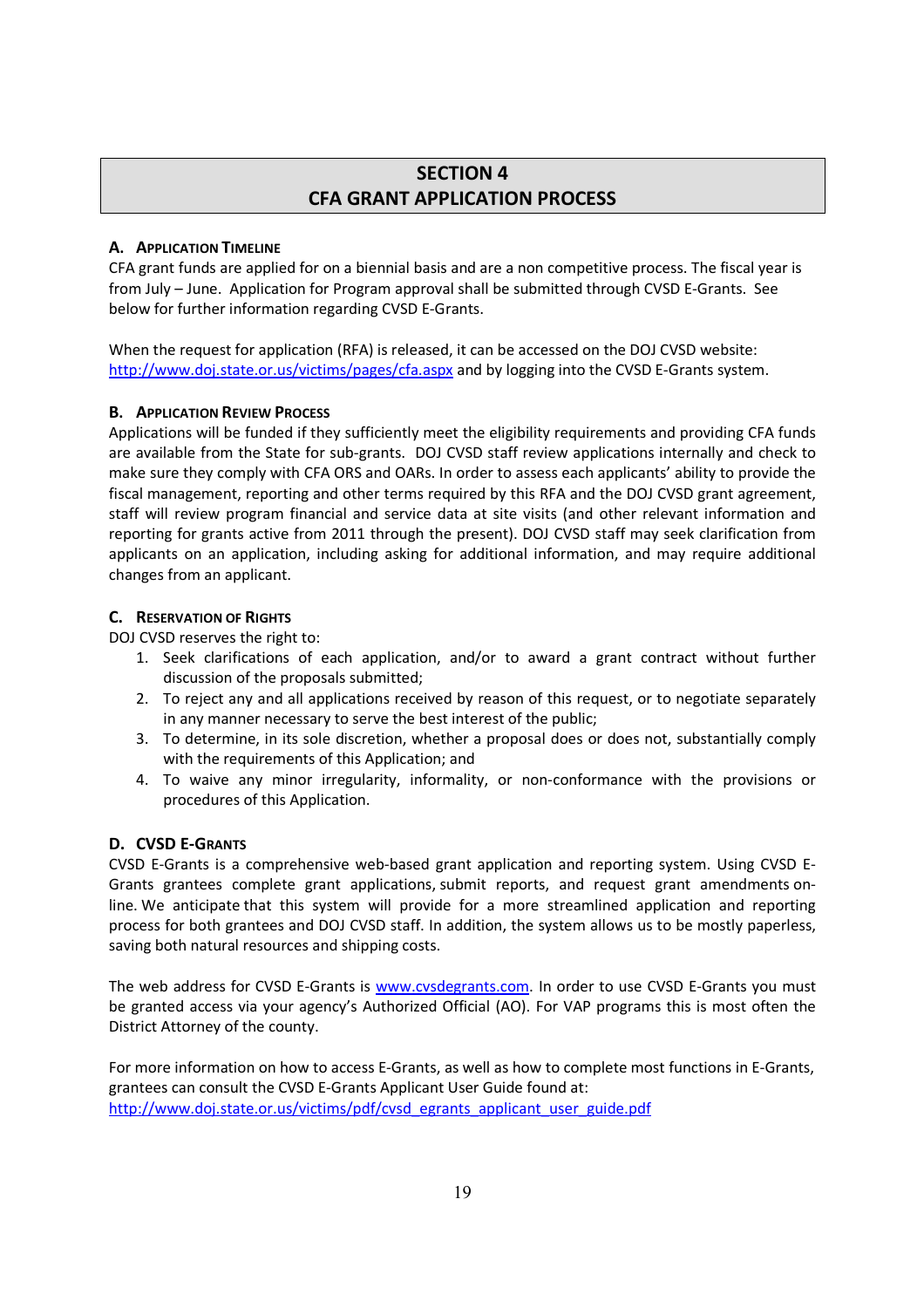## SECTION 4
## CFA GRANT APPLICATION PROCESS

### A. Application Timeline

CFA grant funds are applied for on a biennial basis and are a non competitive process. The fiscal year is from July – June. Application for Program approval shall be submitted through CVSD E-Grants. See below for further information regarding CVSD E-Grants.

When the request for application (RFA) is released, it can be accessed on the DOJ CVSD website: http://www.doj.state.or.us/victims/pages/cfa.aspx and by logging into the CVSD E-Grants system.

### B. Application Review Process

Applications will be funded if they sufficiently meet the eligibility requirements and providing CFA funds are available from the State for sub-grants. DOJ CVSD staff review applications internally and check to make sure they comply with CFA ORS and OARs. In order to assess each applicants' ability to provide the fiscal management, reporting and other terms required by this RFA and the DOJ CVSD grant agreement, staff will review program financial and service data at site visits (and other relevant information and reporting for grants active from 2011 through the present). DOJ CVSD staff may seek clarification from applicants on an application, including asking for additional information, and may require additional changes from an applicant.

### C. Reservation of Rights

DOJ CVSD reserves the right to:

1. Seek clarifications of each application, and/or to award a grant contract without further discussion of the proposals submitted;
2. To reject any and all applications received by reason of this request, or to negotiate separately in any manner necessary to serve the best interest of the public;
3. To determine, in its sole discretion, whether a proposal does or does not, substantially comply with the requirements of this Application; and
4. To waive any minor irregularity, informality, or non-conformance with the provisions or procedures of this Application.

### D. CVSD E-Grants

CVSD E-Grants is a comprehensive web-based grant application and reporting system. Using CVSD E-Grants grantees complete grant applications, submit reports, and request grant amendments on-line. We anticipate that this system will provide for a more streamlined application and reporting process for both grantees and DOJ CVSD staff. In addition, the system allows us to be mostly paperless, saving both natural resources and shipping costs.

The web address for CVSD E-Grants is www.cvsdegrants.com. In order to use CVSD E-Grants you must be granted access via your agency's Authorized Official (AO). For VAP programs this is most often the District Attorney of the county.

For more information on how to access E-Grants, as well as how to complete most functions in E-Grants, grantees can consult the CVSD E-Grants Applicant User Guide found at:
http://www.doj.state.or.us/victims/pdf/cvsd_egrants_applicant_user_guide.pdf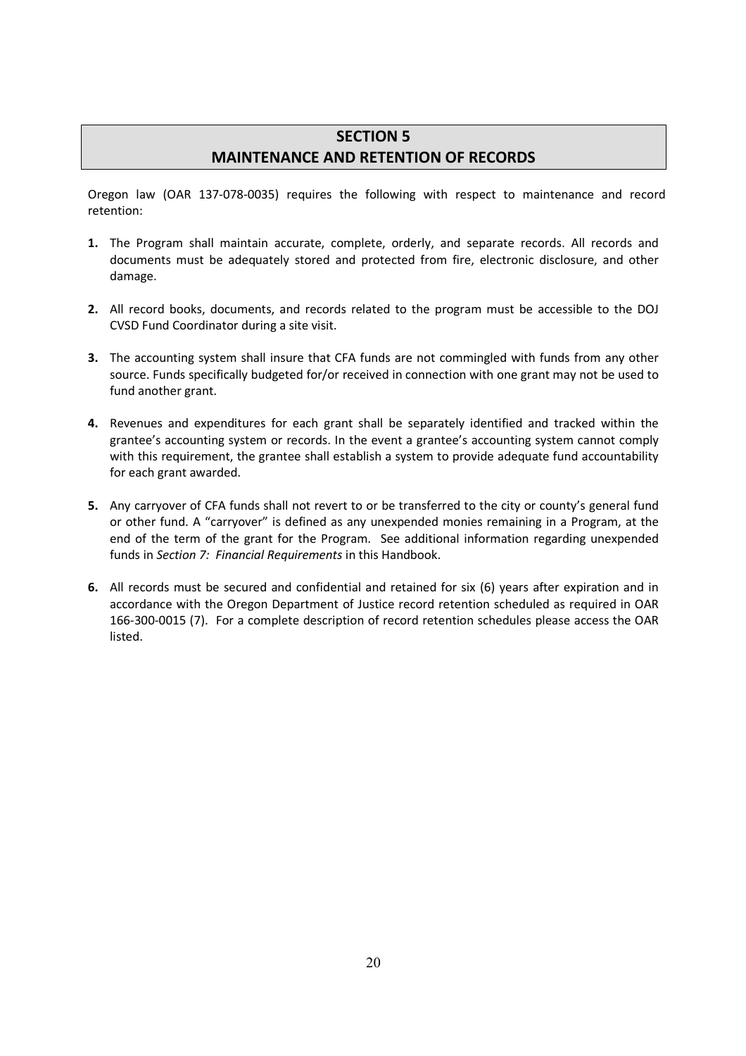## SECTION 5
## MAINTENANCE AND RETENTION OF RECORDS

Oregon law (OAR 137-078-0035) requires the following with respect to maintenance and record retention:

1. The Program shall maintain accurate, complete, orderly, and separate records. All records and documents must be adequately stored and protected from fire, electronic disclosure, and other damage.

2. All record books, documents, and records related to the program must be accessible to the DOJ CVSD Fund Coordinator during a site visit.

3. The accounting system shall insure that CFA funds are not commingled with funds from any other source. Funds specifically budgeted for/or received in connection with one grant may not be used to fund another grant.

4. Revenues and expenditures for each grant shall be separately identified and tracked within the grantee's accounting system or records. In the event a grantee's accounting system cannot comply with this requirement, the grantee shall establish a system to provide adequate fund accountability for each grant awarded.

5. Any carryover of CFA funds shall not revert to or be transferred to the city or county's general fund or other fund. A "carryover" is defined as any unexpended monies remaining in a Program, at the end of the term of the grant for the Program. See additional information regarding unexpended funds in *Section 7: Financial Requirements* in this Handbook.

6. All records must be secured and confidential and retained for six (6) years after expiration and in accordance with the Oregon Department of Justice record retention scheduled as required in OAR 166-300-0015 (7). For a complete description of record retention schedules please access the OAR listed.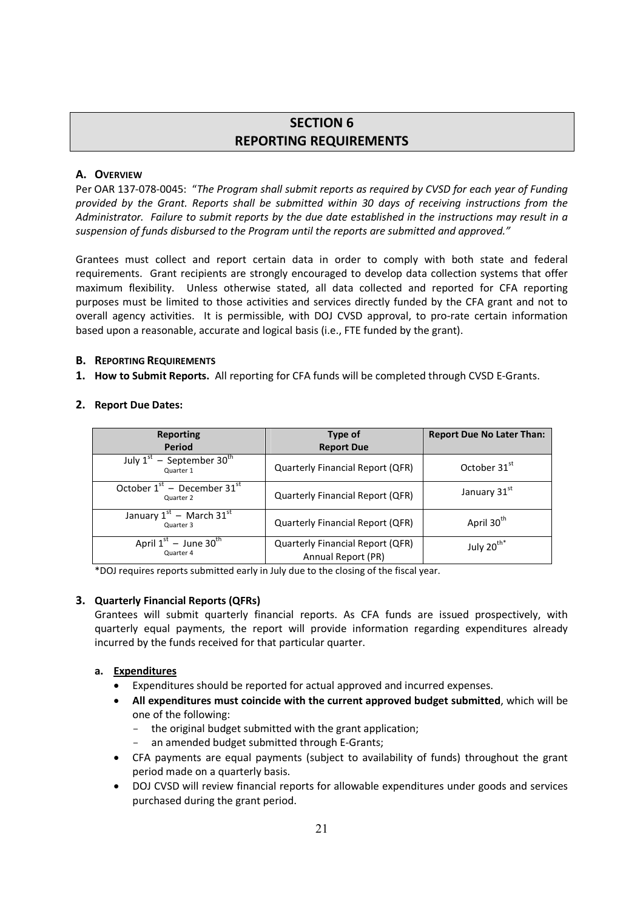# SECTION 6
# REPORTING REQUIREMENTS

## A. Overview

Per OAR 137-078-0045: "*The Program shall submit reports as required by CVSD for each year of Funding provided by the Grant. Reports shall be submitted within 30 days of receiving instructions from the Administrator. Failure to submit reports by the due date established in the instructions may result in a suspension of funds disbursed to the Program until the reports are submitted and approved.*"

Grantees must collect and report certain data in order to comply with both state and federal requirements. Grant recipients are strongly encouraged to develop data collection systems that offer maximum flexibility. Unless otherwise stated, all data collected and reported for CFA reporting purposes must be limited to those activities and services directly funded by the CFA grant and not to overall agency activities. It is permissible, with DOJ CVSD approval, to pro-rate certain information based upon a reasonable, accurate and logical basis (i.e., FTE funded by the grant).

## B. Reporting Requirements

**1. How to Submit Reports.** All reporting for CFA funds will be completed through CVSD E-Grants.

**2. Report Due Dates:**

| Reporting Period | Type of Report Due | Report Due No Later Than: |
|---|---|---|
| July 1st – September 30th<br>Quarter 1 | Quarterly Financial Report (QFR) | October 31st |
| October 1st – December 31st<br>Quarter 2 | Quarterly Financial Report (QFR) | January 31st |
| January 1st – March 31st<br>Quarter 3 | Quarterly Financial Report (QFR) | April 30th |
| April 1st – June 30th<br>Quarter 4 | Quarterly Financial Report (QFR)<br>Annual Report (PR) | July 20th* |

*DOJ requires reports submitted early in July due to the closing of the fiscal year.

**3. Quarterly Financial Reports (QFRs)**

Grantees will submit quarterly financial reports. As CFA funds are issued prospectively, with quarterly equal payments, the report will provide information regarding expenditures already incurred by the funds received for that particular quarter.

**a. <u>Expenditures</u>**

- Expenditures should be reported for actual approved and incurred expenses.
- **All expenditures must coincide with the current approved budget submitted**, which will be one of the following:
  - the original budget submitted with the grant application;
  - an amended budget submitted through E-Grants;
- CFA payments are equal payments (subject to availability of funds) throughout the grant period made on a quarterly basis.
- DOJ CVSD will review financial reports for allowable expenditures under goods and services purchased during the grant period.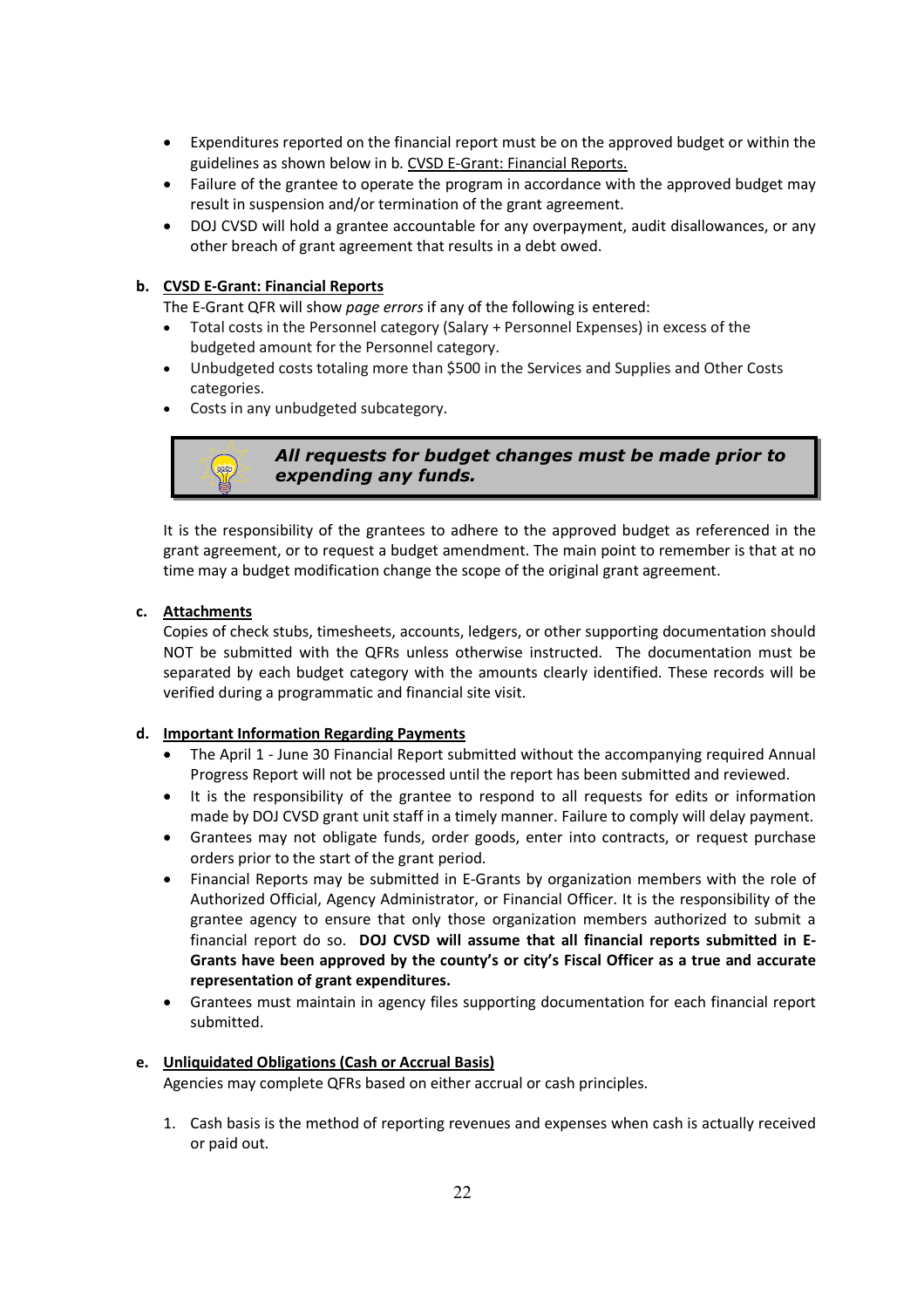- Expenditures reported on the financial report must be on the approved budget or within the guidelines as shown below in b. CVSD E-Grant: Financial Reports.
- Failure of the grantee to operate the program in accordance with the approved budget may result in suspension and/or termination of the grant agreement.
- DOJ CVSD will hold a grantee accountable for any overpayment, audit disallowances, or any other breach of grant agreement that results in a debt owed.

**b. CVSD E-Grant: Financial Reports**

The E-Grant QFR will show *page errors* if any of the following is entered:

- Total costs in the Personnel category (Salary + Personnel Expenses) in excess of the budgeted amount for the Personnel category.
- Unbudgeted costs totaling more than $500 in the Services and Supplies and Other Costs categories.
- Costs in any unbudgeted subcategory.

> ***All requests for budget changes must be made prior to expending any funds.***

It is the responsibility of the grantees to adhere to the approved budget as referenced in the grant agreement, or to request a budget amendment. The main point to remember is that at no time may a budget modification change the scope of the original grant agreement.

**c. Attachments**

Copies of check stubs, timesheets, accounts, ledgers, or other supporting documentation should NOT be submitted with the QFRs unless otherwise instructed. The documentation must be separated by each budget category with the amounts clearly identified. These records will be verified during a programmatic and financial site visit.

**d. Important Information Regarding Payments**

- The April 1 - June 30 Financial Report submitted without the accompanying required Annual Progress Report will not be processed until the report has been submitted and reviewed.
- It is the responsibility of the grantee to respond to all requests for edits or information made by DOJ CVSD grant unit staff in a timely manner. Failure to comply will delay payment.
- Grantees may not obligate funds, order goods, enter into contracts, or request purchase orders prior to the start of the grant period.
- Financial Reports may be submitted in E-Grants by organization members with the role of Authorized Official, Agency Administrator, or Financial Officer. It is the responsibility of the grantee agency to ensure that only those organization members authorized to submit a financial report do so. **DOJ CVSD will assume that all financial reports submitted in E-Grants have been approved by the county's or city's Fiscal Officer as a true and accurate representation of grant expenditures.**
- Grantees must maintain in agency files supporting documentation for each financial report submitted.

**e. Unliquidated Obligations (Cash or Accrual Basis)**

Agencies may complete QFRs based on either accrual or cash principles.

1. Cash basis is the method of reporting revenues and expenses when cash is actually received or paid out.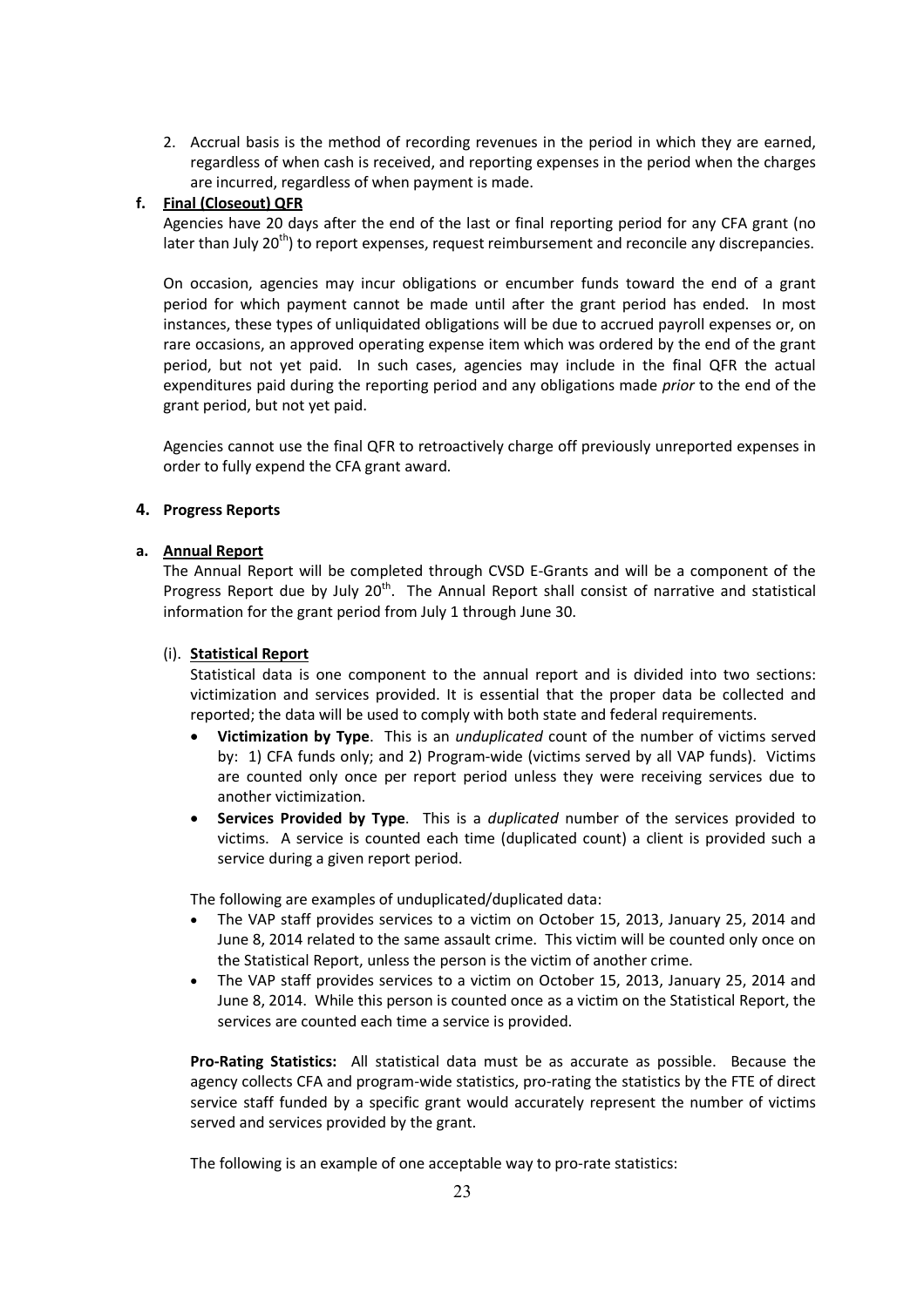2. Accrual basis is the method of recording revenues in the period in which they are earned, regardless of when cash is received, and reporting expenses in the period when the charges are incurred, regardless of when payment is made.

**f. <u>Final (Closeout) QFR</u>**

Agencies have 20 days after the end of the last or final reporting period for any CFA grant (no later than July 20th) to report expenses, request reimbursement and reconcile any discrepancies.

On occasion, agencies may incur obligations or encumber funds toward the end of a grant period for which payment cannot be made until after the grant period has ended. In most instances, these types of unliquidated obligations will be due to accrued payroll expenses or, on rare occasions, an approved operating expense item which was ordered by the end of the grant period, but not yet paid. In such cases, agencies may include in the final QFR the actual expenditures paid during the reporting period and any obligations made *prior* to the end of the grant period, but not yet paid.

Agencies cannot use the final QFR to retroactively charge off previously unreported expenses in order to fully expend the CFA grant award.

## 4. Progress Reports

**a. <u>Annual Report</u>**

The Annual Report will be completed through CVSD E-Grants and will be a component of the Progress Report due by July 20th. The Annual Report shall consist of narrative and statistical information for the grant period from July 1 through June 30.

(i). **<u>Statistical Report</u>**

Statistical data is one component to the annual report and is divided into two sections: victimization and services provided. It is essential that the proper data be collected and reported; the data will be used to comply with both state and federal requirements.

- **Victimization by Type**. This is an *unduplicated* count of the number of victims served by: 1) CFA funds only; and 2) Program-wide (victims served by all VAP funds). Victims are counted only once per report period unless they were receiving services due to another victimization.
- **Services Provided by Type**. This is a *duplicated* number of the services provided to victims. A service is counted each time (duplicated count) a client is provided such a service during a given report period.

The following are examples of unduplicated/duplicated data:

- The VAP staff provides services to a victim on October 15, 2013, January 25, 2014 and June 8, 2014 related to the same assault crime. This victim will be counted only once on the Statistical Report, unless the person is the victim of another crime.
- The VAP staff provides services to a victim on October 15, 2013, January 25, 2014 and June 8, 2014. While this person is counted once as a victim on the Statistical Report, the services are counted each time a service is provided.

**Pro-Rating Statistics:** All statistical data must be as accurate as possible. Because the agency collects CFA and program-wide statistics, pro-rating the statistics by the FTE of direct service staff funded by a specific grant would accurately represent the number of victims served and services provided by the grant.

The following is an example of one acceptable way to pro-rate statistics: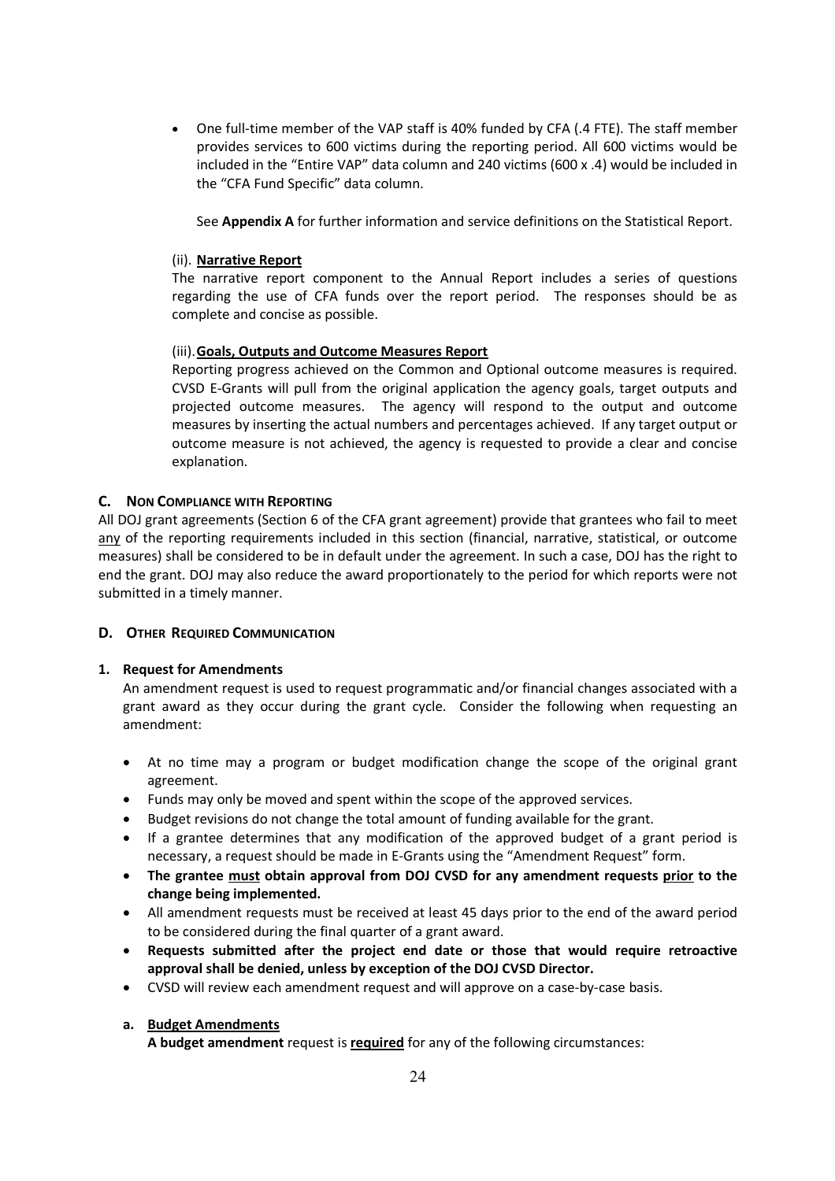- One full-time member of the VAP staff is 40% funded by CFA (.4 FTE). The staff member provides services to 600 victims during the reporting period. All 600 victims would be included in the "Entire VAP" data column and 240 victims (600 x .4) would be included in the "CFA Fund Specific" data column.

  See **Appendix A** for further information and service definitions on the Statistical Report.

(ii). **<u>Narrative Report</u>**

The narrative report component to the Annual Report includes a series of questions regarding the use of CFA funds over the report period. The responses should be as complete and concise as possible.

(iii). **<u>Goals, Outputs and Outcome Measures Report</u>**

Reporting progress achieved on the Common and Optional outcome measures is required. CVSD E-Grants will pull from the original application the agency goals, target outputs and projected outcome measures. The agency will respond to the output and outcome measures by inserting the actual numbers and percentages achieved. If any target output or outcome measure is not achieved, the agency is requested to provide a clear and concise explanation.

### C. Non Compliance with Reporting

All DOJ grant agreements (Section 6 of the CFA grant agreement) provide that grantees who fail to meet <u>any</u> of the reporting requirements included in this section (financial, narrative, statistical, or outcome measures) shall be considered to be in default under the agreement. In such a case, DOJ has the right to end the grant. DOJ may also reduce the award proportionately to the period for which reports were not submitted in a timely manner.

### D. Other Required Communication

#### 1. Request for Amendments

An amendment request is used to request programmatic and/or financial changes associated with a grant award as they occur during the grant cycle. Consider the following when requesting an amendment:

- At no time may a program or budget modification change the scope of the original grant agreement.
- Funds may only be moved and spent within the scope of the approved services.
- Budget revisions do not change the total amount of funding available for the grant.
- If a grantee determines that any modification of the approved budget of a grant period is necessary, a request should be made in E-Grants using the "Amendment Request" form.
- **The grantee <u>must</u> obtain approval from DOJ CVSD for any amendment requests <u>prior</u> to the change being implemented.**
- All amendment requests must be received at least 45 days prior to the end of the award period to be considered during the final quarter of a grant award.
- **Requests submitted after the project end date or those that would require retroactive approval shall be denied, unless by exception of the DOJ CVSD Director.**
- CVSD will review each amendment request and will approve on a case-by-case basis.

##### a. <u>Budget Amendments</u>

**A budget amendment** request is **<u>required</u>** for any of the following circumstances: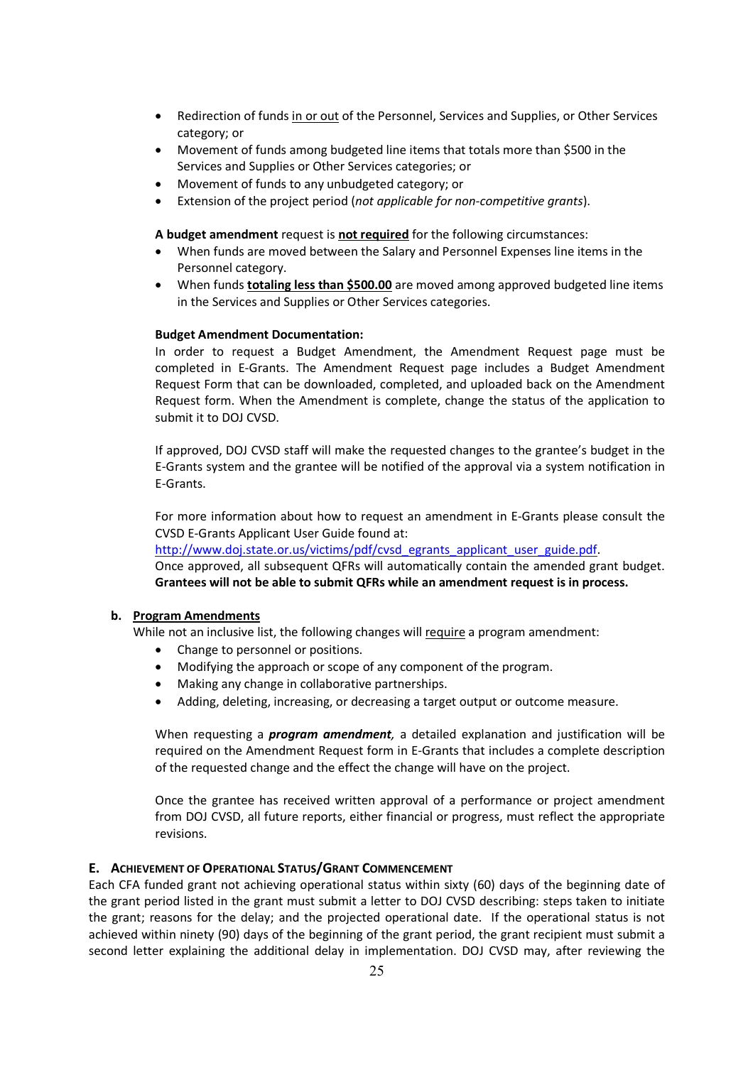- Redirection of funds <u>in or out</u> of the Personnel, Services and Supplies, or Other Services category; or
- Movement of funds among budgeted line items that totals more than $500 in the Services and Supplies or Other Services categories; or
- Movement of funds to any unbudgeted category; or
- Extension of the project period (*not applicable for non-competitive grants*).

**A budget amendment** request is **<u>not required</u>** for the following circumstances:

- When funds are moved between the Salary and Personnel Expenses line items in the Personnel category.
- When funds **<u>totaling less than $500.00</u>** are moved among approved budgeted line items in the Services and Supplies or Other Services categories.

**Budget Amendment Documentation:**

In order to request a Budget Amendment, the Amendment Request page must be completed in E-Grants. The Amendment Request page includes a Budget Amendment Request Form that can be downloaded, completed, and uploaded back on the Amendment Request form. When the Amendment is complete, change the status of the application to submit it to DOJ CVSD.

If approved, DOJ CVSD staff will make the requested changes to the grantee's budget in the E-Grants system and the grantee will be notified of the approval via a system notification in E-Grants.

For more information about how to request an amendment in E-Grants please consult the CVSD E-Grants Applicant User Guide found at:
http://www.doj.state.or.us/victims/pdf/cvsd_egrants_applicant_user_guide.pdf.
Once approved, all subsequent QFRs will automatically contain the amended grant budget. **Grantees will not be able to submit QFRs while an amendment request is in process.**

**b. <u>Program Amendments</u>**

While not an inclusive list, the following changes will <u>require</u> a program amendment:

- Change to personnel or positions.
- Modifying the approach or scope of any component of the program.
- Making any change in collaborative partnerships.
- Adding, deleting, increasing, or decreasing a target output or outcome measure.

When requesting a ***program amendment,*** a detailed explanation and justification will be required on the Amendment Request form in E-Grants that includes a complete description of the requested change and the effect the change will have on the project.

Once the grantee has received written approval of a performance or project amendment from DOJ CVSD, all future reports, either financial or progress, must reflect the appropriate revisions.

### E. Achievement of Operational Status/Grant Commencement

Each CFA funded grant not achieving operational status within sixty (60) days of the beginning date of the grant period listed in the grant must submit a letter to DOJ CVSD describing: steps taken to initiate the grant; reasons for the delay; and the projected operational date. If the operational status is not achieved within ninety (90) days of the beginning of the grant period, the grant recipient must submit a second letter explaining the additional delay in implementation. DOJ CVSD may, after reviewing the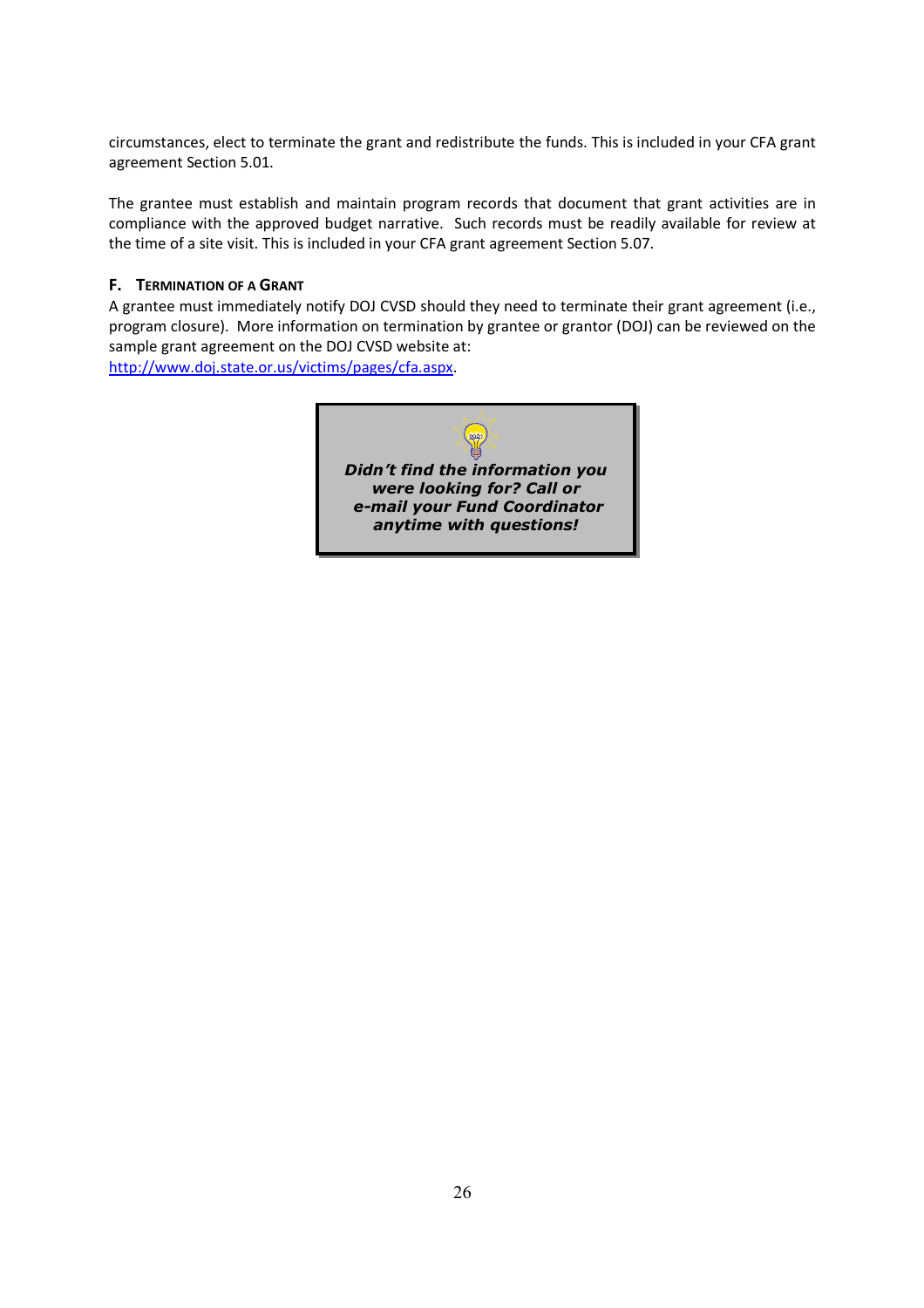circumstances, elect to terminate the grant and redistribute the funds. This is included in your CFA grant agreement Section 5.01.

The grantee must establish and maintain program records that document that grant activities are in compliance with the approved budget narrative. Such records must be readily available for review at the time of a site visit. This is included in your CFA grant agreement Section 5.07.

### F. Termination of a Grant

A grantee must immediately notify DOJ CVSD should they need to terminate their grant agreement (i.e., program closure). More information on termination by grantee or grantor (DOJ) can be reviewed on the sample grant agreement on the DOJ CVSD website at: [http://www.doj.state.or.us/victims/pages/cfa.aspx](http://www.doj.state.or.us/victims/pages/cfa.aspx).

> ***Didn't find the information you were looking for? Call or e-mail your Fund Coordinator anytime with questions!***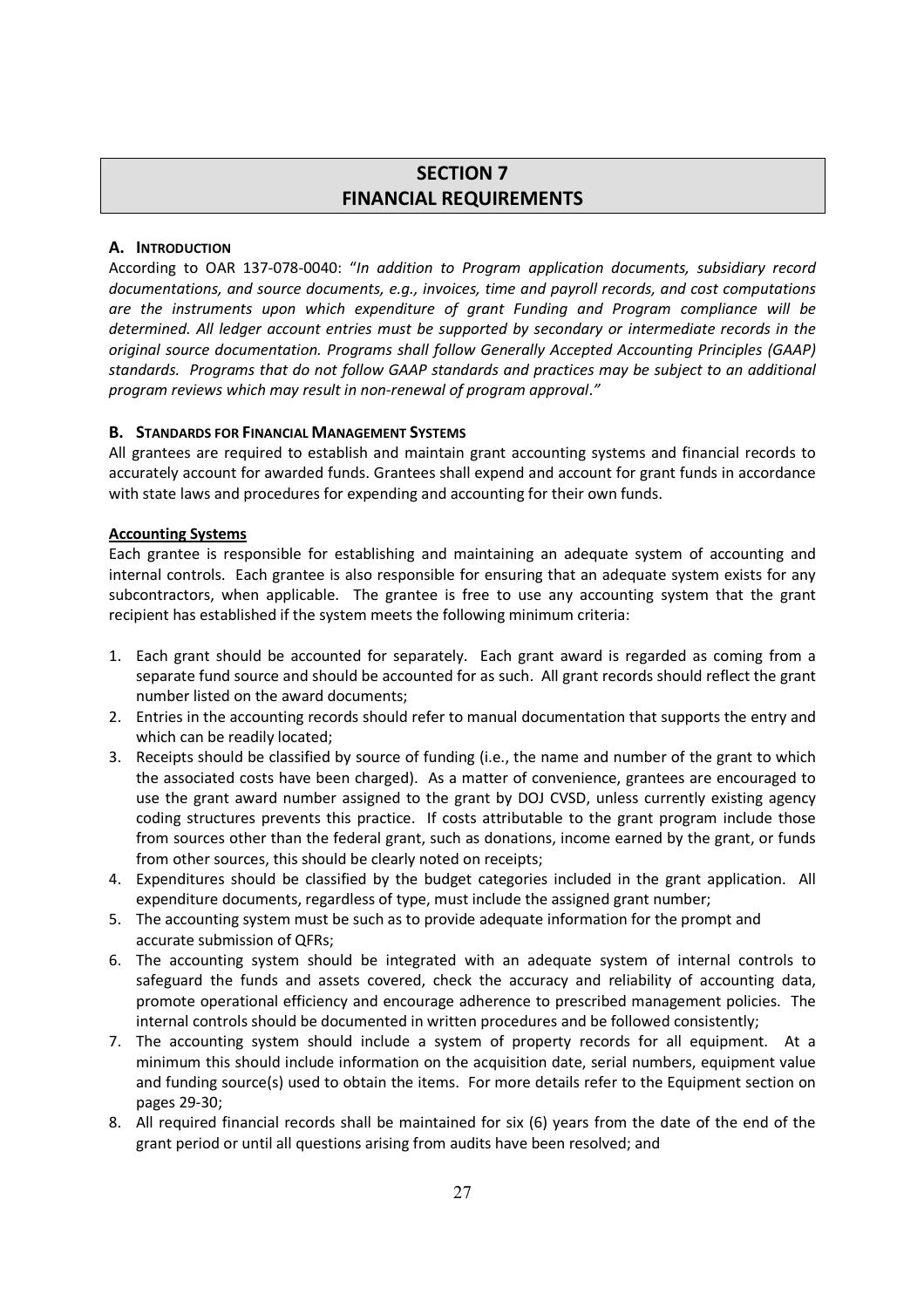# SECTION 7
# FINANCIAL REQUIREMENTS

## A. Introduction

According to OAR 137-078-0040: "*In addition to Program application documents, subsidiary record documentations, and source documents, e.g., invoices, time and payroll records, and cost computations are the instruments upon which expenditure of grant Funding and Program compliance will be determined. All ledger account entries must be supported by secondary or intermediate records in the original source documentation. Programs shall follow Generally Accepted Accounting Principles (GAAP) standards. Programs that do not follow GAAP standards and practices may be subject to an additional program reviews which may result in non-renewal of program approval*."

## B. Standards for Financial Management Systems

All grantees are required to establish and maintain grant accounting systems and financial records to accurately account for awarded funds. Grantees shall expend and account for grant funds in accordance with state laws and procedures for expending and accounting for their own funds.

### Accounting Systems

Each grantee is responsible for establishing and maintaining an adequate system of accounting and internal controls. Each grantee is also responsible for ensuring that an adequate system exists for any subcontractors, when applicable. The grantee is free to use any accounting system that the grant recipient has established if the system meets the following minimum criteria:

1. Each grant should be accounted for separately. Each grant award is regarded as coming from a separate fund source and should be accounted for as such. All grant records should reflect the grant number listed on the award documents;
2. Entries in the accounting records should refer to manual documentation that supports the entry and which can be readily located;
3. Receipts should be classified by source of funding (i.e., the name and number of the grant to which the associated costs have been charged). As a matter of convenience, grantees are encouraged to use the grant award number assigned to the grant by DOJ CVSD, unless currently existing agency coding structures prevents this practice. If costs attributable to the grant program include those from sources other than the federal grant, such as donations, income earned by the grant, or funds from other sources, this should be clearly noted on receipts;
4. Expenditures should be classified by the budget categories included in the grant application. All expenditure documents, regardless of type, must include the assigned grant number;
5. The accounting system must be such as to provide adequate information for the prompt and accurate submission of QFRs;
6. The accounting system should be integrated with an adequate system of internal controls to safeguard the funds and assets covered, check the accuracy and reliability of accounting data, promote operational efficiency and encourage adherence to prescribed management policies. The internal controls should be documented in written procedures and be followed consistently;
7. The accounting system should include a system of property records for all equipment. At a minimum this should include information on the acquisition date, serial numbers, equipment value and funding source(s) used to obtain the items. For more details refer to the Equipment section on pages 29-30;
8. All required financial records shall be maintained for six (6) years from the date of the end of the grant period or until all questions arising from audits have been resolved; and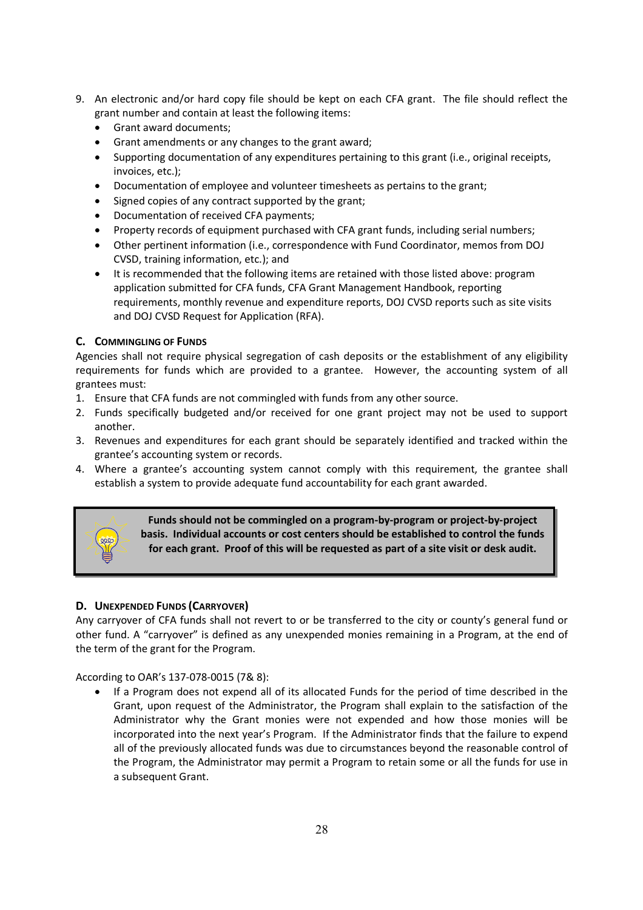9. An electronic and/or hard copy file should be kept on each CFA grant. The file should reflect the grant number and contain at least the following items:
   - Grant award documents;
   - Grant amendments or any changes to the grant award;
   - Supporting documentation of any expenditures pertaining to this grant (i.e., original receipts, invoices, etc.);
   - Documentation of employee and volunteer timesheets as pertains to the grant;
   - Signed copies of any contract supported by the grant;
   - Documentation of received CFA payments;
   - Property records of equipment purchased with CFA grant funds, including serial numbers;
   - Other pertinent information (i.e., correspondence with Fund Coordinator, memos from DOJ CVSD, training information, etc.); and
   - It is recommended that the following items are retained with those listed above: program application submitted for CFA funds, CFA Grant Management Handbook, reporting requirements, monthly revenue and expenditure reports, DOJ CVSD reports such as site visits and DOJ CVSD Request for Application (RFA).

### C. COMMINGLING OF FUNDS

Agencies shall not require physical segregation of cash deposits or the establishment of any eligibility requirements for funds which are provided to a grantee. However, the accounting system of all grantees must:

1. Ensure that CFA funds are not commingled with funds from any other source.
2. Funds specifically budgeted and/or received for one grant project may not be used to support another.
3. Revenues and expenditures for each grant should be separately identified and tracked within the grantee's accounting system or records.
4. Where a grantee's accounting system cannot comply with this requirement, the grantee shall establish a system to provide adequate fund accountability for each grant awarded.

**Funds should not be commingled on a program-by-program or project-by-project basis. Individual accounts or cost centers should be established to control the funds for each grant. Proof of this will be requested as part of a site visit or desk audit.**

### D. UNEXPENDED FUNDS (CARRYOVER)

Any carryover of CFA funds shall not revert to or be transferred to the city or county's general fund or other fund. A "carryover" is defined as any unexpended monies remaining in a Program, at the end of the term of the grant for the Program.

According to OAR's 137-078-0015 (7& 8):

- If a Program does not expend all of its allocated Funds for the period of time described in the Grant, upon request of the Administrator, the Program shall explain to the satisfaction of the Administrator why the Grant monies were not expended and how those monies will be incorporated into the next year's Program. If the Administrator finds that the failure to expend all of the previously allocated funds was due to circumstances beyond the reasonable control of the Program, the Administrator may permit a Program to retain some or all the funds for use in a subsequent Grant.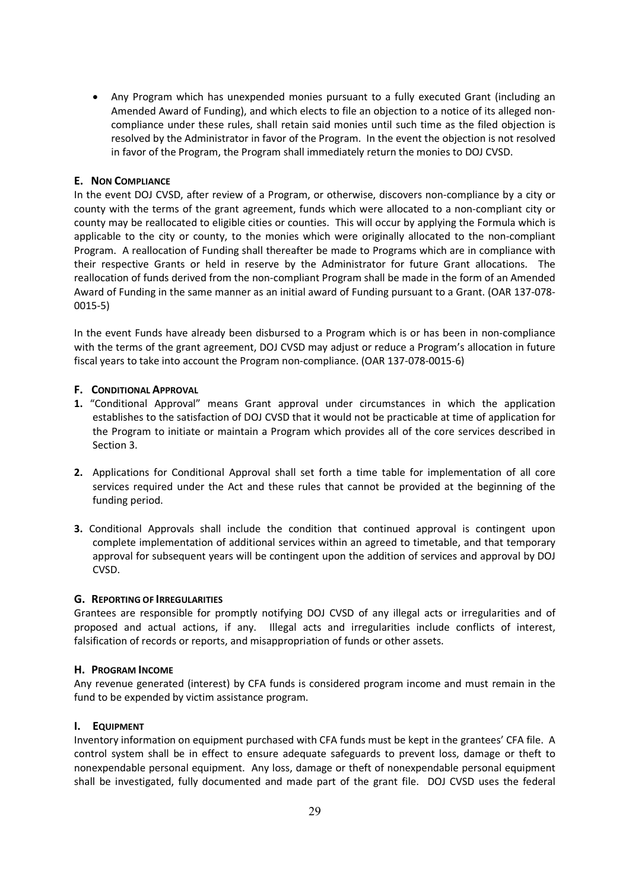- Any Program which has unexpended monies pursuant to a fully executed Grant (including an Amended Award of Funding), and which elects to file an objection to a notice of its alleged non-compliance under these rules, shall retain said monies until such time as the filed objection is resolved by the Administrator in favor of the Program. In the event the objection is not resolved in favor of the Program, the Program shall immediately return the monies to DOJ CVSD.

### E. Non Compliance

In the event DOJ CVSD, after review of a Program, or otherwise, discovers non-compliance by a city or county with the terms of the grant agreement, funds which were allocated to a non-compliant city or county may be reallocated to eligible cities or counties. This will occur by applying the Formula which is applicable to the city or county, to the monies which were originally allocated to the non-compliant Program. A reallocation of Funding shall thereafter be made to Programs which are in compliance with their respective Grants or held in reserve by the Administrator for future Grant allocations. The reallocation of funds derived from the non-compliant Program shall be made in the form of an Amended Award of Funding in the same manner as an initial award of Funding pursuant to a Grant. (OAR 137-078-0015-5)

In the event Funds have already been disbursed to a Program which is or has been in non-compliance with the terms of the grant agreement, DOJ CVSD may adjust or reduce a Program's allocation in future fiscal years to take into account the Program non-compliance. (OAR 137-078-0015-6)

### F. Conditional Approval

1. "Conditional Approval" means Grant approval under circumstances in which the application establishes to the satisfaction of DOJ CVSD that it would not be practicable at time of application for the Program to initiate or maintain a Program which provides all of the core services described in Section 3.

2. Applications for Conditional Approval shall set forth a time table for implementation of all core services required under the Act and these rules that cannot be provided at the beginning of the funding period.

3. Conditional Approvals shall include the condition that continued approval is contingent upon complete implementation of additional services within an agreed to timetable, and that temporary approval for subsequent years will be contingent upon the addition of services and approval by DOJ CVSD.

### G. Reporting of Irregularities

Grantees are responsible for promptly notifying DOJ CVSD of any illegal acts or irregularities and of proposed and actual actions, if any. Illegal acts and irregularities include conflicts of interest, falsification of records or reports, and misappropriation of funds or other assets.

### H. Program Income

Any revenue generated (interest) by CFA funds is considered program income and must remain in the fund to be expended by victim assistance program.

### I. Equipment

Inventory information on equipment purchased with CFA funds must be kept in the grantees' CFA file. A control system shall be in effect to ensure adequate safeguards to prevent loss, damage or theft to nonexpendable personal equipment. Any loss, damage or theft of nonexpendable personal equipment shall be investigated, fully documented and made part of the grant file. DOJ CVSD uses the federal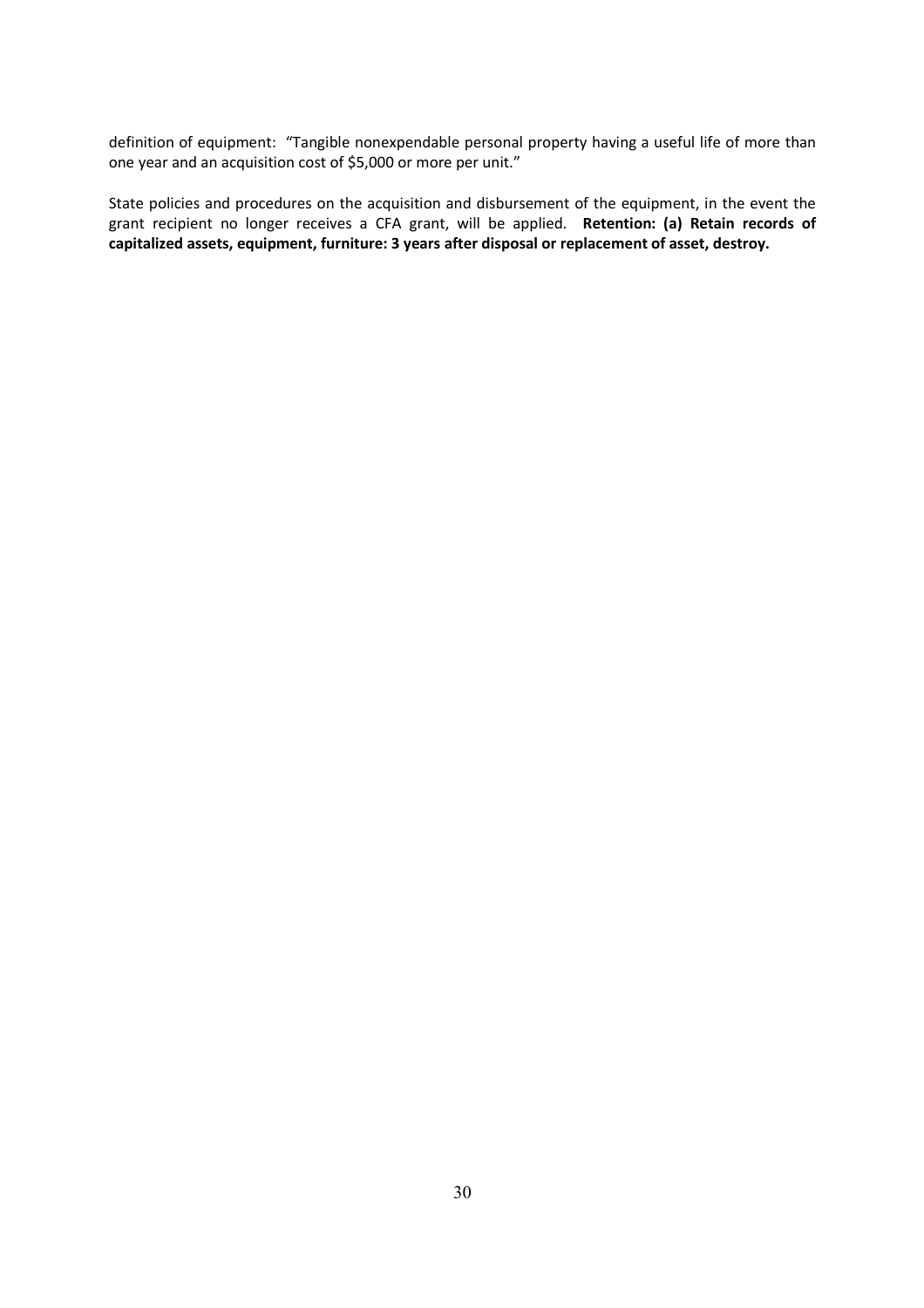definition of equipment: "Tangible nonexpendable personal property having a useful life of more than one year and an acquisition cost of $5,000 or more per unit."

State policies and procedures on the acquisition and disbursement of the equipment, in the event the grant recipient no longer receives a CFA grant, will be applied. **Retention: (a) Retain records of capitalized assets, equipment, furniture: 3 years after disposal or replacement of asset, destroy.**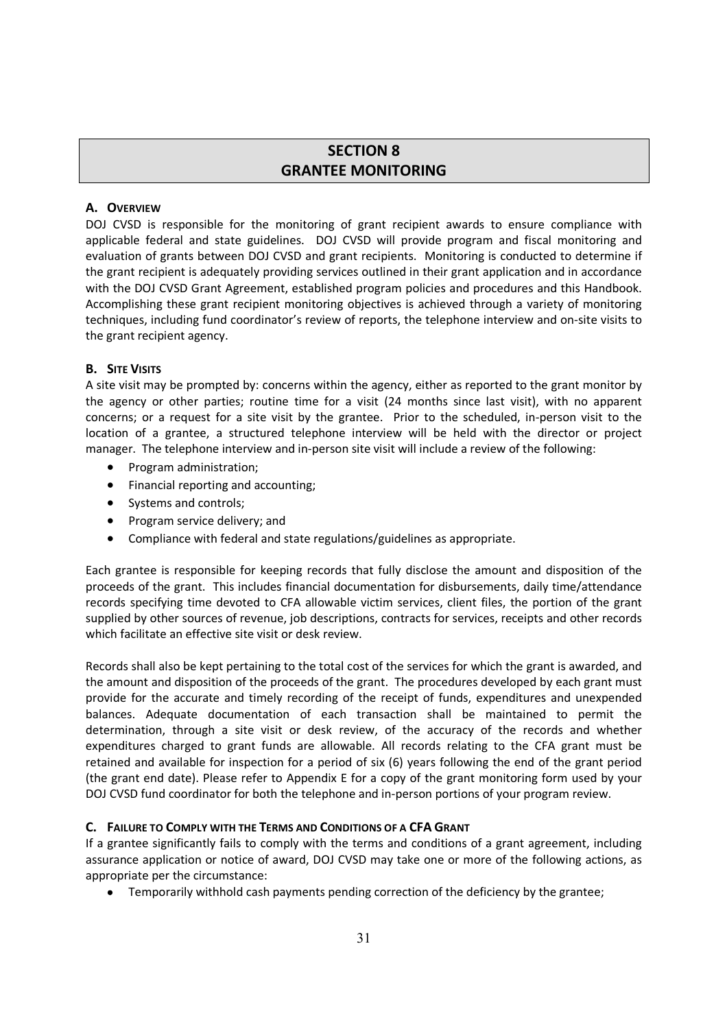# SECTION 8
# GRANTEE MONITORING

## A. Overview

DOJ CVSD is responsible for the monitoring of grant recipient awards to ensure compliance with applicable federal and state guidelines. DOJ CVSD will provide program and fiscal monitoring and evaluation of grants between DOJ CVSD and grant recipients. Monitoring is conducted to determine if the grant recipient is adequately providing services outlined in their grant application and in accordance with the DOJ CVSD Grant Agreement, established program policies and procedures and this Handbook. Accomplishing these grant recipient monitoring objectives is achieved through a variety of monitoring techniques, including fund coordinator's review of reports, the telephone interview and on-site visits to the grant recipient agency.

## B. Site Visits

A site visit may be prompted by: concerns within the agency, either as reported to the grant monitor by the agency or other parties; routine time for a visit (24 months since last visit), with no apparent concerns; or a request for a site visit by the grantee. Prior to the scheduled, in-person visit to the location of a grantee, a structured telephone interview will be held with the director or project manager. The telephone interview and in-person site visit will include a review of the following:

- Program administration;
- Financial reporting and accounting;
- Systems and controls;
- Program service delivery; and
- Compliance with federal and state regulations/guidelines as appropriate.

Each grantee is responsible for keeping records that fully disclose the amount and disposition of the proceeds of the grant. This includes financial documentation for disbursements, daily time/attendance records specifying time devoted to CFA allowable victim services, client files, the portion of the grant supplied by other sources of revenue, job descriptions, contracts for services, receipts and other records which facilitate an effective site visit or desk review.

Records shall also be kept pertaining to the total cost of the services for which the grant is awarded, and the amount and disposition of the proceeds of the grant. The procedures developed by each grant must provide for the accurate and timely recording of the receipt of funds, expenditures and unexpended balances. Adequate documentation of each transaction shall be maintained to permit the determination, through a site visit or desk review, of the accuracy of the records and whether expenditures charged to grant funds are allowable. All records relating to the CFA grant must be retained and available for inspection for a period of six (6) years following the end of the grant period (the grant end date). Please refer to Appendix E for a copy of the grant monitoring form used by your DOJ CVSD fund coordinator for both the telephone and in-person portions of your program review.

## C. Failure to Comply with the Terms and Conditions of a CFA Grant

If a grantee significantly fails to comply with the terms and conditions of a grant agreement, including assurance application or notice of award, DOJ CVSD may take one or more of the following actions, as appropriate per the circumstance:

- Temporarily withhold cash payments pending correction of the deficiency by the grantee;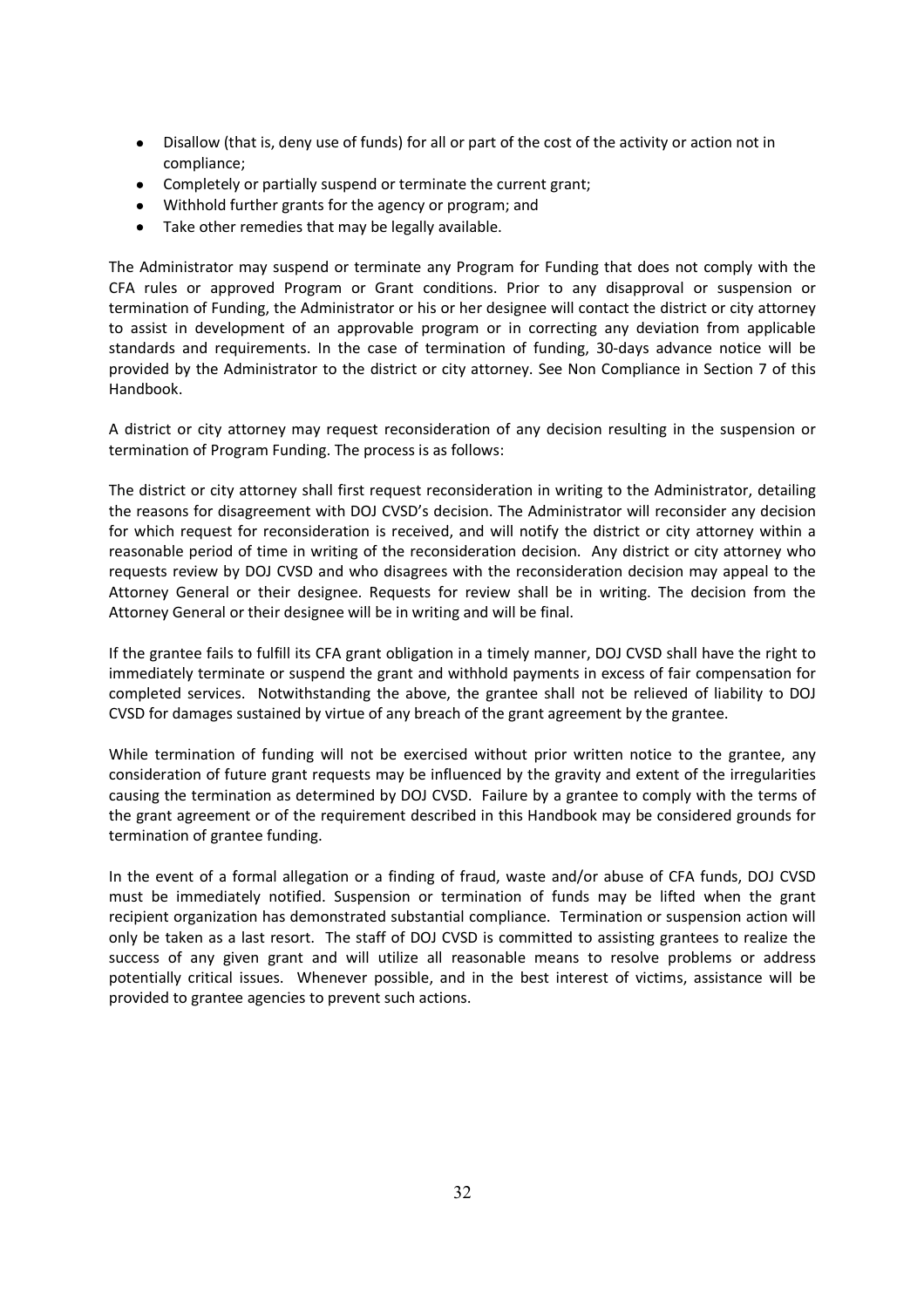- Disallow (that is, deny use of funds) for all or part of the cost of the activity or action not in compliance;
- Completely or partially suspend or terminate the current grant;
- Withhold further grants for the agency or program; and
- Take other remedies that may be legally available.

The Administrator may suspend or terminate any Program for Funding that does not comply with the CFA rules or approved Program or Grant conditions. Prior to any disapproval or suspension or termination of Funding, the Administrator or his or her designee will contact the district or city attorney to assist in development of an approvable program or in correcting any deviation from applicable standards and requirements. In the case of termination of funding, 30-days advance notice will be provided by the Administrator to the district or city attorney. See Non Compliance in Section 7 of this Handbook.

A district or city attorney may request reconsideration of any decision resulting in the suspension or termination of Program Funding. The process is as follows:

The district or city attorney shall first request reconsideration in writing to the Administrator, detailing the reasons for disagreement with DOJ CVSD's decision. The Administrator will reconsider any decision for which request for reconsideration is received, and will notify the district or city attorney within a reasonable period of time in writing of the reconsideration decision. Any district or city attorney who requests review by DOJ CVSD and who disagrees with the reconsideration decision may appeal to the Attorney General or their designee. Requests for review shall be in writing. The decision from the Attorney General or their designee will be in writing and will be final.

If the grantee fails to fulfill its CFA grant obligation in a timely manner, DOJ CVSD shall have the right to immediately terminate or suspend the grant and withhold payments in excess of fair compensation for completed services. Notwithstanding the above, the grantee shall not be relieved of liability to DOJ CVSD for damages sustained by virtue of any breach of the grant agreement by the grantee.

While termination of funding will not be exercised without prior written notice to the grantee, any consideration of future grant requests may be influenced by the gravity and extent of the irregularities causing the termination as determined by DOJ CVSD. Failure by a grantee to comply with the terms of the grant agreement or of the requirement described in this Handbook may be considered grounds for termination of grantee funding.

In the event of a formal allegation or a finding of fraud, waste and/or abuse of CFA funds, DOJ CVSD must be immediately notified. Suspension or termination of funds may be lifted when the grant recipient organization has demonstrated substantial compliance. Termination or suspension action will only be taken as a last resort. The staff of DOJ CVSD is committed to assisting grantees to realize the success of any given grant and will utilize all reasonable means to resolve problems or address potentially critical issues. Whenever possible, and in the best interest of victims, assistance will be provided to grantee agencies to prevent such actions.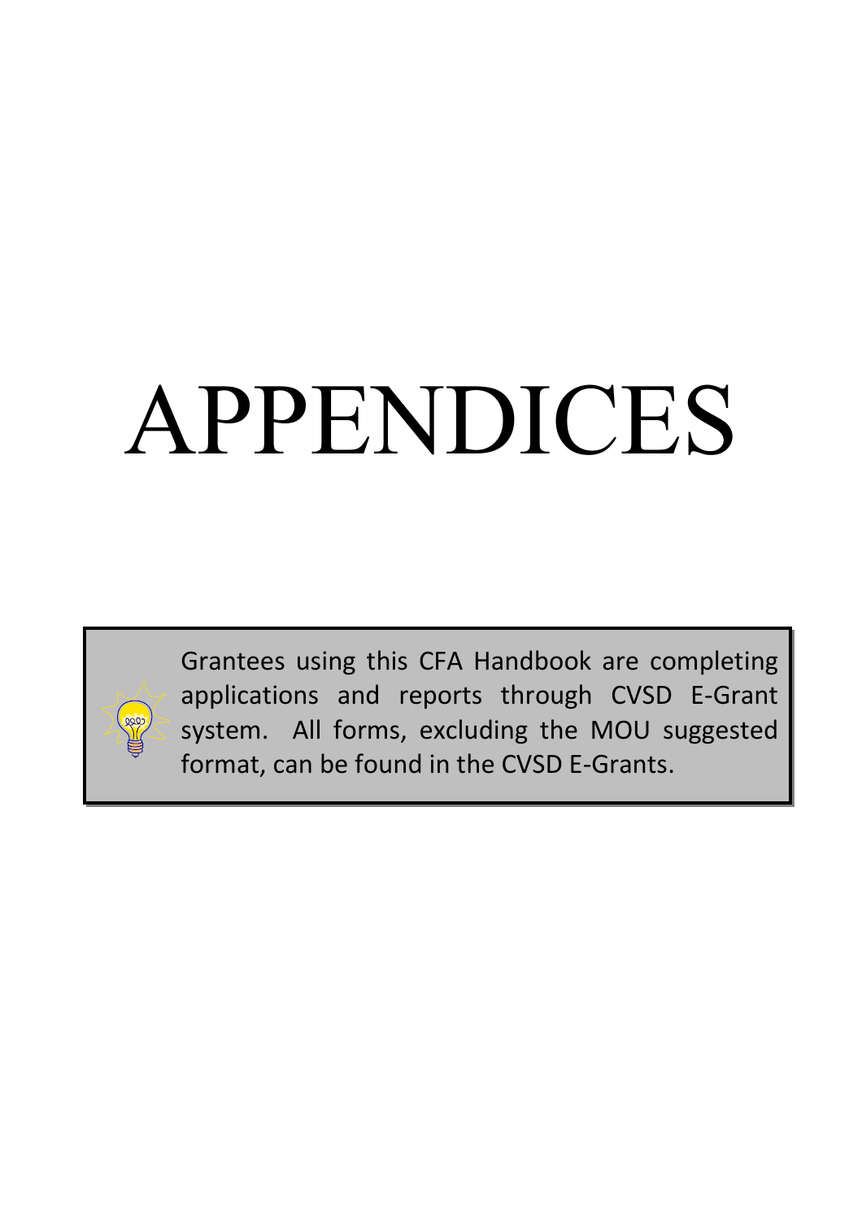# APPENDICES

> Grantees using this CFA Handbook are completing applications and reports through CVSD E-Grant system. All forms, excluding the MOU suggested format, can be found in the CVSD E-Grants.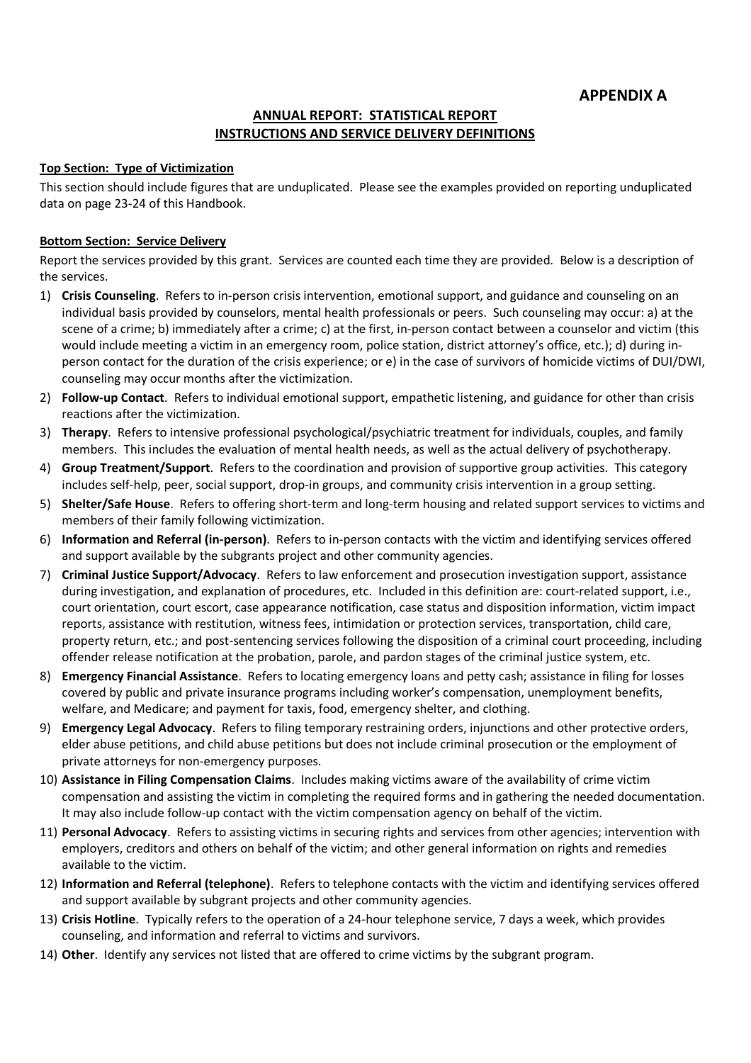# APPENDIX A

## ANNUAL REPORT: STATISTICAL REPORT
## INSTRUCTIONS AND SERVICE DELIVERY DEFINITIONS

**Top Section: Type of Victimization**

This section should include figures that are unduplicated. Please see the examples provided on reporting unduplicated data on page 23-24 of this Handbook.

**Bottom Section: Service Delivery**

Report the services provided by this grant. Services are counted each time they are provided. Below is a description of the services.

1) **Crisis Counseling**. Refers to in-person crisis intervention, emotional support, and guidance and counseling on an individual basis provided by counselors, mental health professionals or peers. Such counseling may occur: a) at the scene of a crime; b) immediately after a crime; c) at the first, in-person contact between a counselor and victim (this would include meeting a victim in an emergency room, police station, district attorney's office, etc.); d) during in-person contact for the duration of the crisis experience; or e) in the case of survivors of homicide victims of DUI/DWI, counseling may occur months after the victimization.
2) **Follow-up Contact**. Refers to individual emotional support, empathetic listening, and guidance for other than crisis reactions after the victimization.
3) **Therapy**. Refers to intensive professional psychological/psychiatric treatment for individuals, couples, and family members. This includes the evaluation of mental health needs, as well as the actual delivery of psychotherapy.
4) **Group Treatment/Support**. Refers to the coordination and provision of supportive group activities. This category includes self-help, peer, social support, drop-in groups, and community crisis intervention in a group setting.
5) **Shelter/Safe House**. Refers to offering short-term and long-term housing and related support services to victims and members of their family following victimization.
6) **Information and Referral (in-person)**. Refers to in-person contacts with the victim and identifying services offered and support available by the subgrants project and other community agencies.
7) **Criminal Justice Support/Advocacy**. Refers to law enforcement and prosecution investigation support, assistance during investigation, and explanation of procedures, etc. Included in this definition are: court-related support, i.e., court orientation, court escort, case appearance notification, case status and disposition information, victim impact reports, assistance with restitution, witness fees, intimidation or protection services, transportation, child care, property return, etc.; and post-sentencing services following the disposition of a criminal court proceeding, including offender release notification at the probation, parole, and pardon stages of the criminal justice system, etc.
8) **Emergency Financial Assistance**. Refers to locating emergency loans and petty cash; assistance in filing for losses covered by public and private insurance programs including worker's compensation, unemployment benefits, welfare, and Medicare; and payment for taxis, food, emergency shelter, and clothing.
9) **Emergency Legal Advocacy**. Refers to filing temporary restraining orders, injunctions and other protective orders, elder abuse petitions, and child abuse petitions but does not include criminal prosecution or the employment of private attorneys for non-emergency purposes.
10) **Assistance in Filing Compensation Claims**. Includes making victims aware of the availability of crime victim compensation and assisting the victim in completing the required forms and in gathering the needed documentation. It may also include follow-up contact with the victim compensation agency on behalf of the victim.
11) **Personal Advocacy**. Refers to assisting victims in securing rights and services from other agencies; intervention with employers, creditors and others on behalf of the victim; and other general information on rights and remedies available to the victim.
12) **Information and Referral (telephone)**. Refers to telephone contacts with the victim and identifying services offered and support available by subgrant projects and other community agencies.
13) **Crisis Hotline**. Typically refers to the operation of a 24-hour telephone service, 7 days a week, which provides counseling, and information and referral to victims and survivors.
14) **Other**. Identify any services not listed that are offered to crime victims by the subgrant program.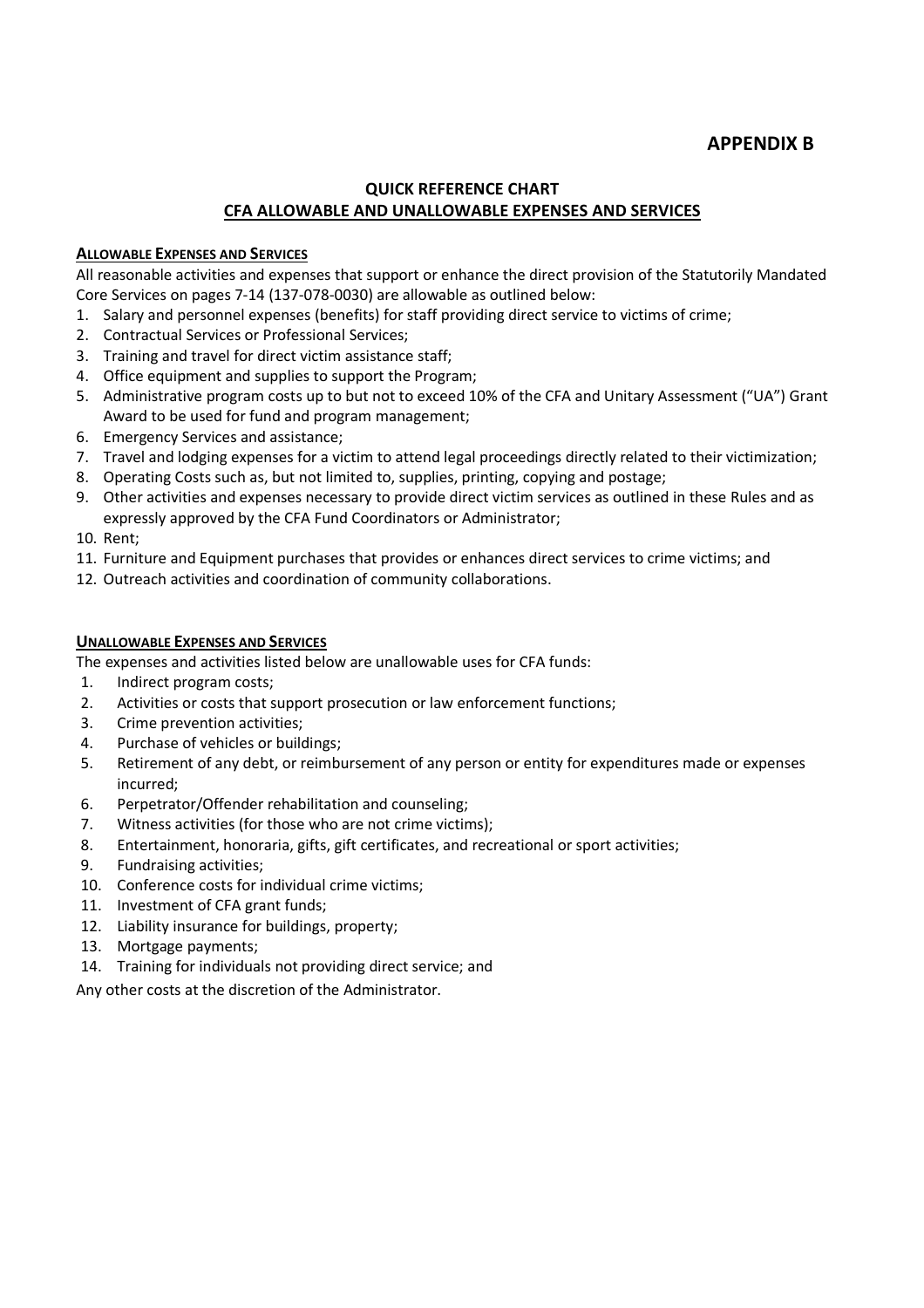# APPENDIX B

## QUICK REFERENCE CHART
## CFA ALLOWABLE AND UNALLOWABLE EXPENSES AND SERVICES

### ALLOWABLE EXPENSES AND SERVICES

All reasonable activities and expenses that support or enhance the direct provision of the Statutorily Mandated Core Services on pages 7-14 (137-078-0030) are allowable as outlined below:

1. Salary and personnel expenses (benefits) for staff providing direct service to victims of crime;
2. Contractual Services or Professional Services;
3. Training and travel for direct victim assistance staff;
4. Office equipment and supplies to support the Program;
5. Administrative program costs up to but not to exceed 10% of the CFA and Unitary Assessment ("UA") Grant Award to be used for fund and program management;
6. Emergency Services and assistance;
7. Travel and lodging expenses for a victim to attend legal proceedings directly related to their victimization;
8. Operating Costs such as, but not limited to, supplies, printing, copying and postage;
9. Other activities and expenses necessary to provide direct victim services as outlined in these Rules and as expressly approved by the CFA Fund Coordinators or Administrator;
10. Rent;
11. Furniture and Equipment purchases that provides or enhances direct services to crime victims; and
12. Outreach activities and coordination of community collaborations.

### UNALLOWABLE EXPENSES AND SERVICES

The expenses and activities listed below are unallowable uses for CFA funds:

1. Indirect program costs;
2. Activities or costs that support prosecution or law enforcement functions;
3. Crime prevention activities;
4. Purchase of vehicles or buildings;
5. Retirement of any debt, or reimbursement of any person or entity for expenditures made or expenses incurred;
6. Perpetrator/Offender rehabilitation and counseling;
7. Witness activities (for those who are not crime victims);
8. Entertainment, honoraria, gifts, gift certificates, and recreational or sport activities;
9. Fundraising activities;
10. Conference costs for individual crime victims;
11. Investment of CFA grant funds;
12. Liability insurance for buildings, property;
13. Mortgage payments;
14. Training for individuals not providing direct service; and

Any other costs at the discretion of the Administrator.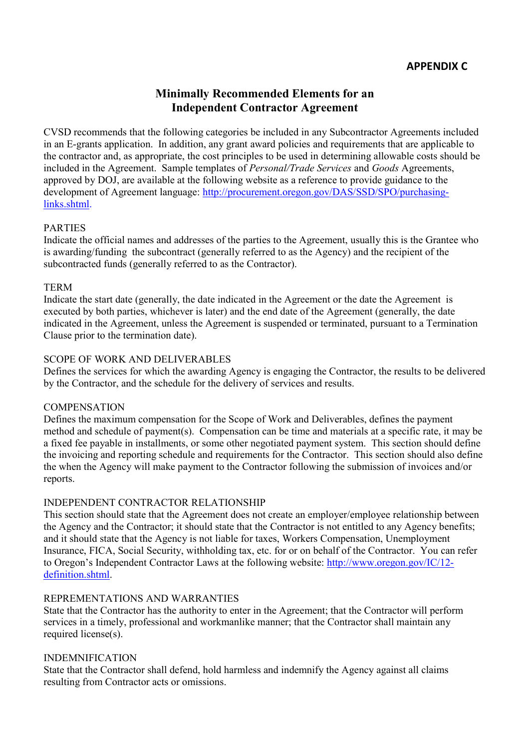**APPENDIX C**

# Minimally Recommended Elements for an Independent Contractor Agreement

CVSD recommends that the following categories be included in any Subcontractor Agreements included in an E-grants application. In addition, any grant award policies and requirements that are applicable to the contractor and, as appropriate, the cost principles to be used in determining allowable costs should be included in the Agreement. Sample templates of *Personal/Trade Services* and *Goods* Agreements, approved by DOJ, are available at the following website as a reference to provide guidance to the development of Agreement language: [http://procurement.oregon.gov/DAS/SSD/SPO/purchasing-links.shtml](http://procurement.oregon.gov/DAS/SSD/SPO/purchasing-links.shtml).

PARTIES
Indicate the official names and addresses of the parties to the Agreement, usually this is the Grantee who is awarding/funding the subcontract (generally referred to as the Agency) and the recipient of the subcontracted funds (generally referred to as the Contractor).

TERM
Indicate the start date (generally, the date indicated in the Agreement or the date the Agreement is executed by both parties, whichever is later) and the end date of the Agreement (generally, the date indicated in the Agreement, unless the Agreement is suspended or terminated, pursuant to a Termination Clause prior to the termination date).

SCOPE OF WORK AND DELIVERABLES
Defines the services for which the awarding Agency is engaging the Contractor, the results to be delivered by the Contractor, and the schedule for the delivery of services and results.

COMPENSATION
Defines the maximum compensation for the Scope of Work and Deliverables, defines the payment method and schedule of payment(s). Compensation can be time and materials at a specific rate, it may be a fixed fee payable in installments, or some other negotiated payment system. This section should define the invoicing and reporting schedule and requirements for the Contractor. This section should also define the when the Agency will make payment to the Contractor following the submission of invoices and/or reports.

INDEPENDENT CONTRACTOR RELATIONSHIP
This section should state that the Agreement does not create an employer/employee relationship between the Agency and the Contractor; it should state that the Contractor is not entitled to any Agency benefits; and it should state that the Agency is not liable for taxes, Workers Compensation, Unemployment Insurance, FICA, Social Security, withholding tax, etc. for or on behalf of the Contractor. You can refer to Oregon's Independent Contractor Laws at the following website: [http://www.oregon.gov/IC/12-definition.shtml](http://www.oregon.gov/IC/12-definition.shtml).

REPREMENTATIONS AND WARRANTIES
State that the Contractor has the authority to enter in the Agreement; that the Contractor will perform services in a timely, professional and workmanlike manner; that the Contractor shall maintain any required license(s).

INDEMNIFICATION
State that the Contractor shall defend, hold harmless and indemnify the Agency against all claims resulting from Contractor acts or omissions.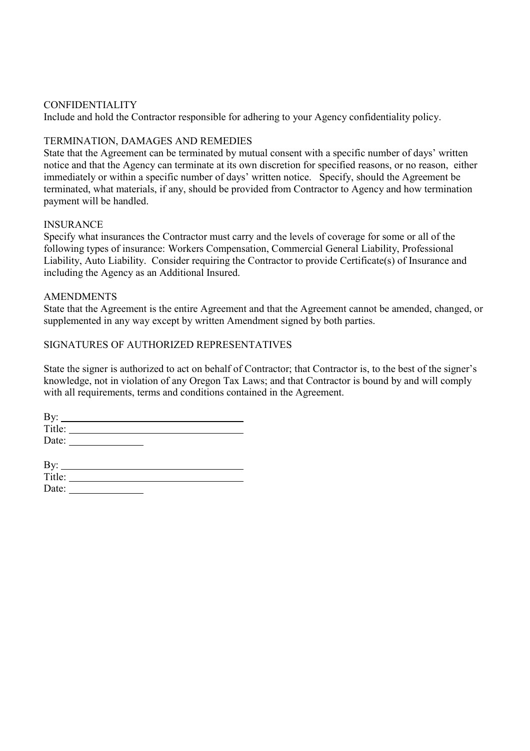## CONFIDENTIALITY

Include and hold the Contractor responsible for adhering to your Agency confidentiality policy.

## TERMINATION, DAMAGES AND REMEDIES

State that the Agreement can be terminated by mutual consent with a specific number of days' written notice and that the Agency can terminate at its own discretion for specified reasons, or no reason, either immediately or within a specific number of days' written notice. Specify, should the Agreement be terminated, what materials, if any, should be provided from Contractor to Agency and how termination payment will be handled.

## INSURANCE

Specify what insurances the Contractor must carry and the levels of coverage for some or all of the following types of insurance: Workers Compensation, Commercial General Liability, Professional Liability, Auto Liability. Consider requiring the Contractor to provide Certificate(s) of Insurance and including the Agency as an Additional Insured.

## AMENDMENTS

State that the Agreement is the entire Agreement and that the Agreement cannot be amended, changed, or supplemented in any way except by written Amendment signed by both parties.

## SIGNATURES OF AUTHORIZED REPRESENTATIVES

State the signer is authorized to act on behalf of Contractor; that Contractor is, to the best of the signer's knowledge, not in violation of any Oregon Tax Laws; and that Contractor is bound by and will comply with all requirements, terms and conditions contained in the Agreement.

By: ______________________________
Title: ____________________________
Date: ____________

By: ______________________________
Title: ____________________________
Date: ____________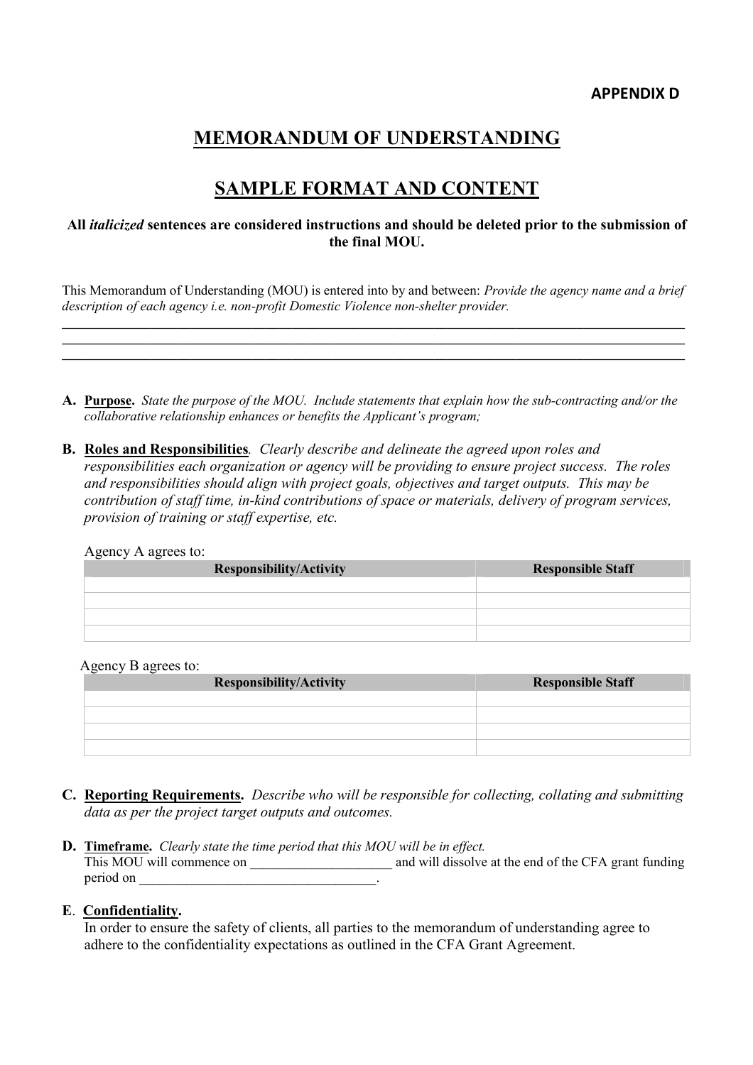**APPENDIX D**

# MEMORANDUM OF UNDERSTANDING

# SAMPLE FORMAT AND CONTENT

**All *italicized* sentences are considered instructions and should be deleted prior to the submission of the final MOU.**

This Memorandum of Understanding (MOU) is entered into by and between: *Provide the agency name and a brief description of each agency i.e. non-profit Domestic Violence non-shelter provider.*

______________________________________________________________________________________
______________________________________________________________________________________
______________________________________________________________________________________

**A. Purpose.** *State the purpose of the MOU. Include statements that explain how the sub-contracting and/or the collaborative relationship enhances or benefits the Applicant's program;*

**B. Roles and Responsibilities***.* *Clearly describe and delineate the agreed upon roles and responsibilities each organization or agency will be providing to ensure project success. The roles and responsibilities should align with project goals, objectives and target outputs. This may be contribution of staff time, in-kind contributions of space or materials, delivery of program services, provision of training or staff expertise, etc.*

Agency A agrees to:

| Responsibility/Activity | Responsible Staff |
|---|---|
| | |
| | |
| | |
| | |

Agency B agrees to:

| Responsibility/Activity | Responsible Staff |
|---|---|
| | |
| | |
| | |
| | |

**C. Reporting Requirements.** *Describe who will be responsible for collecting, collating and submitting data as per the project target outputs and outcomes.*

**D. Timeframe.** *Clearly state the time period that this MOU will be in effect.*
This MOU will commence on ____________________ and will dissolve at the end of the CFA grant funding period on ___________________________________.

**E. Confidentiality.**
In order to ensure the safety of clients, all parties to the memorandum of understanding agree to adhere to the confidentiality expectations as outlined in the CFA Grant Agreement.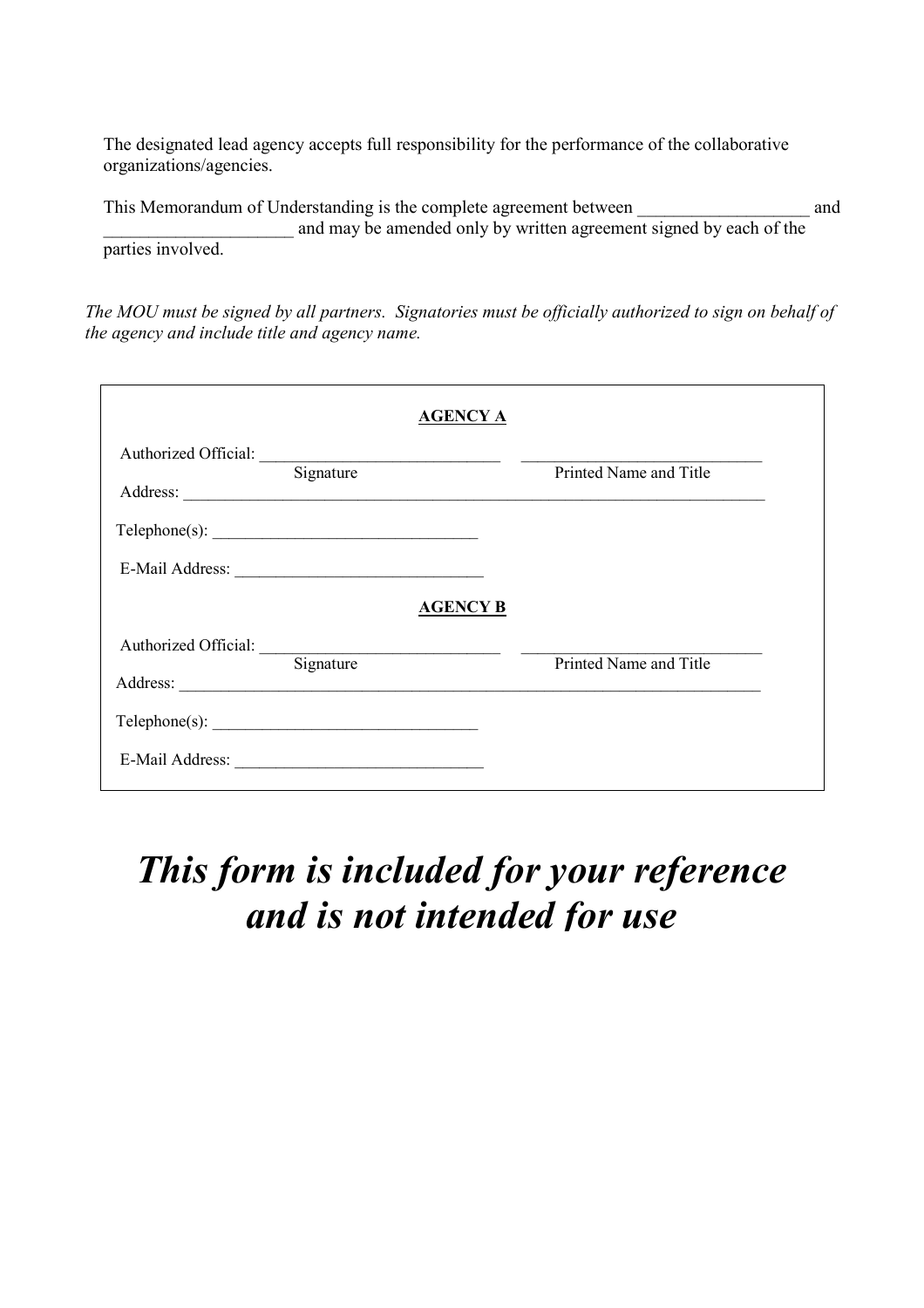The designated lead agency accepts full responsibility for the performance of the collaborative organizations/agencies.

This Memorandum of Understanding is the complete agreement between ___________________ and _____________________ and may be amended only by written agreement signed by each of the parties involved.

*The MOU must be signed by all partners. Signatories must be officially authorized to sign on behalf of the agency and include title and agency name.*

**AGENCY A**

Authorized Official: _____________________________ _____________________________

Signature Printed Name and Title

Address: _______________________________________________________________________

Telephone(s): ________________________________

E-Mail Address: ______________________________

**AGENCY B**

Authorized Official: _____________________________ _____________________________

Signature Printed Name and Title

Address: _______________________________________________________________________

Telephone(s): ________________________________

E-Mail Address: ______________________________

***This form is included for your reference and is not intended for use***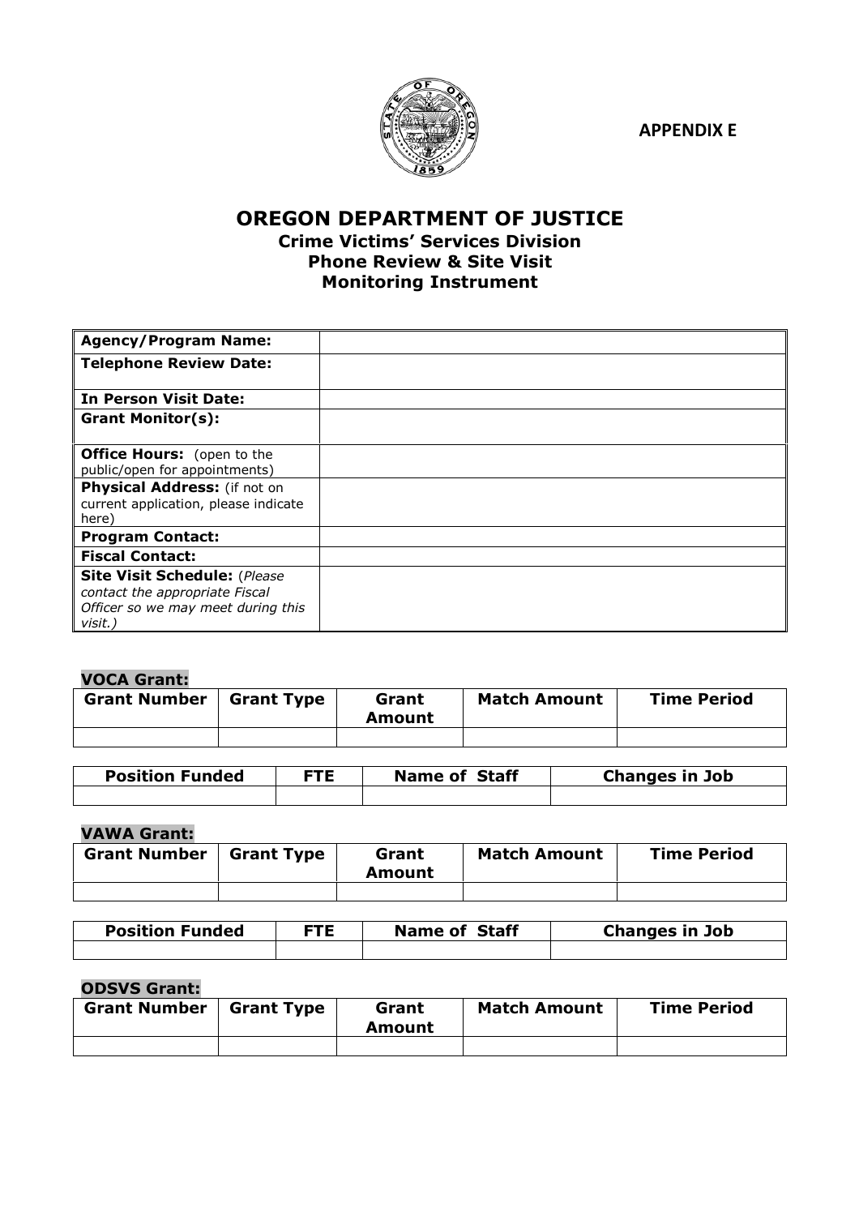**APPENDIX E**

# OREGON DEPARTMENT OF JUSTICE

## Crime Victims' Services Division
## Phone Review & Site Visit
## Monitoring Instrument

| | |
|---|---|
| **Agency/Program Name:** | |
| **Telephone Review Date:** | |
| **In Person Visit Date:** | |
| **Grant Monitor(s):** | |
| **Office Hours:** (open to the public/open for appointments) | |
| **Physical Address:** (if not on current application, please indicate here) | |
| **Program Contact:** | |
| **Fiscal Contact:** | |
| **Site Visit Schedule:** (*Please contact the appropriate Fiscal Officer so we may meet during this visit.*) | |

**VOCA Grant:**

| Grant Number | Grant Type | Grant Amount | Match Amount | Time Period |
|---|---|---|---|---|
| | | | | |

| Position Funded | FTE | Name of Staff | Changes in Job |
|---|---|---|---|
| | | | |

**VAWA Grant:**

| Grant Number | Grant Type | Grant Amount | Match Amount | Time Period |
|---|---|---|---|---|
| | | | | |

| Position Funded | FTE | Name of Staff | Changes in Job |
|---|---|---|---|
| | | | |

**ODSVS Grant:**

| Grant Number | Grant Type | Grant Amount | Match Amount | Time Period |
|---|---|---|---|---|
| | | | | |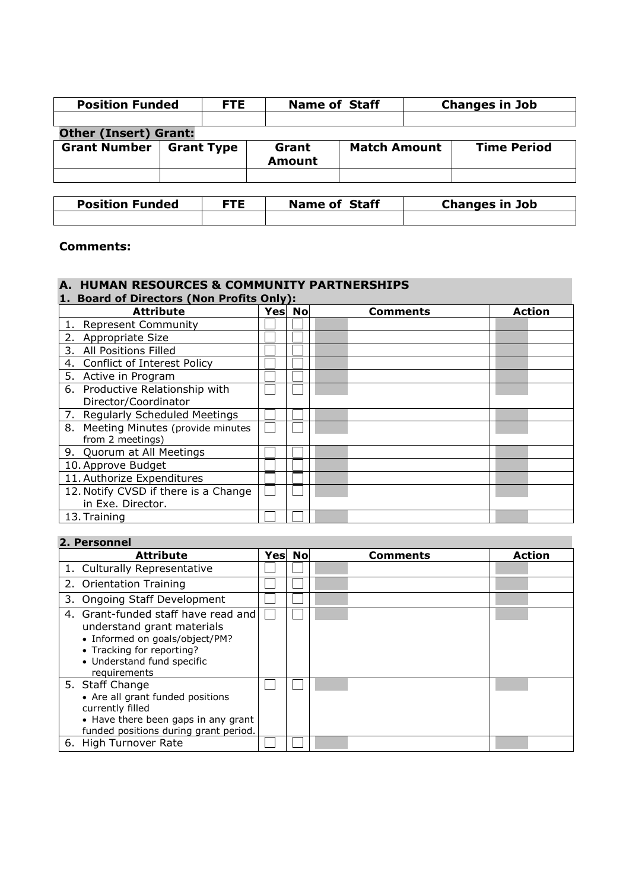| Position Funded | FTE | Name of Staff | Changes in Job |
|---|---|---|---|
| | | | |

**Other (Insert) Grant:**

| Grant Number | Grant Type | Grant Amount | Match Amount | Time Period |
|---|---|---|---|---|
| | | | | |

| Position Funded | FTE | Name of Staff | Changes in Job |
|---|---|---|---|
| | | | |

**Comments:**

## A. HUMAN RESOURCES & COMMUNITY PARTNERSHIPS

### 1. Board of Directors (Non Profits Only):

| Attribute | Yes | No | Comments | Action |
|---|---|---|---|---|
| 1. Represent Community | ☐ | ☐ | | |
| 2. Appropriate Size | ☐ | ☐ | | |
| 3. All Positions Filled | ☐ | ☐ | | |
| 4. Conflict of Interest Policy | ☐ | ☐ | | |
| 5. Active in Program | ☐ | ☐ | | |
| 6. Productive Relationship with Director/Coordinator | ☐ | ☐ | | |
| 7. Regularly Scheduled Meetings | ☐ | ☐ | | |
| 8. Meeting Minutes (provide minutes from 2 meetings) | ☐ | ☐ | | |
| 9. Quorum at All Meetings | ☐ | ☐ | | |
| 10. Approve Budget | ☐ | ☐ | | |
| 11. Authorize Expenditures | ☐ | ☐ | | |
| 12. Notify CVSD if there is a Change in Exe. Director. | ☐ | ☐ | | |
| 13. Training | ☐ | ☐ | | |

### 2. Personnel

| Attribute | Yes | No | Comments | Action |
|---|---|---|---|---|
| 1. Culturally Representative | ☐ | ☐ | | |
| 2. Orientation Training | ☐ | ☐ | | |
| 3. Ongoing Staff Development | ☐ | ☐ | | |
| 4. Grant-funded staff have read and understand grant materials<br>• Informed on goals/object/PM?<br>• Tracking for reporting?<br>• Understand fund specific requirements | ☐ | ☐ | | |
| 5. Staff Change<br>• Are all grant funded positions currently filled<br>• Have there been gaps in any grant funded positions during grant period. | ☐ | ☐ | | |
| 6. High Turnover Rate | ☐ | ☐ | | |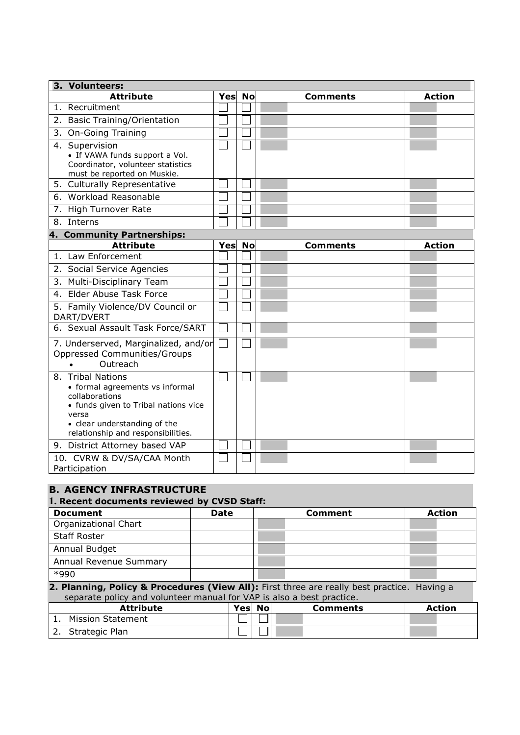| 3. Volunteers: | | | | |
|---|---|---|---|---|
| **Attribute** | **Yes** | **No** | **Comments** | **Action** |
| 1. Recruitment | ☐ | ☐ | | |
| 2. Basic Training/Orientation | ☐ | ☐ | | |
| 3. On-Going Training | ☐ | ☐ | | |
| 4. Supervision<br>• If VAWA funds support a Vol. Coordinator, volunteer statistics must be reported on Muskie. | ☐ | ☐ | | |
| 5. Culturally Representative | ☐ | ☐ | | |
| 6. Workload Reasonable | ☐ | ☐ | | |
| 7. High Turnover Rate | ☐ | ☐ | | |
| 8. Interns | ☐ | ☐ | | |

| 4. Community Partnerships: | | | | |
|---|---|---|---|---|
| **Attribute** | **Yes** | **No** | **Comments** | **Action** |
| 1. Law Enforcement | ☐ | ☐ | | |
| 2. Social Service Agencies | ☐ | ☐ | | |
| 3. Multi-Disciplinary Team | ☐ | ☐ | | |
| 4. Elder Abuse Task Force | ☐ | ☐ | | |
| 5. Family Violence/DV Council or DART/DVERT | ☐ | ☐ | | |
| 6. Sexual Assault Task Force/SART | ☐ | ☐ | | |
| 7. Underserved, Marginalized, and/or Oppressed Communities/Groups<br>• Outreach | ☐ | ☐ | | |
| 8. Tribal Nations<br>• formal agreements vs informal collaborations<br>• funds given to Tribal nations vice versa<br>• clear understanding of the relationship and responsibilities. | ☐ | ☐ | | |
| 9. District Attorney based VAP | ☐ | ☐ | | |
| 10. CVRW & DV/SA/CAA Month Participation | ☐ | ☐ | | |

## B. AGENCY INFRASTRUCTURE

### 1. Recent documents reviewed by CVSD Staff:

| Document | Date | Comment | Action |
|---|---|---|---|
| Organizational Chart | | | |
| Staff Roster | | | |
| Annual Budget | | | |
| Annual Revenue Summary | | | |
| *990 | | | |

**2. Planning, Policy & Procedures (View All):** First three are really best practice. Having a separate policy and volunteer manual for VAP is also a best practice.

| Attribute | Yes | No | Comments | Action |
|---|---|---|---|---|
| 1. Mission Statement | ☐ | ☐ | | |
| 2. Strategic Plan | ☐ | ☐ | | |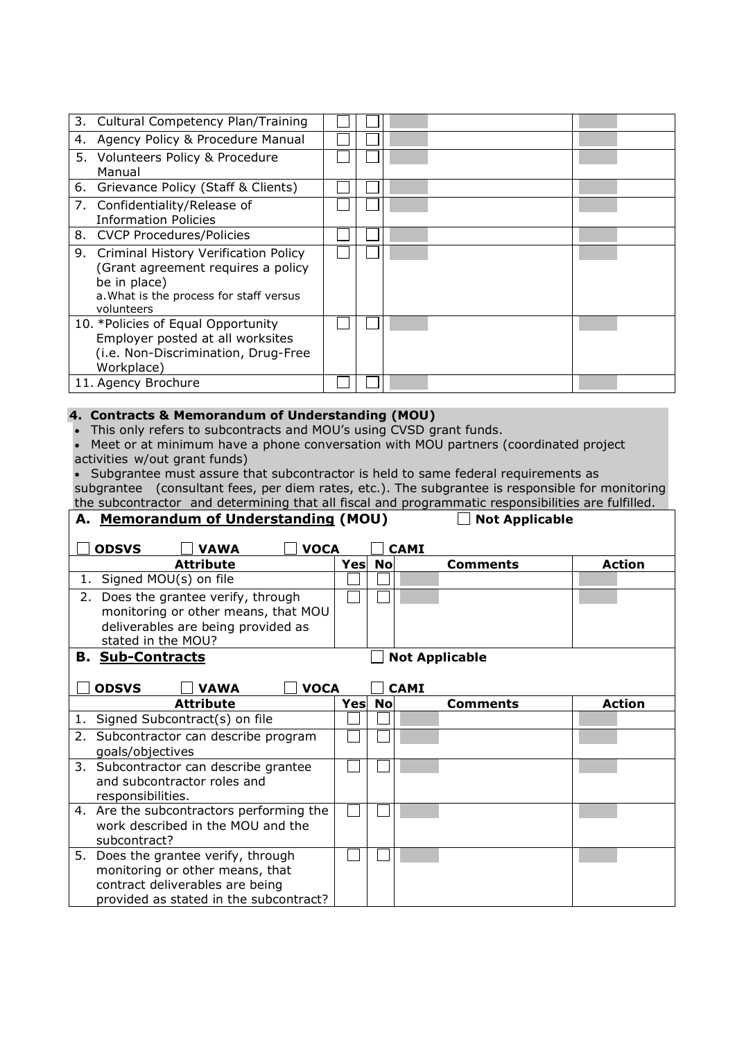| | | | | |
|---|---|---|---|---|
| 3. Cultural Competency Plan/Training | ☐ | ☐ | | |
| 4. Agency Policy & Procedure Manual | ☐ | ☐ | | |
| 5. Volunteers Policy & Procedure Manual | ☐ | ☐ | | |
| 6. Grievance Policy (Staff & Clients) | ☐ | ☐ | | |
| 7. Confidentiality/Release of Information Policies | ☐ | ☐ | | |
| 8. CVCP Procedures/Policies | ☐ | ☐ | | |
| 9. Criminal History Verification Policy (Grant agreement requires a policy be in place)<br>a. What is the process for staff versus volunteers | ☐ | ☐ | | |
| 10. *Policies of Equal Opportunity Employer posted at all worksites (i.e. Non-Discrimination, Drug-Free Workplace) | ☐ | ☐ | | |
| 11. Agency Brochure | ☐ | ☐ | | |

## 4. Contracts & Memorandum of Understanding (MOU)

- This only refers to subcontracts and MOU's using CVSD grant funds.
- Meet or at minimum have a phone conversation with MOU partners (coordinated project activities w/out grant funds)
- Subgrantee must assure that subcontractor is held to same federal requirements as subgrantee (consultant fees, per diem rates, etc.). The subgrantee is responsible for monitoring the subcontractor and determining that all fiscal and programmatic responsibilities are fulfilled.

### A. Memorandum of Understanding (MOU) ☐ Not Applicable

☐ ODSVS ☐ VAWA ☐ VOCA ☐ CAMI

| Attribute | Yes | No | Comments | Action |
|---|---|---|---|---|
| 1. Signed MOU(s) on file | ☐ | ☐ | | |
| 2. Does the grantee verify, through monitoring or other means, that MOU deliverables are being provided as stated in the MOU? | ☐ | ☐ | | |

### B. Sub-Contracts ☐ Not Applicable

☐ ODSVS ☐ VAWA ☐ VOCA ☐ CAMI

| Attribute | Yes | No | Comments | Action |
|---|---|---|---|---|
| 1. Signed Subcontract(s) on file | ☐ | ☐ | | |
| 2. Subcontractor can describe program goals/objectives | ☐ | ☐ | | |
| 3. Subcontractor can describe grantee and subcontractor roles and responsibilities. | ☐ | ☐ | | |
| 4. Are the subcontractors performing the work described in the MOU and the subcontract? | ☐ | ☐ | | |
| 5. Does the grantee verify, through monitoring or other means, that contract deliverables are being provided as stated in the subcontract? | ☐ | ☐ | | |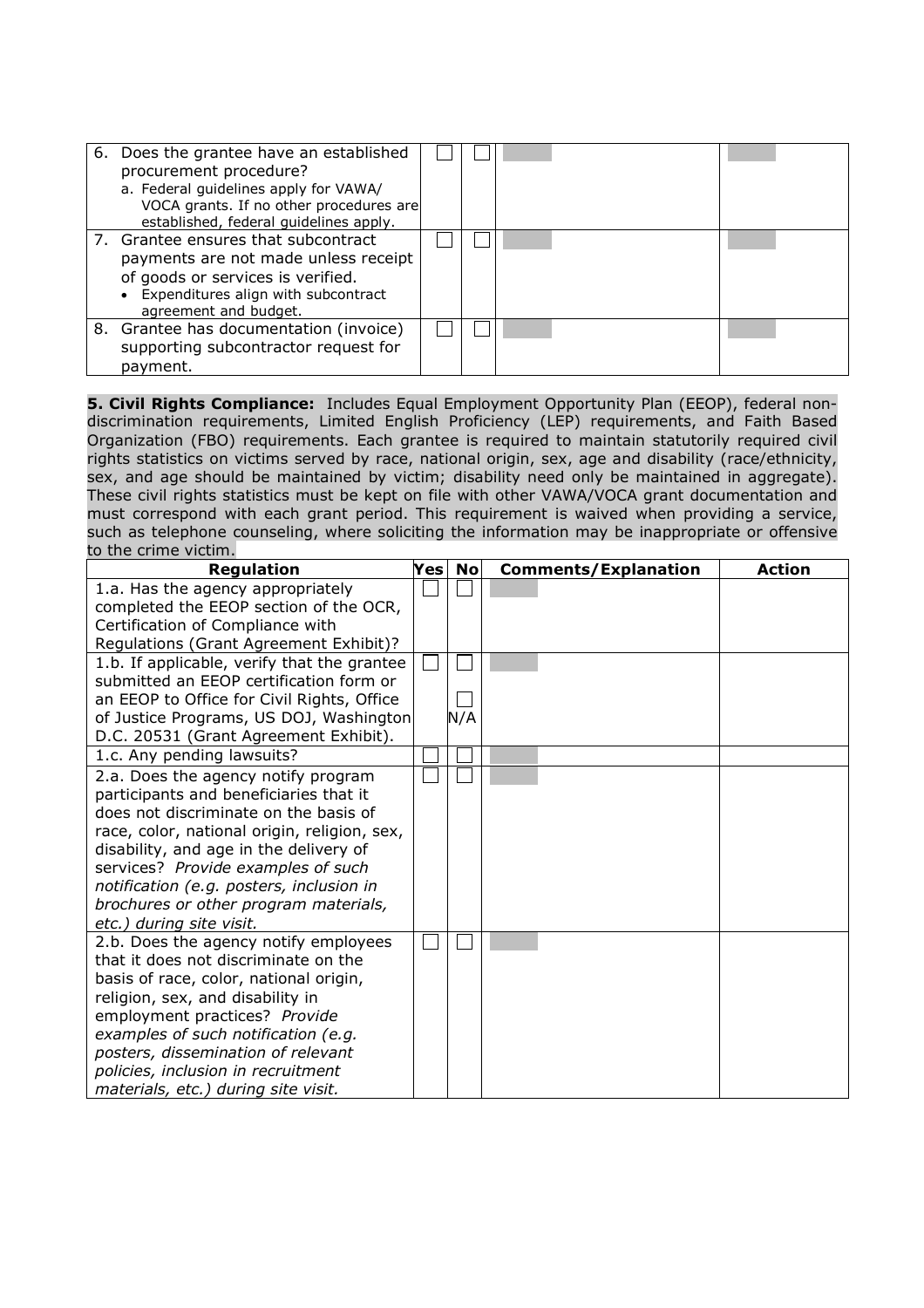| | | | | |
|---|---|---|---|---|
| 6. Does the grantee have an established procurement procedure?<br>a. Federal guidelines apply for VAWA/ VOCA grants. If no other procedures are established, federal guidelines apply. | ☐ | ☐ | | |
| 7. Grantee ensures that subcontract payments are not made unless receipt of goods or services is verified.<br>• Expenditures align with subcontract agreement and budget. | ☐ | ☐ | | |
| 8. Grantee has documentation (invoice) supporting subcontractor request for payment. | ☐ | ☐ | | |

**5. Civil Rights Compliance:** Includes Equal Employment Opportunity Plan (EEOP), federal non-discrimination requirements, Limited English Proficiency (LEP) requirements, and Faith Based Organization (FBO) requirements. Each grantee is required to maintain statutorily required civil rights statistics on victims served by race, national origin, sex, age and disability (race/ethnicity, sex, and age should be maintained by victim; disability need only be maintained in aggregate). These civil rights statistics must be kept on file with other VAWA/VOCA grant documentation and must correspond with each grant period. This requirement is waived when providing a service, such as telephone counseling, where soliciting the information may be inappropriate or offensive to the crime victim.

| Regulation | Yes | No | Comments/Explanation | Action |
|---|---|---|---|---|
| 1.a. Has the agency appropriately completed the EEOP section of the OCR, Certification of Compliance with Regulations (Grant Agreement Exhibit)? | ☐ | ☐ | | |
| 1.b. If applicable, verify that the grantee submitted an EEOP certification form or an EEOP to Office for Civil Rights, Office of Justice Programs, US DOJ, Washington D.C. 20531 (Grant Agreement Exhibit). | ☐ | ☐<br>☐ N/A | | |
| 1.c. Any pending lawsuits? | ☐ | ☐ | | |
| 2.a. Does the agency notify program participants and beneficiaries that it does not discriminate on the basis of race, color, national origin, religion, sex, disability, and age in the delivery of services? *Provide examples of such notification (e.g. posters, inclusion in brochures or other program materials, etc.) during site visit.* | ☐ | ☐ | | |
| 2.b. Does the agency notify employees that it does not discriminate on the basis of race, color, national origin, religion, sex, and disability in employment practices? *Provide examples of such notification (e.g. posters, dissemination of relevant policies, inclusion in recruitment materials, etc.) during site visit.* | ☐ | ☐ | | |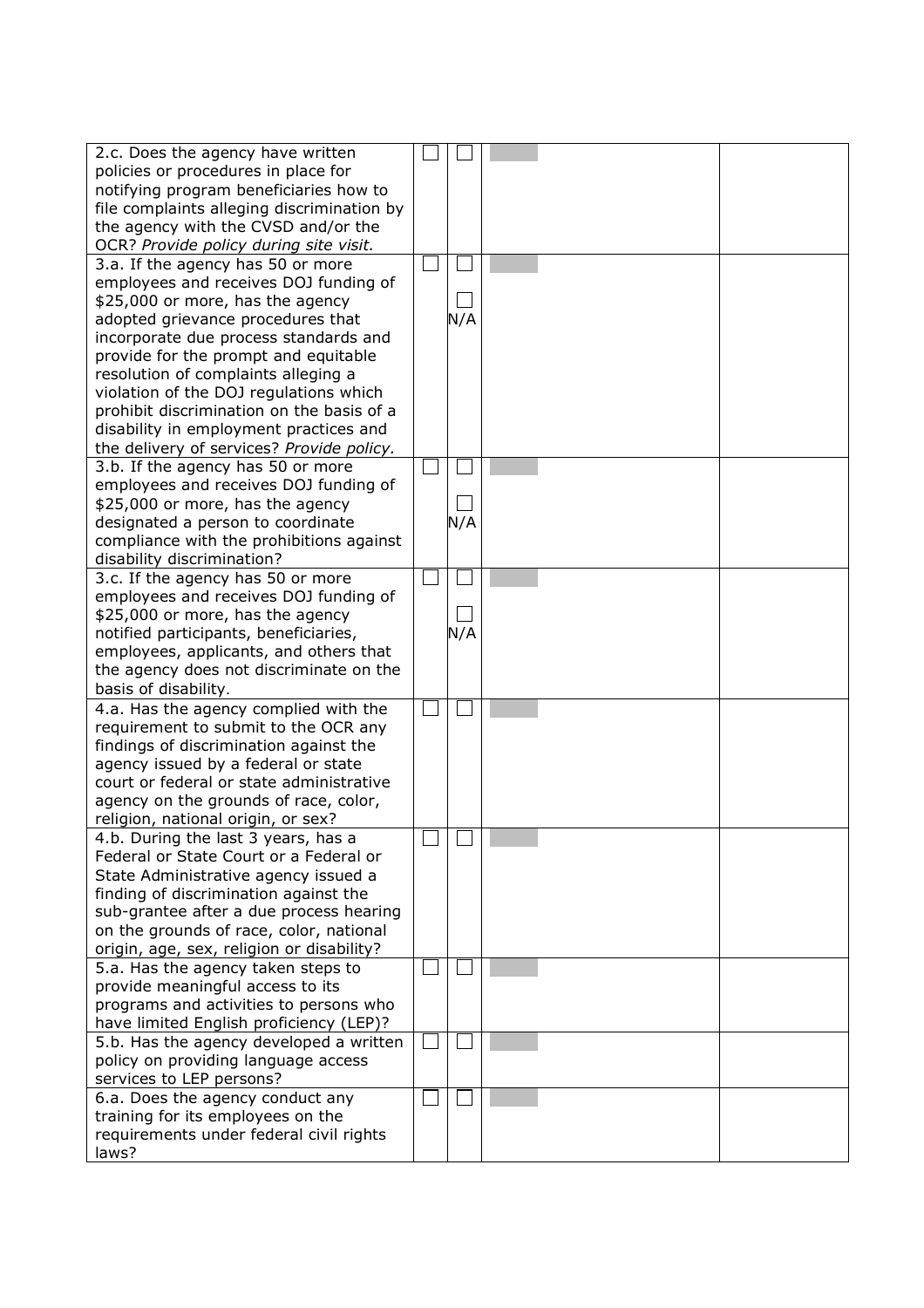| | | | | |
|---|---|---|---|---|
| 2.c. Does the agency have written policies or procedures in place for notifying program beneficiaries how to file complaints alleging discrimination by the agency with the CVSD and/or the OCR? *Provide policy during site visit.* | ☐ | ☐ | | |
| 3.a. If the agency has 50 or more employees and receives DOJ funding of $25,000 or more, has the agency adopted grievance procedures that incorporate due process standards and provide for the prompt and equitable resolution of complaints alleging a violation of the DOJ regulations which prohibit discrimination on the basis of a disability in employment practices and the delivery of services? *Provide policy.* | ☐ | ☐ ☐ N/A | | |
| 3.b. If the agency has 50 or more employees and receives DOJ funding of $25,000 or more, has the agency designated a person to coordinate compliance with the prohibitions against disability discrimination? | ☐ | ☐ ☐ N/A | | |
| 3.c. If the agency has 50 or more employees and receives DOJ funding of $25,000 or more, has the agency notified participants, beneficiaries, employees, applicants, and others that the agency does not discriminate on the basis of disability. | ☐ | ☐ ☐ N/A | | |
| 4.a. Has the agency complied with the requirement to submit to the OCR any findings of discrimination against the agency issued by a federal or state court or federal or state administrative agency on the grounds of race, color, religion, national origin, or sex? | ☐ | ☐ | | |
| 4.b. During the last 3 years, has a Federal or State Court or a Federal or State Administrative agency issued a finding of discrimination against the sub-grantee after a due process hearing on the grounds of race, color, national origin, age, sex, religion or disability? | ☐ | ☐ | | |
| 5.a. Has the agency taken steps to provide meaningful access to its programs and activities to persons who have limited English proficiency (LEP)? | ☐ | ☐ | | |
| 5.b. Has the agency developed a written policy on providing language access services to LEP persons? | ☐ | ☐ | | |
| 6.a. Does the agency conduct any training for its employees on the requirements under federal civil rights laws? | ☐ | ☐ | | |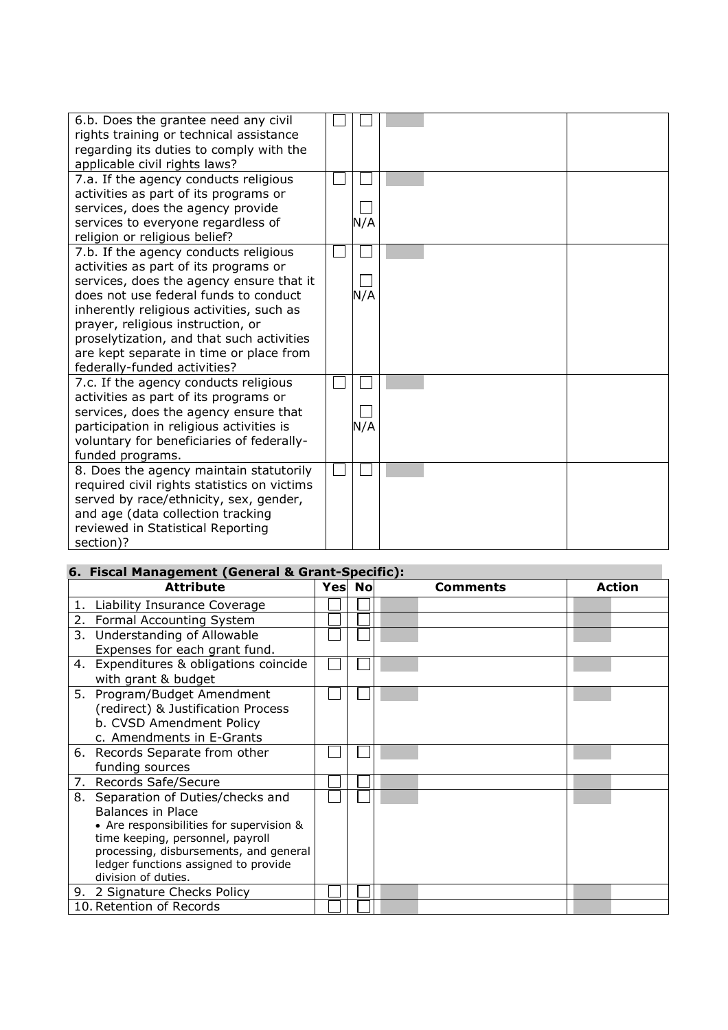| | | | | |
|---|---|---|---|---|
| 6.b. Does the grantee need any civil rights training or technical assistance regarding its duties to comply with the applicable civil rights laws? | ☐ | ☐ | | |
| 7.a. If the agency conducts religious activities as part of its programs or services, does the agency provide services to everyone regardless of religion or religious belief? | ☐ | ☐<br>☐<br>N/A | | |
| 7.b. If the agency conducts religious activities as part of its programs or services, does the agency ensure that it does not use federal funds to conduct inherently religious activities, such as prayer, religious instruction, or proselytization, and that such activities are kept separate in time or place from federally-funded activities? | ☐ | ☐<br>☐<br>N/A | | |
| 7.c. If the agency conducts religious activities as part of its programs or services, does the agency ensure that participation in religious activities is voluntary for beneficiaries of federally-funded programs. | ☐ | ☐<br>☐<br>N/A | | |
| 8. Does the agency maintain statutorily required civil rights statistics on victims served by race/ethnicity, sex, gender, and age (data collection tracking reviewed in Statistical Reporting section)? | ☐ | ☐ | | |

### 6. Fiscal Management (General & Grant-Specific):

| Attribute | Yes | No | Comments | Action |
|---|---|---|---|---|
| 1. Liability Insurance Coverage | ☐ | ☐ | | |
| 2. Formal Accounting System | ☐ | ☐ | | |
| 3. Understanding of Allowable Expenses for each grant fund. | ☐ | ☐ | | |
| 4. Expenditures & obligations coincide with grant & budget | ☐ | ☐ | | |
| 5. Program/Budget Amendment (redirect) & Justification Process<br>b. CVSD Amendment Policy<br>c. Amendments in E-Grants | ☐ | ☐ | | |
| 6. Records Separate from other funding sources | ☐ | ☐ | | |
| 7. Records Safe/Secure | ☐ | ☐ | | |
| 8. Separation of Duties/checks and Balances in Place<br>• Are responsibilities for supervision & time keeping, personnel, payroll processing, disbursements, and general ledger functions assigned to provide division of duties. | ☐ | ☐ | | |
| 9. 2 Signature Checks Policy | ☐ | ☐ | | |
| 10. Retention of Records | ☐ | ☐ | | |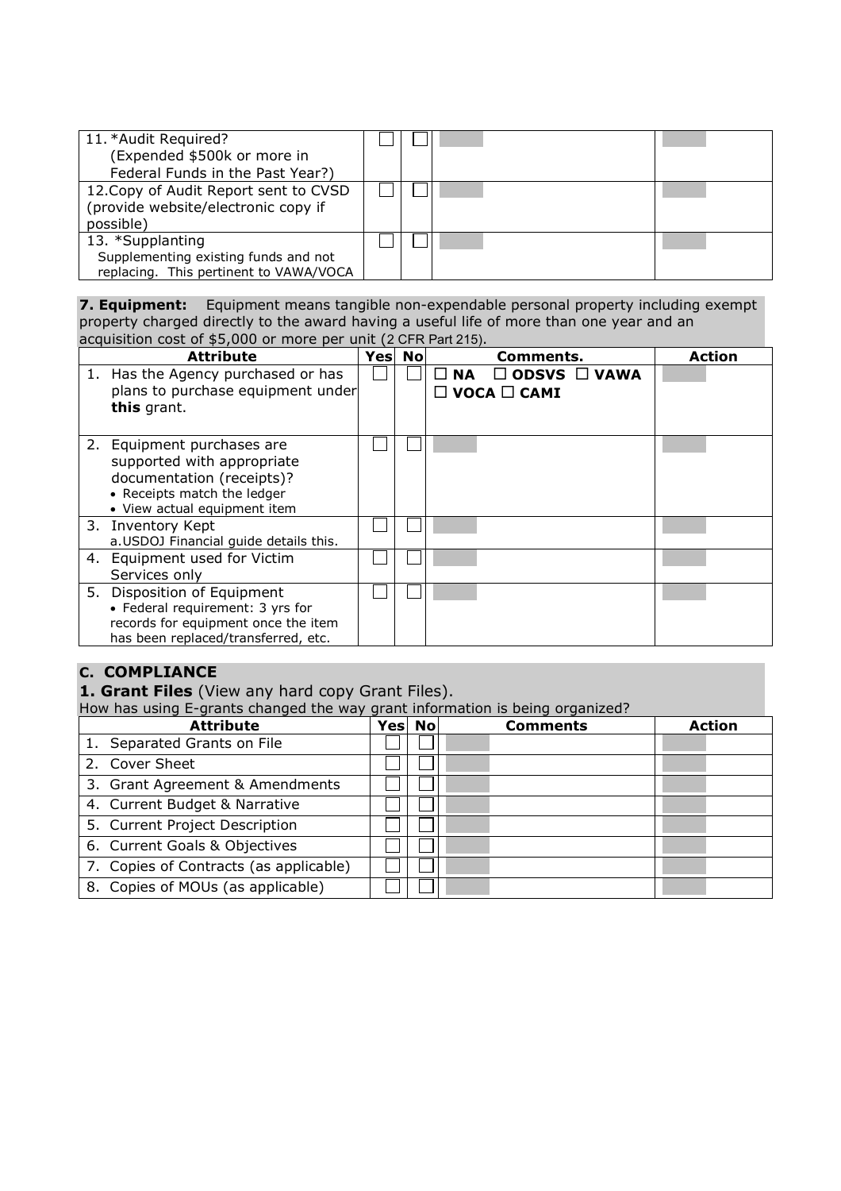| | | | | |
|---|---|---|---|---|
| 11. *Audit Required? (Expended $500k or more in Federal Funds in the Past Year?) | ☐ | ☐ | | |
| 12. Copy of Audit Report sent to CVSD (provide website/electronic copy if possible) | ☐ | ☐ | | |
| 13. *Supplanting Supplementing existing funds and not replacing. This pertinent to VAWA/VOCA | ☐ | ☐ | | |

**7. Equipment:** Equipment means tangible non-expendable personal property including exempt property charged directly to the award having a useful life of more than one year and an acquisition cost of $5,000 or more per unit (2 CFR Part 215).

| Attribute | Yes | No | Comments. | Action |
|---|---|---|---|---|
| 1. Has the Agency purchased or has plans to purchase equipment under **this** grant. | ☐ | ☐ | ☐ **NA** ☐ **ODSVS** ☐ **VAWA** ☐ **VOCA** ☐ **CAMI** | |
| 2. Equipment purchases are supported with appropriate documentation (receipts)?<br>• Receipts match the ledger<br>• View actual equipment item | ☐ | ☐ | | |
| 3. Inventory Kept<br>a. USDOJ Financial guide details this. | ☐ | ☐ | | |
| 4. Equipment used for Victim Services only | ☐ | ☐ | | |
| 5. Disposition of Equipment<br>• Federal requirement: 3 yrs for records for equipment once the item has been replaced/transferred, etc. | ☐ | ☐ | | |

## C. COMPLIANCE

**1. Grant Files** (View any hard copy Grant Files).
How has using E-grants changed the way grant information is being organized?

| Attribute | Yes | No | Comments | Action |
|---|---|---|---|---|
| 1. Separated Grants on File | ☐ | ☐ | | |
| 2. Cover Sheet | ☐ | ☐ | | |
| 3. Grant Agreement & Amendments | ☐ | ☐ | | |
| 4. Current Budget & Narrative | ☐ | ☐ | | |
| 5. Current Project Description | ☐ | ☐ | | |
| 6. Current Goals & Objectives | ☐ | ☐ | | |
| 7. Copies of Contracts (as applicable) | ☐ | ☐ | | |
| 8. Copies of MOUs (as applicable) | ☐ | ☐ | | |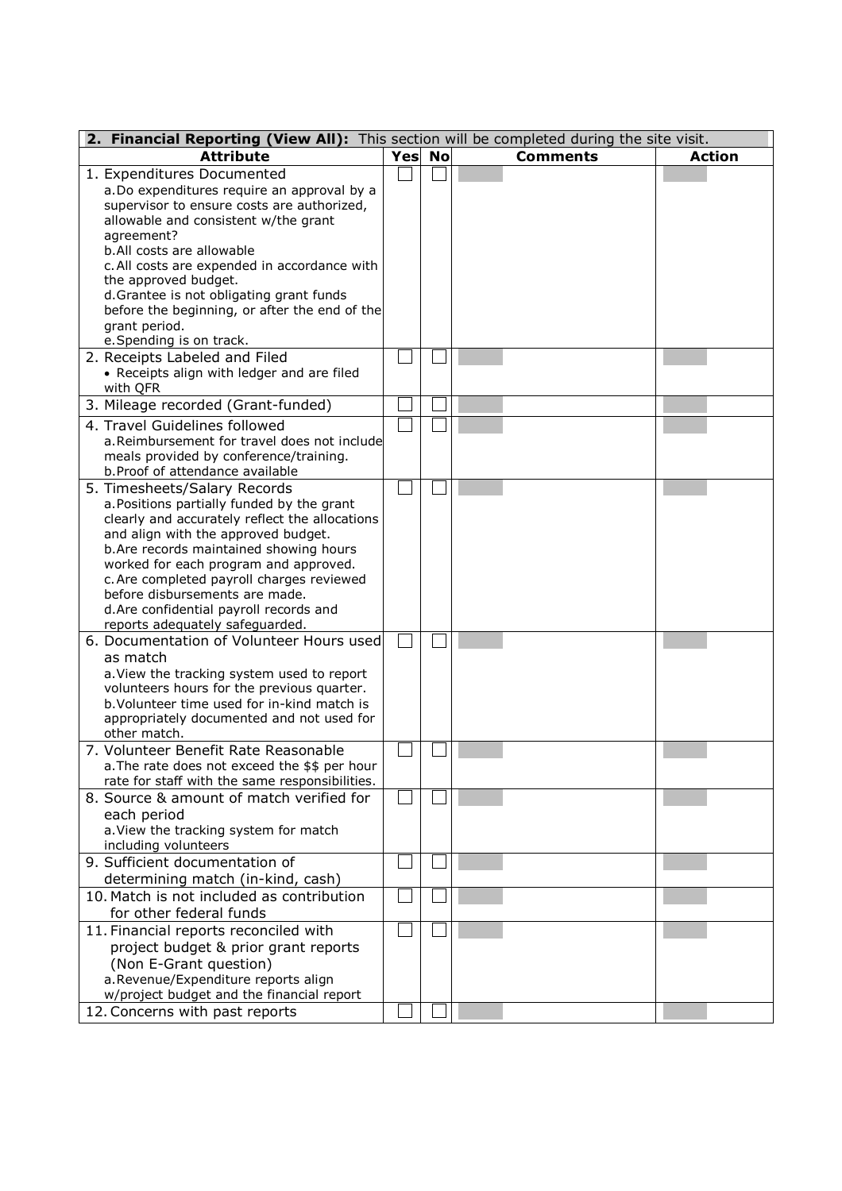| **2. Financial Reporting (View All):** This section will be completed during the site visit. | | | | |
|---|---|---|---|---|
| **Attribute** | **Yes** | **No** | **Comments** | **Action** |
| 1. Expenditures Documented<br>a. Do expenditures require an approval by a supervisor to ensure costs are authorized, allowable and consistent w/the grant agreement?<br>b. All costs are allowable<br>c. All costs are expended in accordance with the approved budget.<br>d. Grantee is not obligating grant funds before the beginning, or after the end of the grant period.<br>e. Spending is on track. | ☐ | ☐ | | |
| 2. Receipts Labeled and Filed<br>• Receipts align with ledger and are filed with QFR | ☐ | ☐ | | |
| 3. Mileage recorded (Grant-funded) | ☐ | ☐ | | |
| 4. Travel Guidelines followed<br>a. Reimbursement for travel does not include meals provided by conference/training.<br>b. Proof of attendance available | ☐ | ☐ | | |
| 5. Timesheets/Salary Records<br>a. Positions partially funded by the grant clearly and accurately reflect the allocations and align with the approved budget.<br>b. Are records maintained showing hours worked for each program and approved.<br>c. Are completed payroll charges reviewed before disbursements are made.<br>d. Are confidential payroll records and reports adequately safeguarded. | ☐ | ☐ | | |
| 6. Documentation of Volunteer Hours used as match<br>a. View the tracking system used to report volunteers hours for the previous quarter.<br>b. Volunteer time used for in-kind match is appropriately documented and not used for other match. | ☐ | ☐ | | |
| 7. Volunteer Benefit Rate Reasonable<br>a. The rate does not exceed the $$ per hour rate for staff with the same responsibilities. | ☐ | ☐ | | |
| 8. Source & amount of match verified for each period<br>a. View the tracking system for match including volunteers | ☐ | ☐ | | |
| 9. Sufficient documentation of determining match (in-kind, cash) | ☐ | ☐ | | |
| 10. Match is not included as contribution for other federal funds | ☐ | ☐ | | |
| 11. Financial reports reconciled with project budget & prior grant reports (Non E-Grant question)<br>a. Revenue/Expenditure reports align w/project budget and the financial report | ☐ | ☐ | | |
| 12. Concerns with past reports | ☐ | ☐ | | |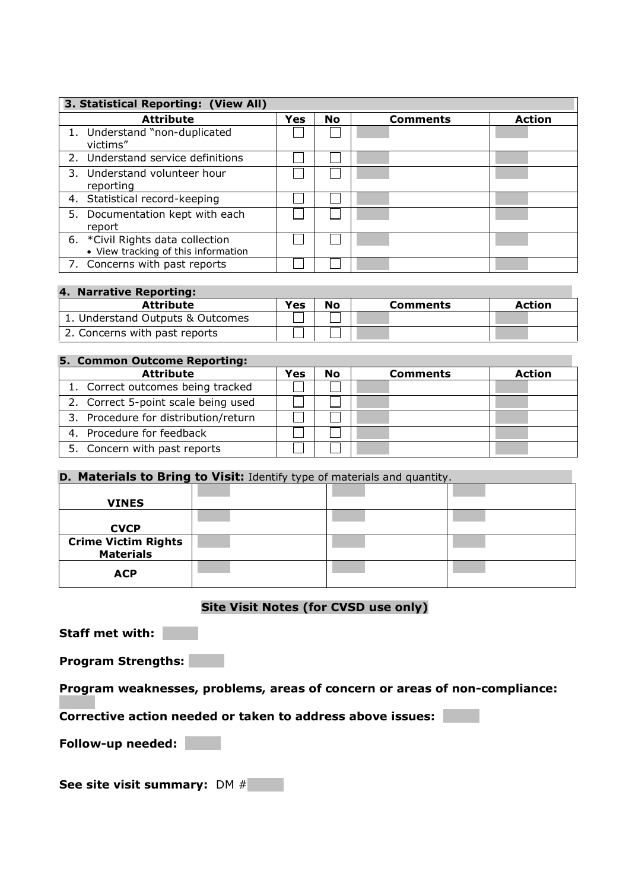| 3. Statistical Reporting: (View All) | | | | |
|---|---|---|---|---|
| **Attribute** | **Yes** | **No** | **Comments** | **Action** |
| 1. Understand "non-duplicated victims" | ☐ | ☐ | | |
| 2. Understand service definitions | ☐ | ☐ | | |
| 3. Understand volunteer hour reporting | ☐ | ☐ | | |
| 4. Statistical record-keeping | ☐ | ☐ | | |
| 5. Documentation kept with each report | ☐ | ☐ | | |
| 6. *Civil Rights data collection<br>• View tracking of this information | ☐ | ☐ | | |
| 7. Concerns with past reports | ☐ | ☐ | | |

| 4. Narrative Reporting: | | | | |
|---|---|---|---|---|
| **Attribute** | **Yes** | **No** | **Comments** | **Action** |
| 1. Understand Outputs & Outcomes | ☐ | ☐ | | |
| 2. Concerns with past reports | ☐ | ☐ | | |

| 5. Common Outcome Reporting: | | | | |
|---|---|---|---|---|
| **Attribute** | **Yes** | **No** | **Comments** | **Action** |
| 1. Correct outcomes being tracked | ☐ | ☐ | | |
| 2. Correct 5-point scale being used | ☐ | ☐ | | |
| 3. Procedure for distribution/return | ☐ | ☐ | | |
| 4. Procedure for feedback | ☐ | ☐ | | |
| 5. Concern with past reports | ☐ | ☐ | | |

**D. Materials to Bring to Visit:** Identify type of materials and quantity.

| | | | |
|---|---|---|---|
| **VINES** | | | |
| **CVCP** | | | |
| **Crime Victim Rights Materials** | | | |
| **ACP** | | | |

## Site Visit Notes (for CVSD use only)

**Staff met with:**

**Program Strengths:**

**Program weaknesses, problems, areas of concern or areas of non-compliance:**

**Corrective action needed or taken to address above issues:**

**Follow-up needed:**

**See site visit summary:** DM #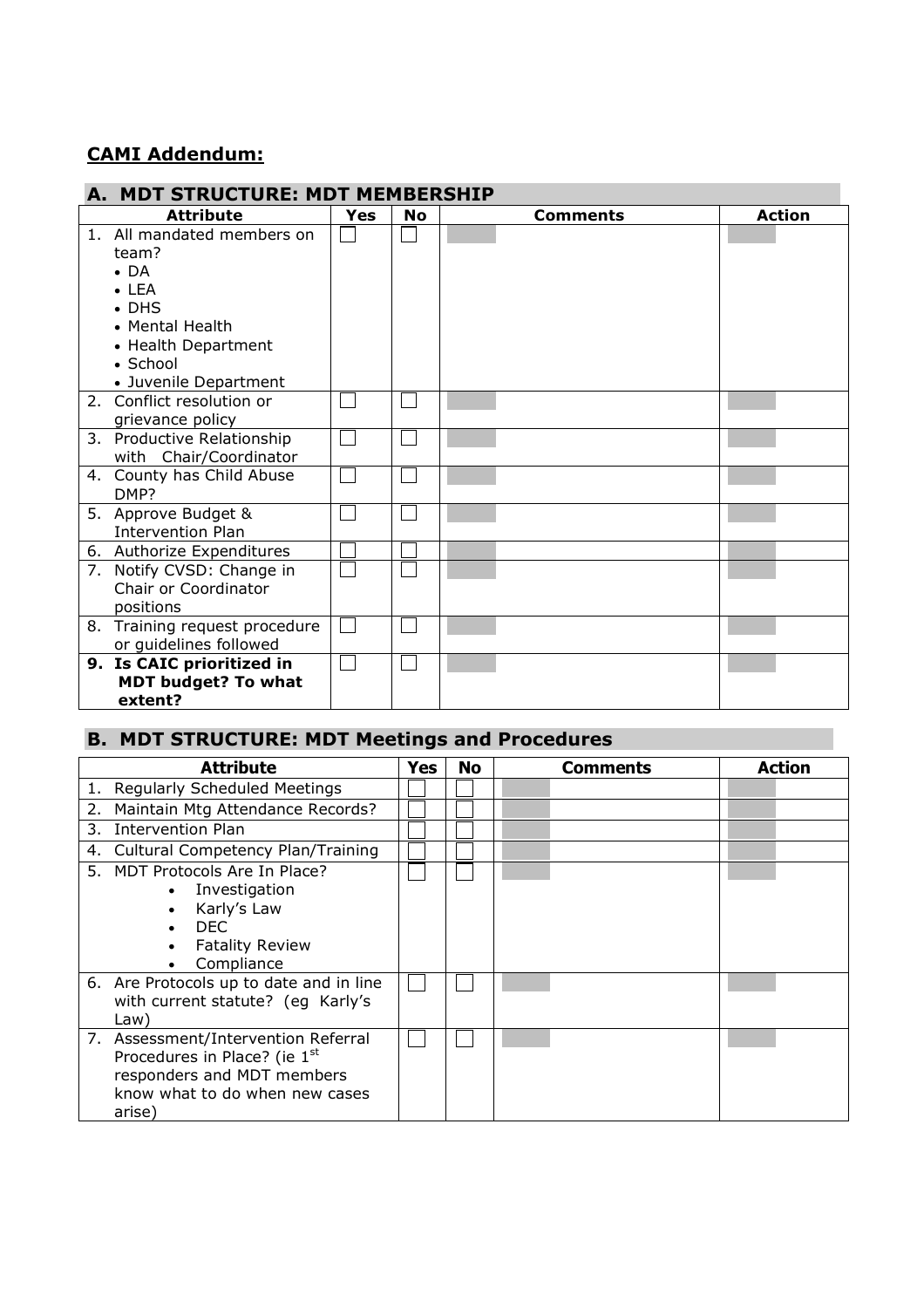**CAMI Addendum:**

## A. MDT STRUCTURE: MDT MEMBERSHIP

| Attribute | Yes | No | Comments | Action |
|---|---|---|---|---|
| 1. All mandated members on team?<br>• DA<br>• LEA<br>• DHS<br>• Mental Health<br>• Health Department<br>• School<br>• Juvenile Department | ☐ | ☐ | | |
| 2. Conflict resolution or grievance policy | ☐ | ☐ | | |
| 3. Productive Relationship with Chair/Coordinator | ☐ | ☐ | | |
| 4. County has Child Abuse DMP? | ☐ | ☐ | | |
| 5. Approve Budget & Intervention Plan | ☐ | ☐ | | |
| 6. Authorize Expenditures | ☐ | ☐ | | |
| 7. Notify CVSD: Change in Chair or Coordinator positions | ☐ | ☐ | | |
| 8. Training request procedure or guidelines followed | ☐ | ☐ | | |
| **9. Is CAIC prioritized in MDT budget? To what extent?** | ☐ | ☐ | | |

## B. MDT STRUCTURE: MDT Meetings and Procedures

| Attribute | Yes | No | Comments | Action |
|---|---|---|---|---|
| 1. Regularly Scheduled Meetings | ☐ | ☐ | | |
| 2. Maintain Mtg Attendance Records? | ☐ | ☐ | | |
| 3. Intervention Plan | ☐ | ☐ | | |
| 4. Cultural Competency Plan/Training | ☐ | ☐ | | |
| 5. MDT Protocols Are In Place?<br>• Investigation<br>• Karly's Law<br>• DEC<br>• Fatality Review<br>• Compliance | ☐ | ☐ | | |
| 6. Are Protocols up to date and in line with current statute? (eg Karly's Law) | ☐ | ☐ | | |
| 7. Assessment/Intervention Referral Procedures in Place? (ie 1st responders and MDT members know what to do when new cases arise) | ☐ | ☐ | | |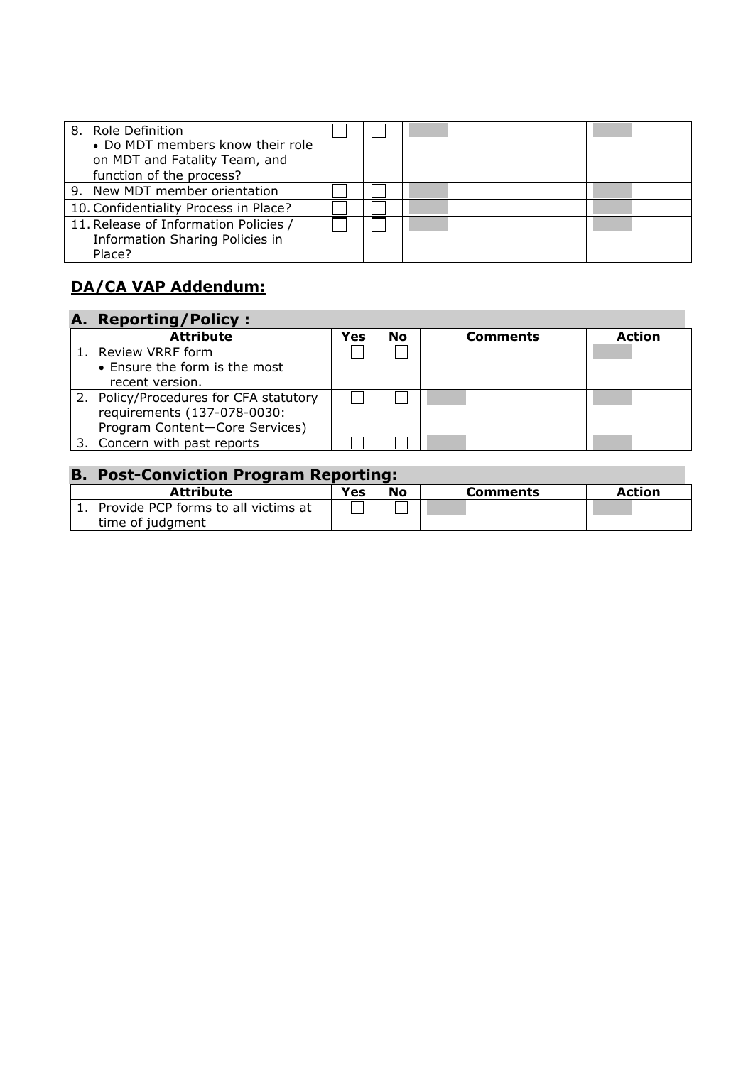| | | | | |
|---|---|---|---|---|
| 8. Role Definition<br>• Do MDT members know their role on MDT and Fatality Team, and function of the process? | ☐ | ☐ | | |
| 9. New MDT member orientation | ☐ | ☐ | | |
| 10. Confidentiality Process in Place? | ☐ | ☐ | | |
| 11. Release of Information Policies / Information Sharing Policies in Place? | ☐ | ☐ | | |

## **DA/CA VAP Addendum:**

### A. Reporting/Policy :

| Attribute | Yes | No | Comments | Action |
|---|---|---|---|---|
| 1. Review VRRF form<br>• Ensure the form is the most recent version. | ☐ | ☐ | | |
| 2. Policy/Procedures for CFA statutory requirements (137-078-0030: Program Content—Core Services) | ☐ | ☐ | | |
| 3. Concern with past reports | ☐ | ☐ | | |

### B. Post-Conviction Program Reporting:

| Attribute | Yes | No | Comments | Action |
|---|---|---|---|---|
| 1. Provide PCP forms to all victims at time of judgment | ☐ | ☐ | | |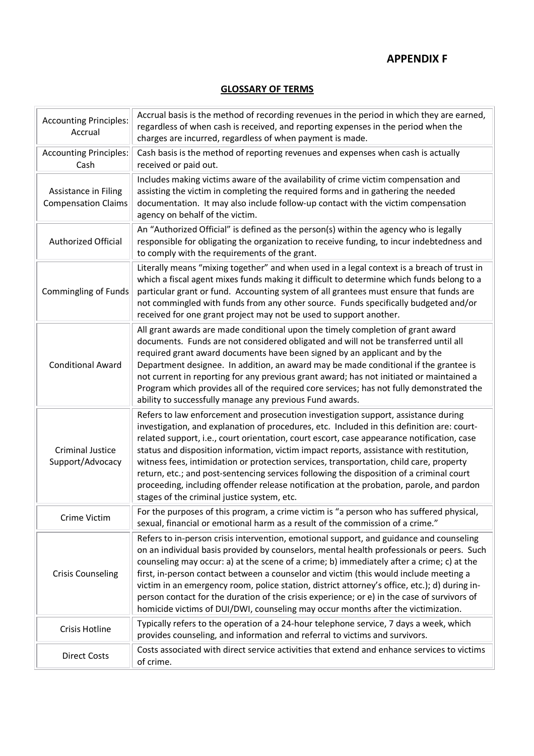## APPENDIX F

### GLOSSARY OF TERMS

| Term | Definition |
|---|---|
| Accounting Principles: Accrual | Accrual basis is the method of recording revenues in the period in which they are earned, regardless of when cash is received, and reporting expenses in the period when the charges are incurred, regardless of when payment is made. |
| Accounting Principles: Cash | Cash basis is the method of reporting revenues and expenses when cash is actually received or paid out. |
| Assistance in Filing Compensation Claims | Includes making victims aware of the availability of crime victim compensation and assisting the victim in completing the required forms and in gathering the needed documentation. It may also include follow-up contact with the victim compensation agency on behalf of the victim. |
| Authorized Official | An "Authorized Official" is defined as the person(s) within the agency who is legally responsible for obligating the organization to receive funding, to incur indebtedness and to comply with the requirements of the grant. |
| Commingling of Funds | Literally means "mixing together" and when used in a legal context is a breach of trust in which a fiscal agent mixes funds making it difficult to determine which funds belong to a particular grant or fund. Accounting system of all grantees must ensure that funds are not commingled with funds from any other source. Funds specifically budgeted and/or received for one grant project may not be used to support another. |
| Conditional Award | All grant awards are made conditional upon the timely completion of grant award documents. Funds are not considered obligated and will not be transferred until all required grant award documents have been signed by an applicant and by the Department designee. In addition, an award may be made conditional if the grantee is not current in reporting for any previous grant award; has not initiated or maintained a Program which provides all of the required core services; has not fully demonstrated the ability to successfully manage any previous Fund awards. |
| Criminal Justice Support/Advocacy | Refers to law enforcement and prosecution investigation support, assistance during investigation, and explanation of procedures, etc. Included in this definition are: court-related support, i.e., court orientation, court escort, case appearance notification, case status and disposition information, victim impact reports, assistance with restitution, witness fees, intimidation or protection services, transportation, child care, property return, etc.; and post-sentencing services following the disposition of a criminal court proceeding, including offender release notification at the probation, parole, and pardon stages of the criminal justice system, etc. |
| Crime Victim | For the purposes of this program, a crime victim is "a person who has suffered physical, sexual, financial or emotional harm as a result of the commission of a crime." |
| Crisis Counseling | Refers to in-person crisis intervention, emotional support, and guidance and counseling on an individual basis provided by counselors, mental health professionals or peers. Such counseling may occur: a) at the scene of a crime; b) immediately after a crime; c) at the first, in-person contact between a counselor and victim (this would include meeting a victim in an emergency room, police station, district attorney's office, etc.); d) during in-person contact for the duration of the crisis experience; or e) in the case of survivors of homicide victims of DUI/DWI, counseling may occur months after the victimization. |
| Crisis Hotline | Typically refers to the operation of a 24-hour telephone service, 7 days a week, which provides counseling, and information and referral to victims and survivors. |
| Direct Costs | Costs associated with direct service activities that extend and enhance services to victims of crime. |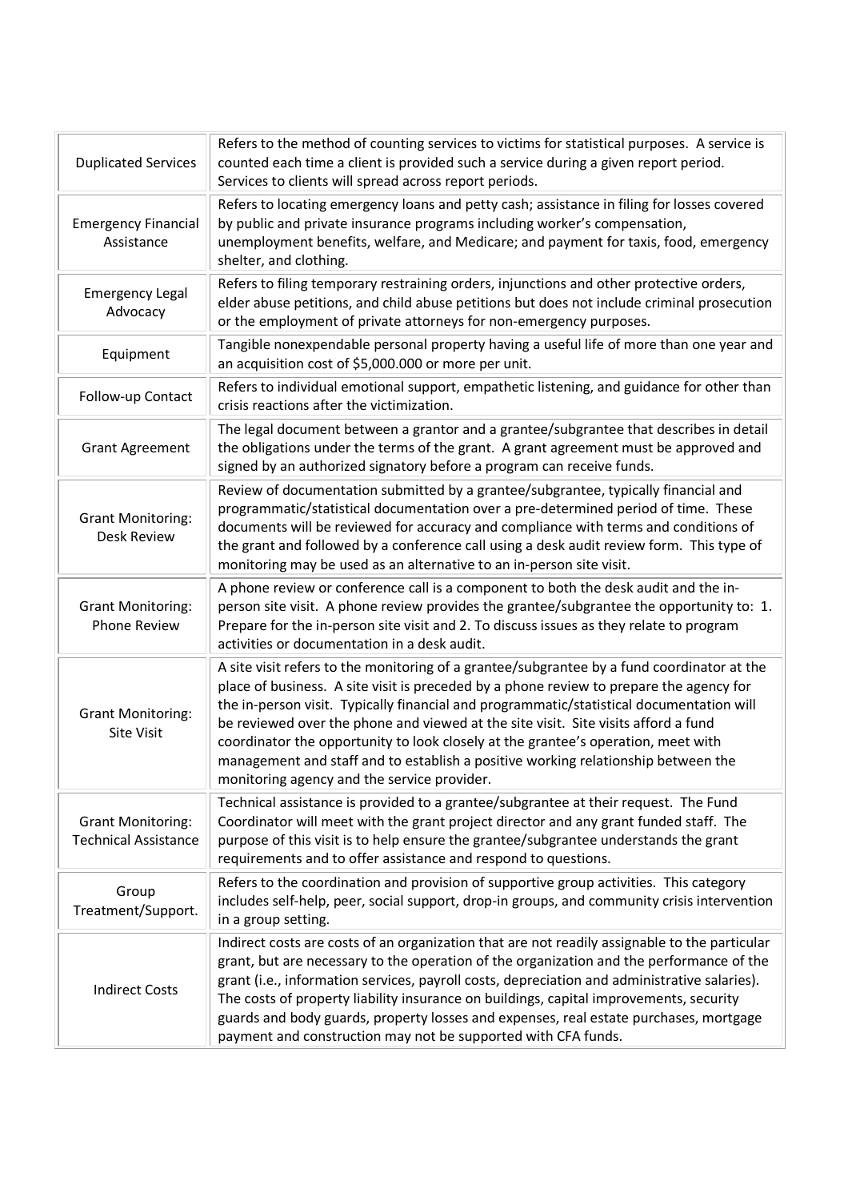| | |
|---|---|
| Duplicated Services | Refers to the method of counting services to victims for statistical purposes. A service is counted each time a client is provided such a service during a given report period. Services to clients will spread across report periods. |
| Emergency Financial Assistance | Refers to locating emergency loans and petty cash; assistance in filing for losses covered by public and private insurance programs including worker's compensation, unemployment benefits, welfare, and Medicare; and payment for taxis, food, emergency shelter, and clothing. |
| Emergency Legal Advocacy | Refers to filing temporary restraining orders, injunctions and other protective orders, elder abuse petitions, and child abuse petitions but does not include criminal prosecution or the employment of private attorneys for non-emergency purposes. |
| Equipment | Tangible nonexpendable personal property having a useful life of more than one year and an acquisition cost of $5,000.000 or more per unit. |
| Follow-up Contact | Refers to individual emotional support, empathetic listening, and guidance for other than crisis reactions after the victimization. |
| Grant Agreement | The legal document between a grantor and a grantee/subgrantee that describes in detail the obligations under the terms of the grant. A grant agreement must be approved and signed by an authorized signatory before a program can receive funds. |
| Grant Monitoring: Desk Review | Review of documentation submitted by a grantee/subgrantee, typically financial and programmatic/statistical documentation over a pre-determined period of time. These documents will be reviewed for accuracy and compliance with terms and conditions of the grant and followed by a conference call using a desk audit review form. This type of monitoring may be used as an alternative to an in-person site visit. |
| Grant Monitoring: Phone Review | A phone review or conference call is a component to both the desk audit and the in-person site visit. A phone review provides the grantee/subgrantee the opportunity to: 1. Prepare for the in-person site visit and 2. To discuss issues as they relate to program activities or documentation in a desk audit. |
| Grant Monitoring: Site Visit | A site visit refers to the monitoring of a grantee/subgrantee by a fund coordinator at the place of business. A site visit is preceded by a phone review to prepare the agency for the in-person visit. Typically financial and programmatic/statistical documentation will be reviewed over the phone and viewed at the site visit. Site visits afford a fund coordinator the opportunity to look closely at the grantee's operation, meet with management and staff and to establish a positive working relationship between the monitoring agency and the service provider. |
| Grant Monitoring: Technical Assistance | Technical assistance is provided to a grantee/subgrantee at their request. The Fund Coordinator will meet with the grant project director and any grant funded staff. The purpose of this visit is to help ensure the grantee/subgrantee understands the grant requirements and to offer assistance and respond to questions. |
| Group Treatment/Support. | Refers to the coordination and provision of supportive group activities. This category includes self-help, peer, social support, drop-in groups, and community crisis intervention in a group setting. |
| Indirect Costs | Indirect costs are costs of an organization that are not readily assignable to the particular grant, but are necessary to the operation of the organization and the performance of the grant (i.e., information services, payroll costs, depreciation and administrative salaries). The costs of property liability insurance on buildings, capital improvements, security guards and body guards, property losses and expenses, real estate purchases, mortgage payment and construction may not be supported with CFA funds. |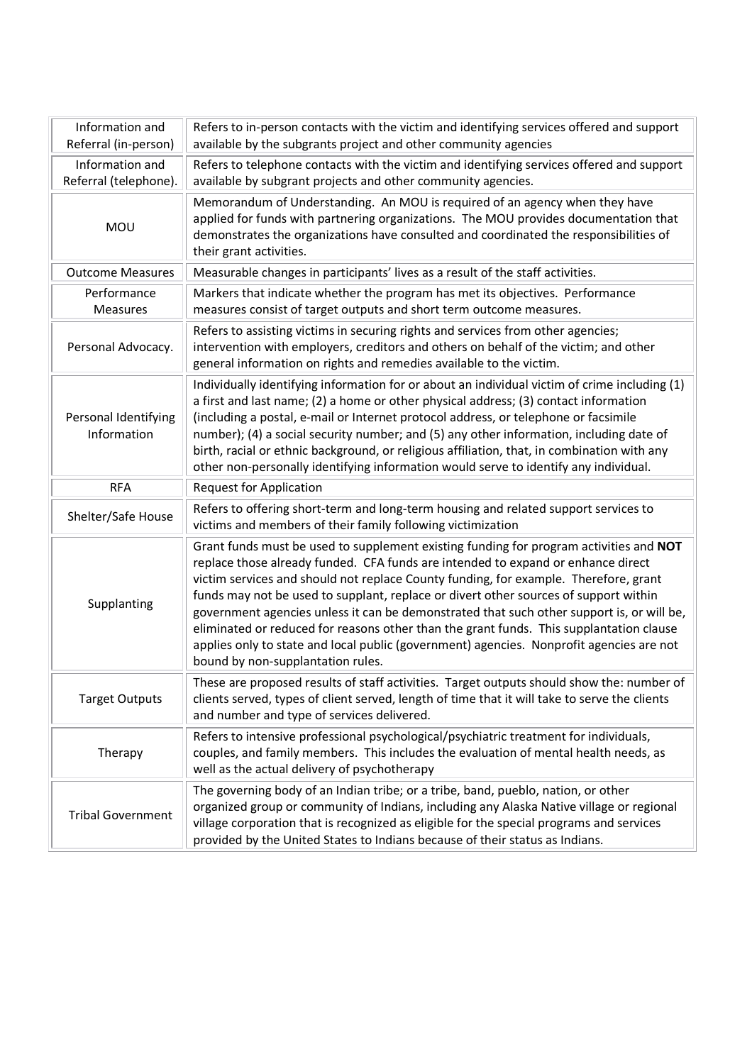| | |
|---|---|
| Information and Referral (in-person) | Refers to in-person contacts with the victim and identifying services offered and support available by the subgrants project and other community agencies |
| Information and Referral (telephone). | Refers to telephone contacts with the victim and identifying services offered and support available by subgrant projects and other community agencies. |
| MOU | Memorandum of Understanding. An MOU is required of an agency when they have applied for funds with partnering organizations. The MOU provides documentation that demonstrates the organizations have consulted and coordinated the responsibilities of their grant activities. |
| Outcome Measures | Measurable changes in participants' lives as a result of the staff activities. |
| Performance Measures | Markers that indicate whether the program has met its objectives. Performance measures consist of target outputs and short term outcome measures. |
| Personal Advocacy. | Refers to assisting victims in securing rights and services from other agencies; intervention with employers, creditors and others on behalf of the victim; and other general information on rights and remedies available to the victim. |
| Personal Identifying Information | Individually identifying information for or about an individual victim of crime including (1) a first and last name; (2) a home or other physical address; (3) contact information (including a postal, e-mail or Internet protocol address, or telephone or facsimile number); (4) a social security number; and (5) any other information, including date of birth, racial or ethnic background, or religious affiliation, that, in combination with any other non-personally identifying information would serve to identify any individual. |
| RFA | Request for Application |
| Shelter/Safe House | Refers to offering short-term and long-term housing and related support services to victims and members of their family following victimization |
| Supplanting | Grant funds must be used to supplement existing funding for program activities and **NOT** replace those already funded. CFA funds are intended to expand or enhance direct victim services and should not replace County funding, for example. Therefore, grant funds may not be used to supplant, replace or divert other sources of support within government agencies unless it can be demonstrated that such other support is, or will be, eliminated or reduced for reasons other than the grant funds. This supplantation clause applies only to state and local public (government) agencies. Nonprofit agencies are not bound by non-supplantation rules. |
| Target Outputs | These are proposed results of staff activities. Target outputs should show the: number of clients served, types of client served, length of time that it will take to serve the clients and number and type of services delivered. |
| Therapy | Refers to intensive professional psychological/psychiatric treatment for individuals, couples, and family members. This includes the evaluation of mental health needs, as well as the actual delivery of psychotherapy |
| Tribal Government | The governing body of an Indian tribe; or a tribe, band, pueblo, nation, or other organized group or community of Indians, including any Alaska Native village or regional village corporation that is recognized as eligible for the special programs and services provided by the United States to Indians because of their status as Indians. |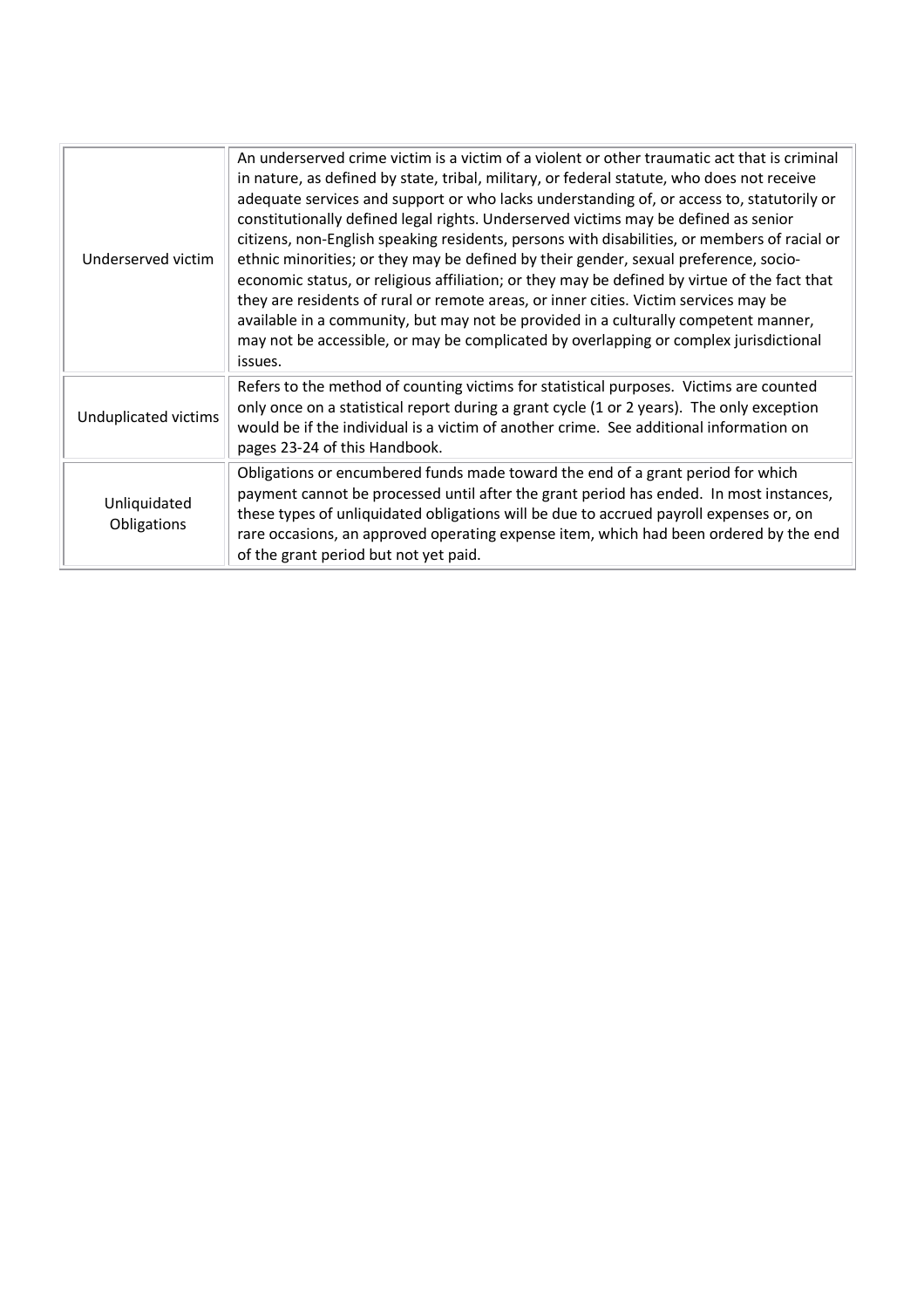| | |
|---|---|
| Underserved victim | An underserved crime victim is a victim of a violent or other traumatic act that is criminal in nature, as defined by state, tribal, military, or federal statute, who does not receive adequate services and support or who lacks understanding of, or access to, statutorily or constitutionally defined legal rights. Underserved victims may be defined as senior citizens, non-English speaking residents, persons with disabilities, or members of racial or ethnic minorities; or they may be defined by their gender, sexual preference, socio-economic status, or religious affiliation; or they may be defined by virtue of the fact that they are residents of rural or remote areas, or inner cities. Victim services may be available in a community, but may not be provided in a culturally competent manner, may not be accessible, or may be complicated by overlapping or complex jurisdictional issues. |
| Unduplicated victims | Refers to the method of counting victims for statistical purposes. Victims are counted only once on a statistical report during a grant cycle (1 or 2 years). The only exception would be if the individual is a victim of another crime. See additional information on pages 23-24 of this Handbook. |
| Unliquidated Obligations | Obligations or encumbered funds made toward the end of a grant period for which payment cannot be processed until after the grant period has ended. In most instances, these types of unliquidated obligations will be due to accrued payroll expenses or, on rare occasions, an approved operating expense item, which had been ordered by the end of the grant period but not yet paid. |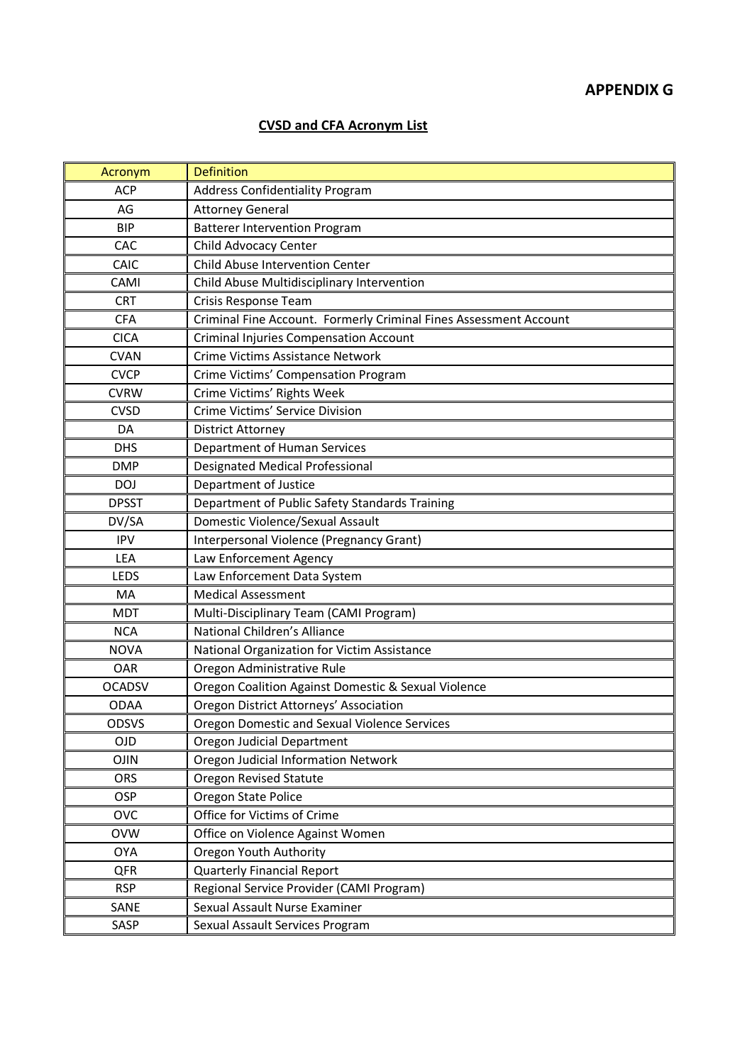## APPENDIX G

### CVSD and CFA Acronym List

| Acronym | Definition |
|---|---|
| ACP | Address Confidentiality Program |
| AG | Attorney General |
| BIP | Batterer Intervention Program |
| CAC | Child Advocacy Center |
| CAIC | Child Abuse Intervention Center |
| CAMI | Child Abuse Multidisciplinary Intervention |
| CRT | Crisis Response Team |
| CFA | Criminal Fine Account. Formerly Criminal Fines Assessment Account |
| CICA | Criminal Injuries Compensation Account |
| CVAN | Crime Victims Assistance Network |
| CVCP | Crime Victims' Compensation Program |
| CVRW | Crime Victims' Rights Week |
| CVSD | Crime Victims' Service Division |
| DA | District Attorney |
| DHS | Department of Human Services |
| DMP | Designated Medical Professional |
| DOJ | Department of Justice |
| DPSST | Department of Public Safety Standards Training |
| DV/SA | Domestic Violence/Sexual Assault |
| IPV | Interpersonal Violence (Pregnancy Grant) |
| LEA | Law Enforcement Agency |
| LEDS | Law Enforcement Data System |
| MA | Medical Assessment |
| MDT | Multi-Disciplinary Team (CAMI Program) |
| NCA | National Children's Alliance |
| NOVA | National Organization for Victim Assistance |
| OAR | Oregon Administrative Rule |
| OCADSV | Oregon Coalition Against Domestic & Sexual Violence |
| ODAA | Oregon District Attorneys' Association |
| ODSVS | Oregon Domestic and Sexual Violence Services |
| OJD | Oregon Judicial Department |
| OJIN | Oregon Judicial Information Network |
| ORS | Oregon Revised Statute |
| OSP | Oregon State Police |
| OVC | Office for Victims of Crime |
| OVW | Office on Violence Against Women |
| OYA | Oregon Youth Authority |
| QFR | Quarterly Financial Report |
| RSP | Regional Service Provider (CAMI Program) |
| SANE | Sexual Assault Nurse Examiner |
| SASP | Sexual Assault Services Program |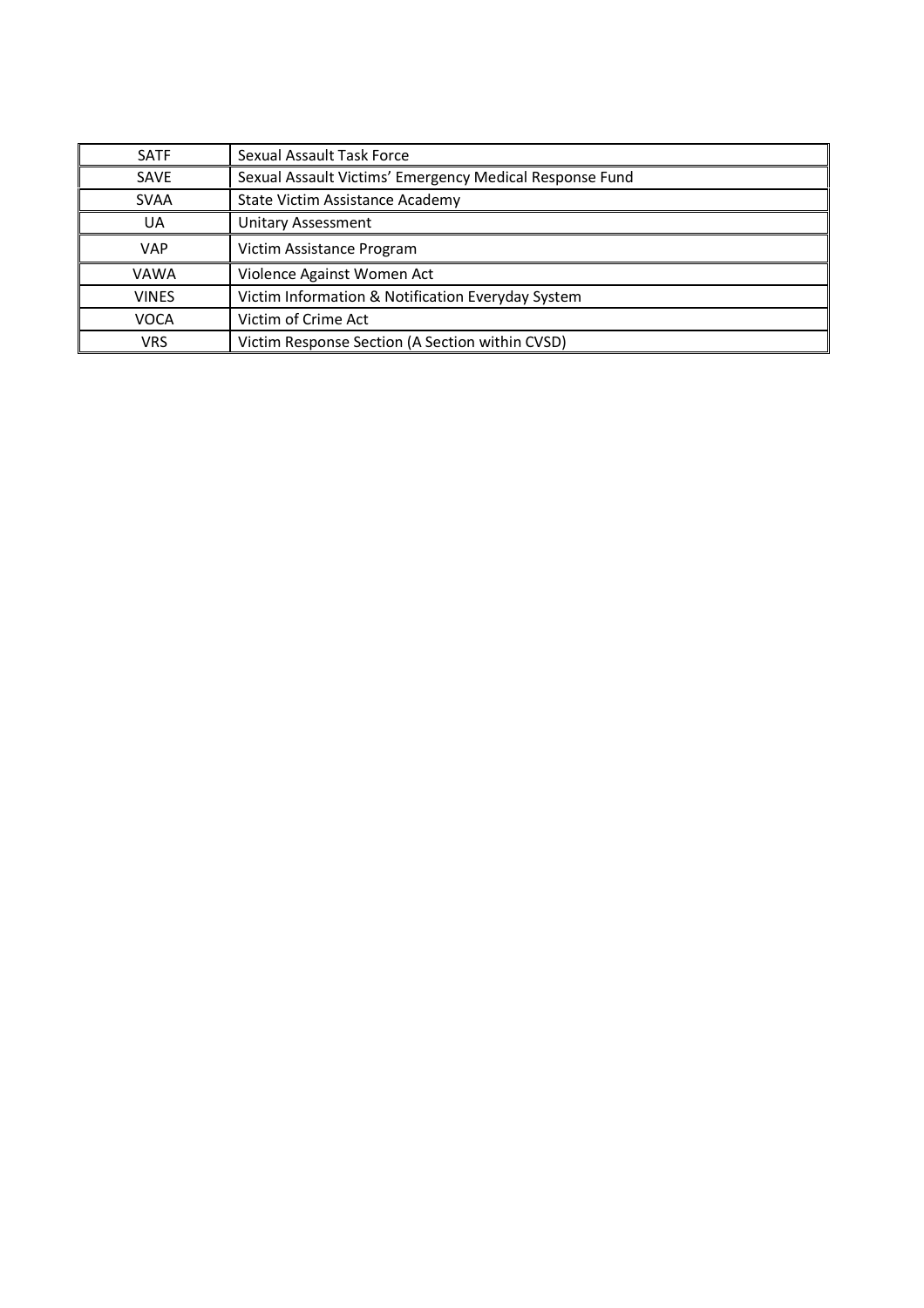| | |
|---|---|
| SATF | Sexual Assault Task Force |
| SAVE | Sexual Assault Victims' Emergency Medical Response Fund |
| SVAA | State Victim Assistance Academy |
| UA | Unitary Assessment |
| VAP | Victim Assistance Program |
| VAWA | Violence Against Women Act |
| VINES | Victim Information & Notification Everyday System |
| VOCA | Victim of Crime Act |
| VRS | Victim Response Section (A Section within CVSD) |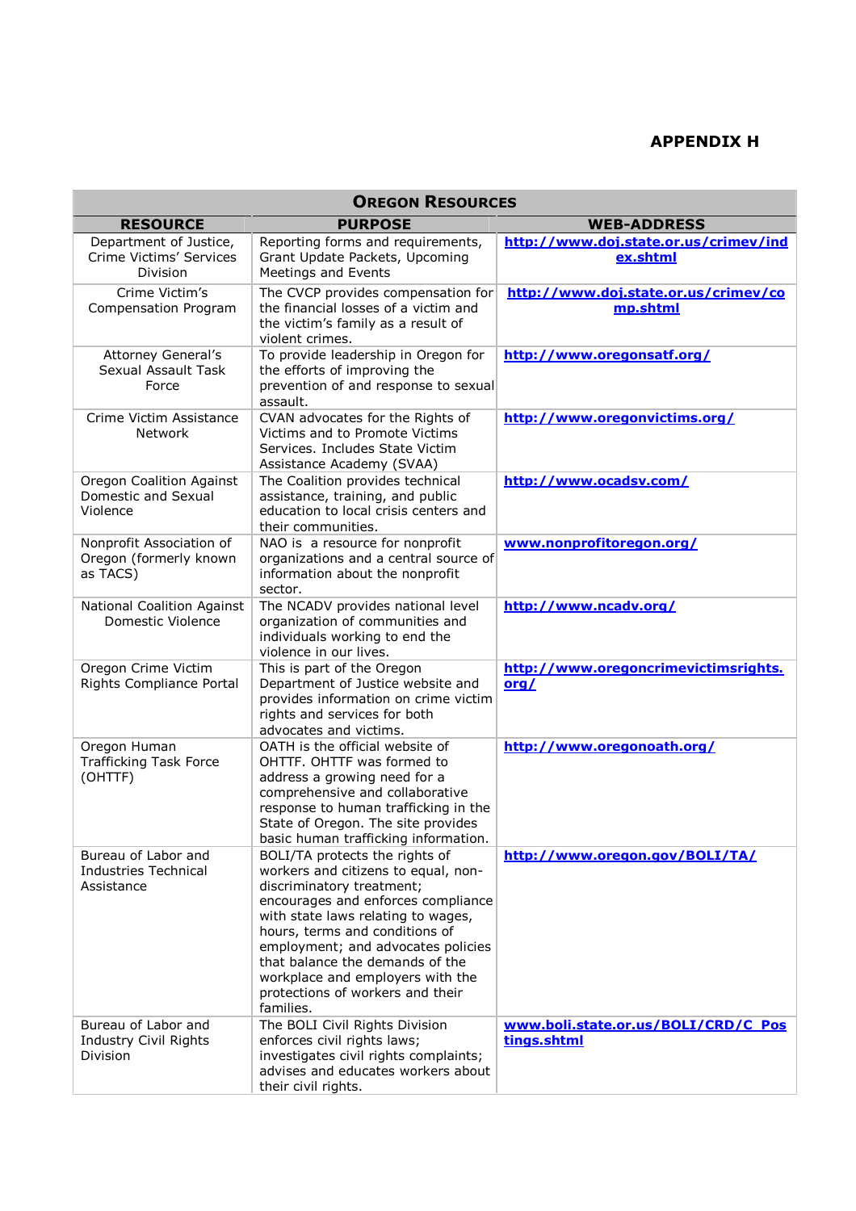# APPENDIX H

| Oregon Resources | | |
|---|---|---|
| **RESOURCE** | **PURPOSE** | **WEB-ADDRESS** |
| Department of Justice, Crime Victims' Services Division | Reporting forms and requirements, Grant Update Packets, Upcoming Meetings and Events | **http://www.doj.state.or.us/crimev/index.shtml** |
| Crime Victim's Compensation Program | The CVCP provides compensation for the financial losses of a victim and the victim's family as a result of violent crimes. | **http://www.doj.state.or.us/crimev/comp.shtml** |
| Attorney General's Sexual Assault Task Force | To provide leadership in Oregon for the efforts of improving the prevention of and response to sexual assault. | **http://www.oregonsatf.org/** |
| Crime Victim Assistance Network | CVAN advocates for the Rights of Victims and to Promote Victims Services. Includes State Victim Assistance Academy (SVAA) | **http://www.oregonvictims.org/** |
| Oregon Coalition Against Domestic and Sexual Violence | The Coalition provides technical assistance, training, and public education to local crisis centers and their communities. | **http://www.ocadsv.com/** |
| Nonprofit Association of Oregon (formerly known as TACS) | NAO is a resource for nonprofit organizations and a central source of information about the nonprofit sector. | **www.nonprofitoregon.org/** |
| National Coalition Against Domestic Violence | The NCADV provides national level organization of communities and individuals working to end the violence in our lives. | **http://www.ncadv.org/** |
| Oregon Crime Victim Rights Compliance Portal | This is part of the Oregon Department of Justice website and provides information on crime victim rights and services for both advocates and victims. | **http://www.oregoncrimevictimsrights.org/** |
| Oregon Human Trafficking Task Force (OHTTF) | OATH is the official website of OHTTF. OHTTF was formed to address a growing need for a comprehensive and collaborative response to human trafficking in the State of Oregon. The site provides basic human trafficking information. | **http://www.oregonoath.org/** |
| Bureau of Labor and Industries Technical Assistance | BOLI/TA protects the rights of workers and citizens to equal, non-discriminatory treatment; encourages and enforces compliance with state laws relating to wages, hours, terms and conditions of employment; and advocates policies that balance the demands of the workplace and employers with the protections of workers and their families. | **http://www.oregon.gov/BOLI/TA/** |
| Bureau of Labor and Industry Civil Rights Division | The BOLI Civil Rights Division enforces civil rights laws; investigates civil rights complaints; advises and educates workers about their civil rights. | **www.boli.state.or.us/BOLI/CRD/C_Postings.shtml** |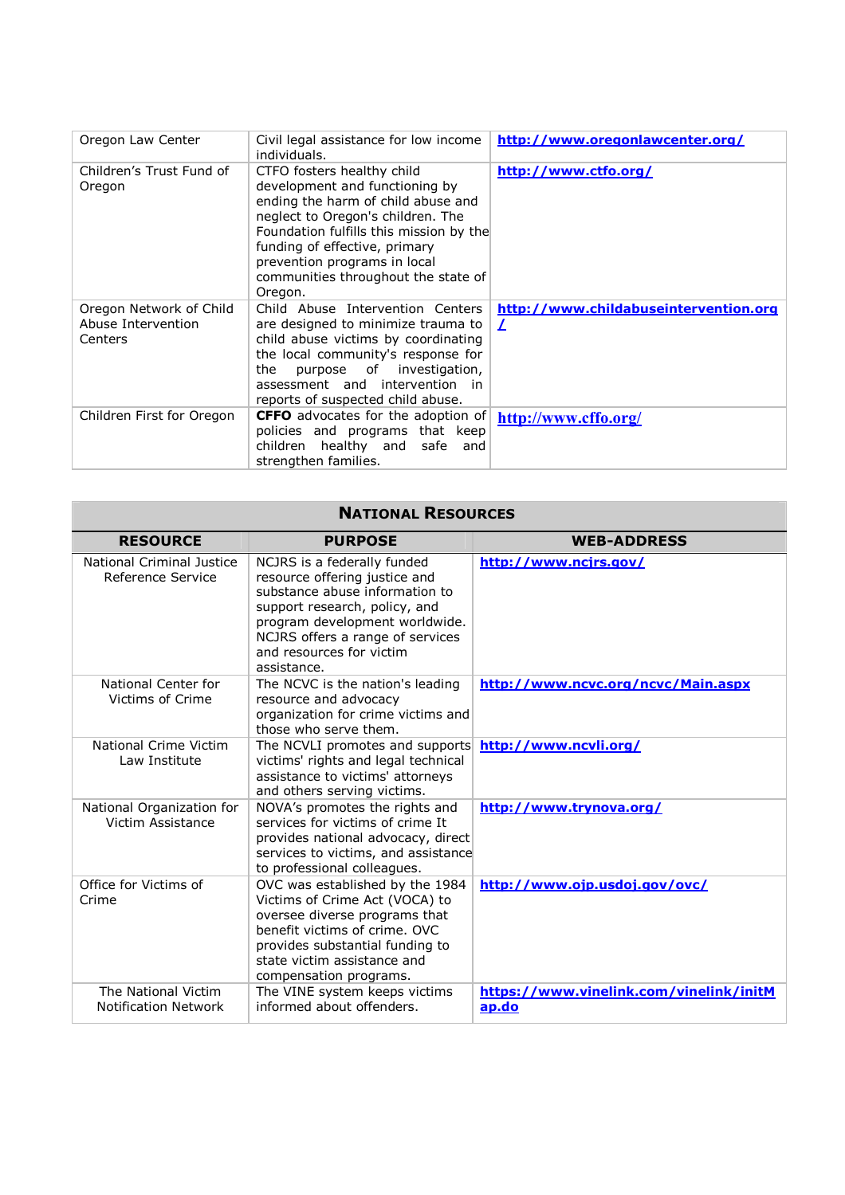| | | |
|---|---|---|
| Oregon Law Center | Civil legal assistance for low income individuals. | **http://www.oregonlawcenter.org/** |
| Children's Trust Fund of Oregon | CTFO fosters healthy child development and functioning by ending the harm of child abuse and neglect to Oregon's children. The Foundation fulfills this mission by the funding of effective, primary prevention programs in local communities throughout the state of Oregon. | **http://www.ctfo.org/** |
| Oregon Network of Child Abuse Intervention Centers | Child Abuse Intervention Centers are designed to minimize trauma to child abuse victims by coordinating the local community's response for the purpose of investigation, assessment and intervention in reports of suspected child abuse. | **http://www.childabuseintervention.org/** |
| Children First for Oregon | **CFFO** advocates for the adoption of policies and programs that keep children healthy and safe and strengthen families. | **http://www.cffo.org/** |

| **NATIONAL RESOURCES** | | |
|---|---|---|
| **RESOURCE** | **PURPOSE** | **WEB-ADDRESS** |
| National Criminal Justice Reference Service | NCJRS is a federally funded resource offering justice and substance abuse information to support research, policy, and program development worldwide. NCJRS offers a range of services and resources for victim assistance. | **http://www.ncjrs.gov/** |
| National Center for Victims of Crime | The NCVC is the nation's leading resource and advocacy organization for crime victims and those who serve them. | **http://www.ncvc.org/ncvc/Main.aspx** |
| National Crime Victim Law Institute | The NCVLI promotes and supports victims' rights and legal technical assistance to victims' attorneys and others serving victims. | **http://www.ncvli.org/** |
| National Organization for Victim Assistance | NOVA's promotes the rights and services for victims of crime It provides national advocacy, direct services to victims, and assistance to professional colleagues. | **http://www.trynova.org/** |
| Office for Victims of Crime | OVC was established by the 1984 Victims of Crime Act (VOCA) to oversee diverse programs that benefit victims of crime. OVC provides substantial funding to state victim assistance and compensation programs. | **http://www.ojp.usdoj.gov/ovc/** |
| The National Victim Notification Network | The VINE system keeps victims informed about offenders. | **https://www.vinelink.com/vinelink/initMap.do** |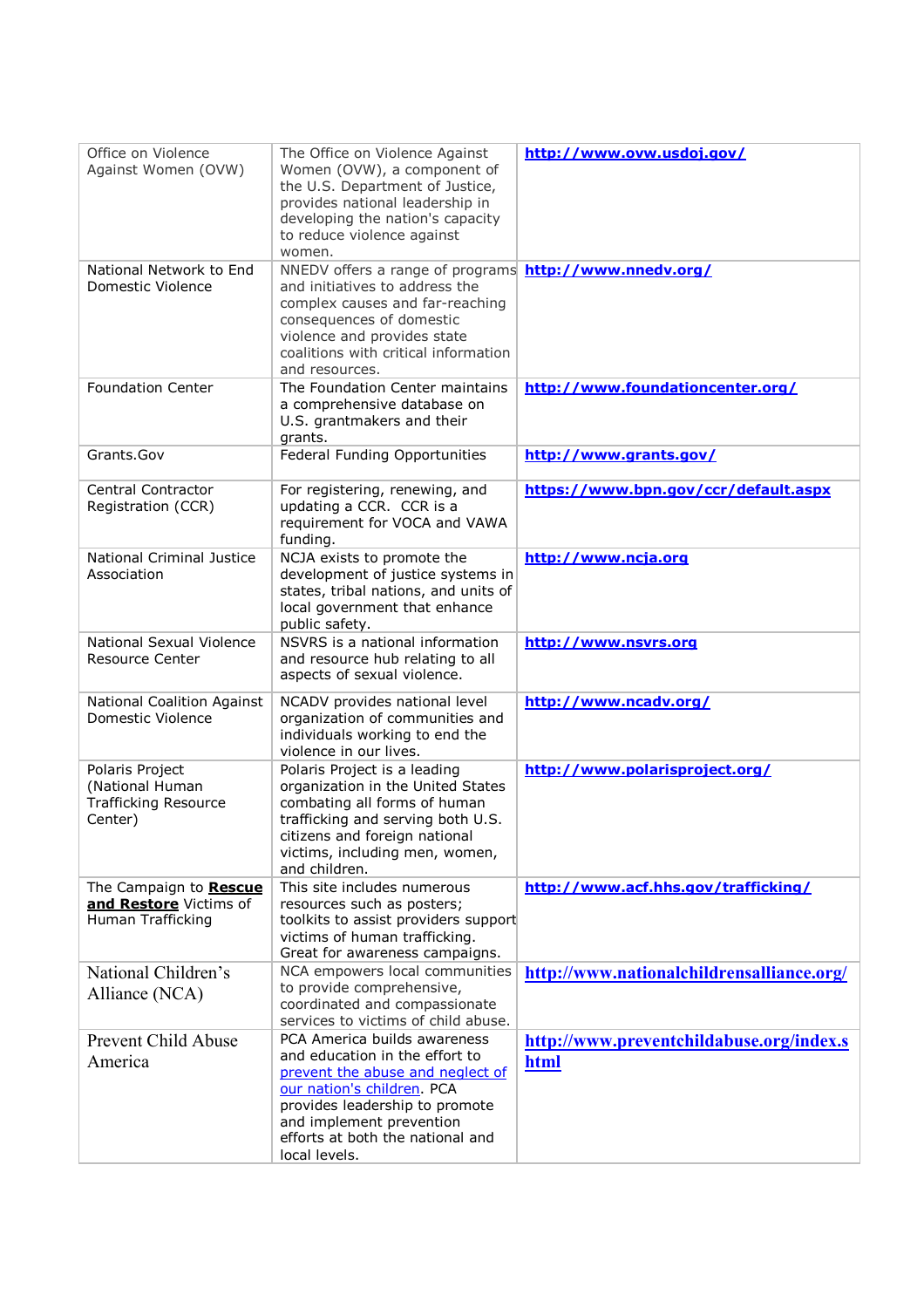| | | |
|---|---|---|
| Office on Violence Against Women (OVW) | The Office on Violence Against Women (OVW), a component of the U.S. Department of Justice, provides national leadership in developing the nation's capacity to reduce violence against women. | **http://www.ovw.usdoj.gov/** |
| National Network to End Domestic Violence | NNEDV offers a range of programs and initiatives to address the complex causes and far-reaching consequences of domestic violence and provides state coalitions with critical information and resources. | **http://www.nnedv.org/** |
| Foundation Center | The Foundation Center maintains a comprehensive database on U.S. grantmakers and their grants. | **http://www.foundationcenter.org/** |
| Grants.Gov | Federal Funding Opportunities | **http://www.grants.gov/** |
| Central Contractor Registration (CCR) | For registering, renewing, and updating a CCR. CCR is a requirement for VOCA and VAWA funding. | **https://www.bpn.gov/ccr/default.aspx** |
| National Criminal Justice Association | NCJA exists to promote the development of justice systems in states, tribal nations, and units of local government that enhance public safety. | **http://www.ncja.org** |
| National Sexual Violence Resource Center | NSVRS is a national information and resource hub relating to all aspects of sexual violence. | **http://www.nsvrs.org** |
| National Coalition Against Domestic Violence | NCADV provides national level organization of communities and individuals working to end the violence in our lives. | **http://www.ncadv.org/** |
| Polaris Project (National Human Trafficking Resource Center) | Polaris Project is a leading organization in the United States combating all forms of human trafficking and serving both U.S. citizens and foreign national victims, including men, women, and children. | **http://www.polarisproject.org/** |
| The Campaign to **Rescue and Restore** Victims of Human Trafficking | This site includes numerous resources such as posters; toolkits to assist providers support victims of human trafficking. Great for awareness campaigns. | **http://www.acf.hhs.gov/trafficking/** |
| National Children's Alliance (NCA) | NCA empowers local communities to provide comprehensive, coordinated and compassionate services to victims of child abuse. | **http://www.nationalchildrensalliance.org/** |
| Prevent Child Abuse America | PCA America builds awareness and education in the effort to prevent the abuse and neglect of our nation's children. PCA provides leadership to promote and implement prevention efforts at both the national and local levels. | **http://www.preventchildabuse.org/index.shtml** |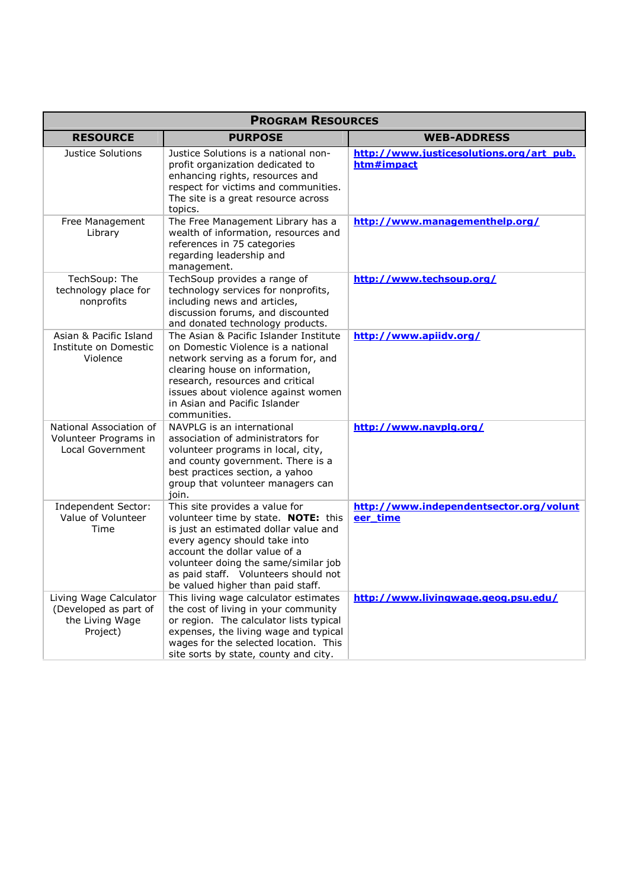| Program Resources | | |
|---|---|---|
| **RESOURCE** | **PURPOSE** | **WEB-ADDRESS** |
| Justice Solutions | Justice Solutions is a national non-profit organization dedicated to enhancing rights, resources and respect for victims and communities. The site is a great resource across topics. | **http://www.justicesolutions.org/art_pub.htm#impact** |
| Free Management Library | The Free Management Library has a wealth of information, resources and references in 75 categories regarding leadership and management. | **http://www.managementhelp.org/** |
| TechSoup: The technology place for nonprofits | TechSoup provides a range of technology services for nonprofits, including news and articles, discussion forums, and discounted and donated technology products. | **http://www.techsoup.org/** |
| Asian & Pacific Island Institute on Domestic Violence | The Asian & Pacific Islander Institute on Domestic Violence is a national network serving as a forum for, and clearing house on information, research, resources and critical issues about violence against women in Asian and Pacific Islander communities. | **http://www.apiidv.org/** |
| National Association of Volunteer Programs in Local Government | NAVPLG is an international association of administrators for volunteer programs in local, city, and county government. There is a best practices section, a yahoo group that volunteer managers can join. | **http://www.navplg.org/** |
| Independent Sector: Value of Volunteer Time | This site provides a value for volunteer time by state. **NOTE:** this is just an estimated dollar value and every agency should take into account the dollar value of a volunteer doing the same/similar job as paid staff. Volunteers should not be valued higher than paid staff. | **http://www.independentsector.org/volunteer_time** |
| Living Wage Calculator (Developed as part of the Living Wage Project) | This living wage calculator estimates the cost of living in your community or region. The calculator lists typical expenses, the living wage and typical wages for the selected location. This site sorts by state, county and city. | **http://www.livingwage.geog.psu.edu/** |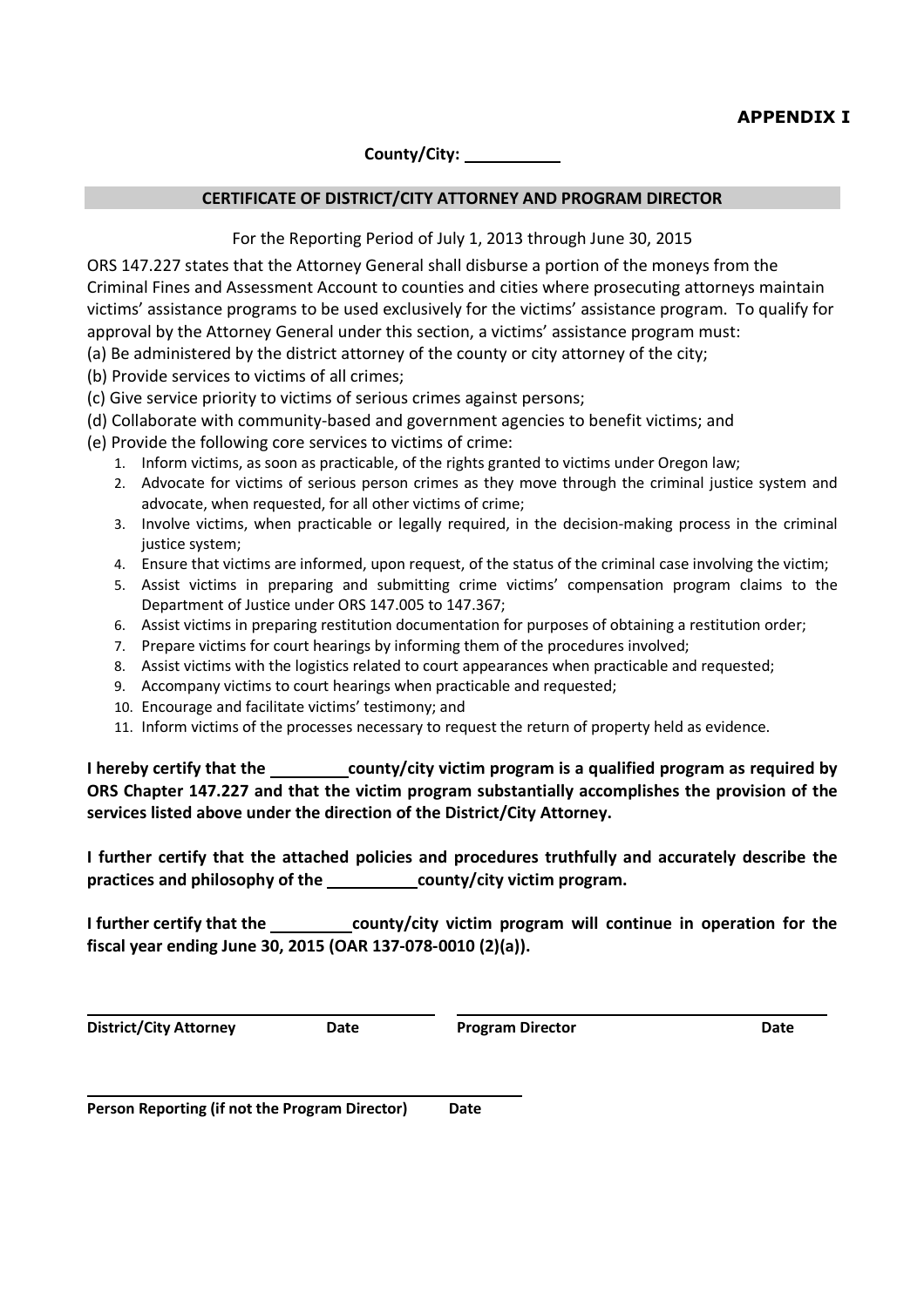**APPENDIX I**

**County/City: \_\_\_\_\_\_\_\_\_\_**

## CERTIFICATE OF DISTRICT/CITY ATTORNEY AND PROGRAM DIRECTOR

For the Reporting Period of July 1, 2013 through June 30, 2015

ORS 147.227 states that the Attorney General shall disburse a portion of the moneys from the Criminal Fines and Assessment Account to counties and cities where prosecuting attorneys maintain victims' assistance programs to be used exclusively for the victims' assistance program. To qualify for approval by the Attorney General under this section, a victims' assistance program must:

(a) Be administered by the district attorney of the county or city attorney of the city;
(b) Provide services to victims of all crimes;
(c) Give service priority to victims of serious crimes against persons;
(d) Collaborate with community-based and government agencies to benefit victims; and
(e) Provide the following core services to victims of crime:

1. Inform victims, as soon as practicable, of the rights granted to victims under Oregon law;
2. Advocate for victims of serious person crimes as they move through the criminal justice system and advocate, when requested, for all other victims of crime;
3. Involve victims, when practicable or legally required, in the decision-making process in the criminal justice system;
4. Ensure that victims are informed, upon request, of the status of the criminal case involving the victim;
5. Assist victims in preparing and submitting crime victims' compensation program claims to the Department of Justice under ORS 147.005 to 147.367;
6. Assist victims in preparing restitution documentation for purposes of obtaining a restitution order;
7. Prepare victims for court hearings by informing them of the procedures involved;
8. Assist victims with the logistics related to court appearances when practicable and requested;
9. Accompany victims to court hearings when practicable and requested;
10. Encourage and facilitate victims' testimony; and
11. Inform victims of the processes necessary to request the return of property held as evidence.

**I hereby certify that the \_\_\_\_\_\_\_\_\_ county/city victim program is a qualified program as required by ORS Chapter 147.227 and that the victim program substantially accomplishes the provision of the services listed above under the direction of the District/City Attorney.**

**I further certify that the attached policies and procedures truthfully and accurately describe the practices and philosophy of the \_\_\_\_\_\_\_\_\_\_ county/city victim program.**

**I further certify that the \_\_\_\_\_\_\_\_\_ county/city victim program will continue in operation for the fiscal year ending June 30, 2015 (OAR 137-078-0010 (2)(a)).**

\_\_\_\_\_\_\_\_\_\_\_\_\_\_\_\_\_\_\_\_\_\_\_\_\_\_\_\_\_\_\_\_\_\_\_\_ \_\_\_\_\_\_\_\_\_\_\_\_\_\_\_\_\_\_\_\_\_\_\_\_\_\_\_\_\_\_\_\_\_\_\_\_

**District/City Attorney Date Program Director Date**

\_\_\_\_\_\_\_\_\_\_\_\_\_\_\_\_\_\_\_\_\_\_\_\_\_\_\_\_\_\_\_\_\_\_\_\_

**Person Reporting (if not the Program Director) Date**